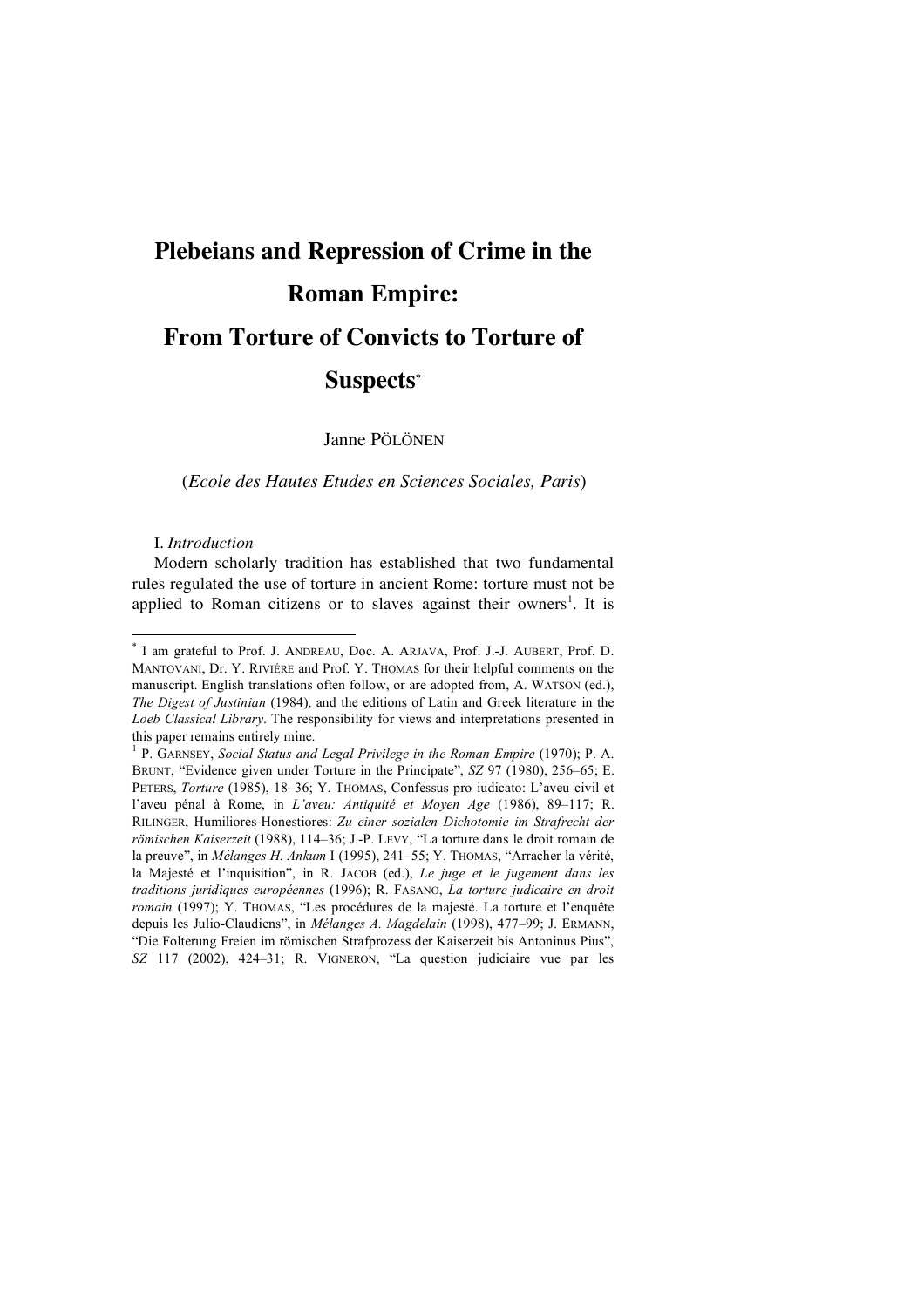# Plebeians and Repression of Crime in the Roman Empire: From Torture of Convicts to Torture of Suspects[*]

Janne PÖLÖNEN

(*Ecole des Hautes Etudes en Sciences Sociales, Paris*)

## I. *Introduction*

Modern scholarly tradition has established that two fundamental rules regulated the use of torture in ancient Rome: torture must not be applied to Roman citizens or to slaves against their owners[1]. It is

---

[*] I am grateful to Prof. J. ANDREAU, Doc. A. ARJAVA, Prof. J.-J. AUBERT, Prof. D. MANTOVANI, Dr. Y. RIVIÉRE and Prof. Y. THOMAS for their helpful comments on the manuscript. English translations often follow, or are adopted from, A. WATSON (ed.), *The Digest of Justinian* (1984), and the editions of Latin and Greek literature in the *Loeb Classical Library*. The responsibility for views and interpretations presented in this paper remains entirely mine.

[1] P. GARNSEY, *Social Status and Legal Privilege in the Roman Empire* (1970); P. A. BRUNT, "Evidence given under Torture in the Principate", *SZ* 97 (1980), 256–65; E. PETERS, *Torture* (1985), 18–36; Y. THOMAS, Confessus pro iudicato: L'aveu civil et l'aveu pénal à Rome, in *L'aveu: Antiquité et Moyen Age* (1986), 89–117; R. RILINGER, Humiliores-Honestiores: *Zu einer sozialen Dichotomie im Strafrecht der römischen Kaiserzeit* (1988), 114–36; J.-P. LEVY, "La torture dans le droit romain de la preuve", in *Mélanges H. Ankum* I (1995), 241–55; Y. THOMAS, "Arracher la vérité, la Majesté et l'inquisition", in R. JACOB (ed.), *Le juge et le jugement dans les traditions juridiques européennes* (1996); R. FASANO, *La torture judicaire en droit romain* (1997); Y. THOMAS, "Les procédures de la majesté. La torture et l'enquête depuis les Julio-Claudiens", in *Mélanges A. Magdelain* (1998), 477–99; J. ERMANN, "Die Folterung Freien im römischen Strafprozess der Kaiserzeit bis Antoninus Pius", *SZ* 117 (2002), 424–31; R. VIGNERON, "La question judiciaire vue par les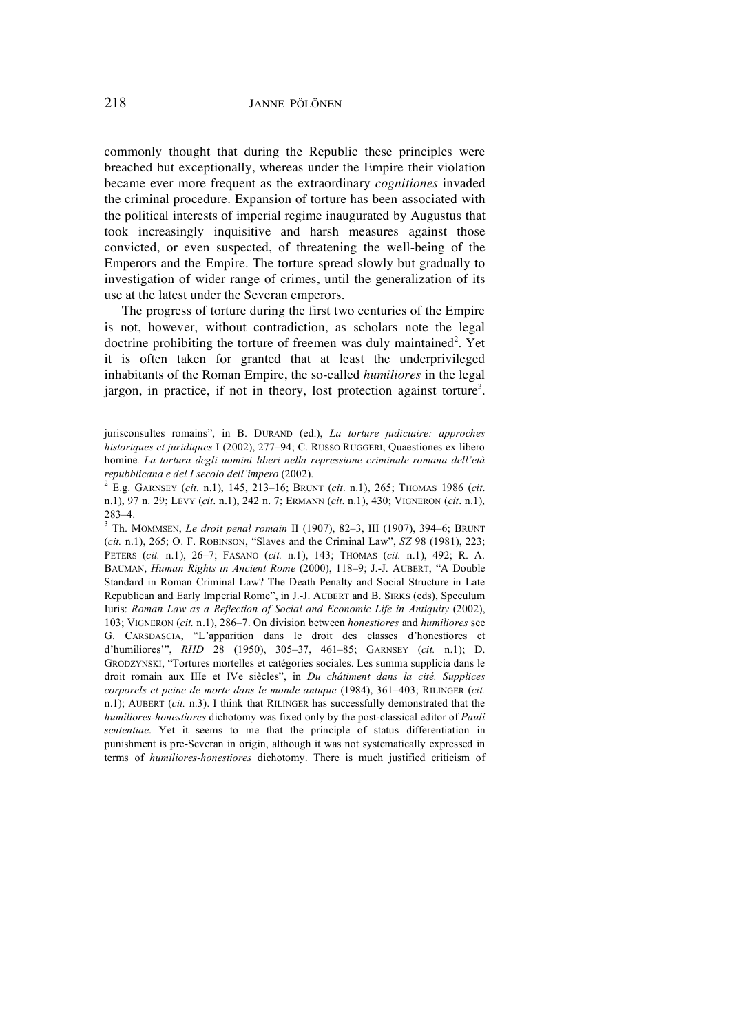commonly thought that during the Republic these principles were breached but exceptionally, whereas under the Empire their violation became ever more frequent as the extraordinary *cognitiones* invaded the criminal procedure. Expansion of torture has been associated with the political interests of imperial regime inaugurated by Augustus that took increasingly inquisitive and harsh measures against those convicted, or even suspected, of threatening the well-being of the Emperors and the Empire. The torture spread slowly but gradually to investigation of wider range of crimes, until the generalization of its use at the latest under the Severan emperors.

The progress of torture during the first two centuries of the Empire is not, however, without contradiction, as scholars note the legal doctrine prohibiting the torture of freemen was duly maintained[2]. Yet it is often taken for granted that at least the underprivileged inhabitants of the Roman Empire, the so-called *humiliores* in the legal jargon, in practice, if not in theory, lost protection against torture[3].

---

jurisconsultes romains", in B. DURAND (ed.), *La torture judiciaire: approches historiques et juridiques* I (2002), 277–94; C. RUSSO RUGGERI, Quaestiones ex libero homine*. La tortura degli uomini liberi nella repressione criminale romana dell'età repubblicana e del I secolo dell'impero* (2002).

[2] E.g. GARNSEY (*cit*. n.1), 145, 213–16; BRUNT (*cit*. n.1), 265; THOMAS 1986 (*cit*. n.1), 97 n. 29; LÉVY (*cit*. n.1), 242 n. 7; ERMANN (*cit*. n.1), 430; VIGNERON (*cit*. n.1), 283–4.

[3] Th. MOMMSEN, *Le droit penal romain* II (1907), 82–3, III (1907), 394–6; BRUNT (*cit.* n.1), 265; O. F. ROBINSON, "Slaves and the Criminal Law", *SZ* 98 (1981), 223; PETERS (*cit.* n.1), 26–7; FASANO (*cit.* n.1), 143; THOMAS (*cit.* n.1), 492; R. A. BAUMAN, *Human Rights in Ancient Rome* (2000), 118–9; J.-J. AUBERT, "A Double Standard in Roman Criminal Law? The Death Penalty and Social Structure in Late Republican and Early Imperial Rome", in J.-J. AUBERT and B. SIRKS (eds), Speculum Iuris: *Roman Law as a Reflection of Social and Economic Life in Antiquity* (2002), 103; VIGNERON (*cit.* n.1), 286–7. On division between *honestiores* and *humiliores* see G. CARSDASCIA, "L'apparition dans le droit des classes d'honestiores et d'humiliores'", *RHD* 28 (1950), 305–37, 461–85; GARNSEY (*cit.* n.1); D. GRODZYNSKI, "Tortures mortelles et catégories sociales. Les summa supplicia dans le droit romain aux IIIe et IVe siècles", in *Du châtiment dans la cité. Supplices corporels et peine de morte dans le monde antique* (1984), 361–403; RILINGER (*cit.* n.1); AUBERT (*cit.* n.3). I think that RILINGER has successfully demonstrated that the *humiliores-honestiores* dichotomy was fixed only by the post-classical editor of *Pauli sententiae*. Yet it seems to me that the principle of status differentiation in punishment is pre-Severan in origin, although it was not systematically expressed in terms of *humiliores-honestiores* dichotomy. There is much justified criticism of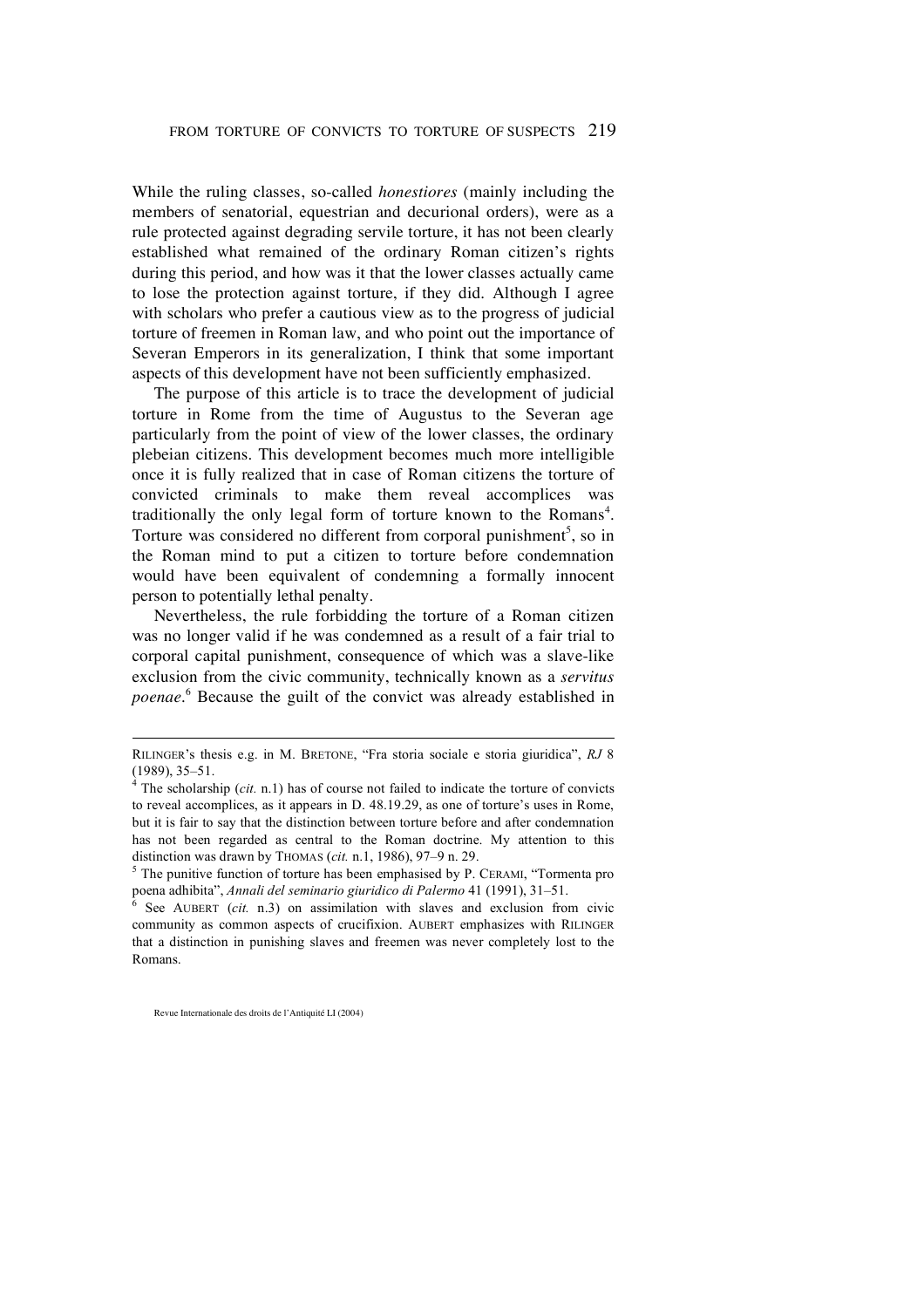While the ruling classes, so-called *honestiores* (mainly including the members of senatorial, equestrian and decurional orders), were as a rule protected against degrading servile torture, it has not been clearly established what remained of the ordinary Roman citizen's rights during this period, and how was it that the lower classes actually came to lose the protection against torture, if they did. Although I agree with scholars who prefer a cautious view as to the progress of judicial torture of freemen in Roman law, and who point out the importance of Severan Emperors in its generalization, I think that some important aspects of this development have not been sufficiently emphasized.

The purpose of this article is to trace the development of judicial torture in Rome from the time of Augustus to the Severan age particularly from the point of view of the lower classes, the ordinary plebeian citizens. This development becomes much more intelligible once it is fully realized that in case of Roman citizens the torture of convicted criminals to make them reveal accomplices was traditionally the only legal form of torture known to the Romans[4]. Torture was considered no different from corporal punishment[5], so in the Roman mind to put a citizen to torture before condemnation would have been equivalent of condemning a formally innocent person to potentially lethal penalty.

Nevertheless, the rule forbidding the torture of a Roman citizen was no longer valid if he was condemned as a result of a fair trial to corporal capital punishment, consequence of which was a slave-like exclusion from the civic community, technically known as a *servitus poenae*.[6] Because the guilt of the convict was already established in

---

RILINGER's thesis e.g. in M. BRETONE, "Fra storia sociale e storia giuridica", *RJ* 8 (1989), 35–51.

[4] The scholarship (*cit.* n.1) has of course not failed to indicate the torture of convicts to reveal accomplices, as it appears in D. 48.19.29, as one of torture's uses in Rome, but it is fair to say that the distinction between torture before and after condemnation has not been regarded as central to the Roman doctrine. My attention to this distinction was drawn by THOMAS (*cit.* n.1, 1986), 97–9 n. 29.

[5] The punitive function of torture has been emphasised by P. CERAMI, "Tormenta pro poena adhibita", *Annali del seminario giuridico di Palermo* 41 (1991), 31–51.

[6] See AUBERT (*cit.* n.3) on assimilation with slaves and exclusion from civic community as common aspects of crucifixion. AUBERT emphasizes with RILINGER that a distinction in punishing slaves and freemen was never completely lost to the Romans.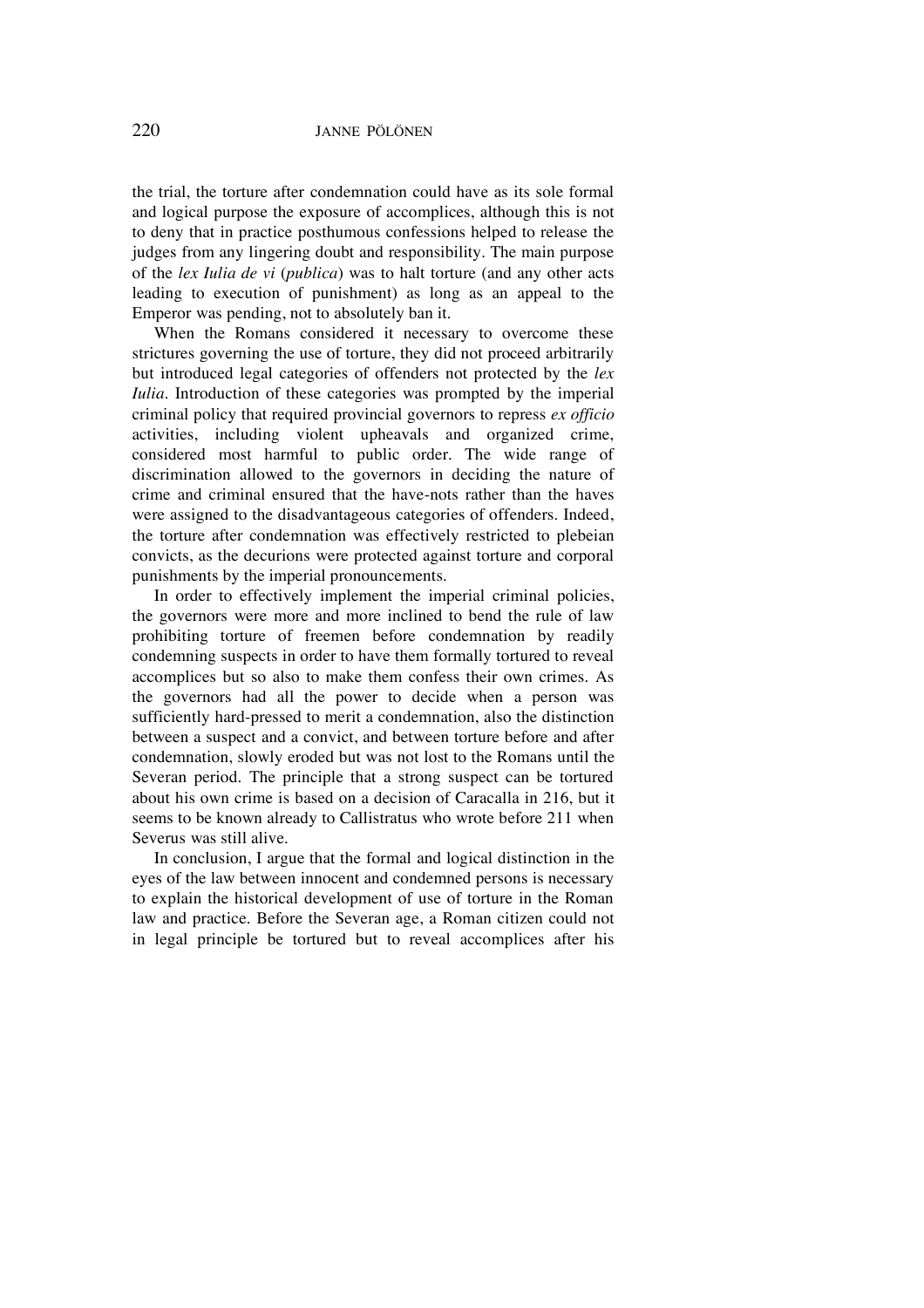the trial, the torture after condemnation could have as its sole formal and logical purpose the exposure of accomplices, although this is not to deny that in practice posthumous confessions helped to release the judges from any lingering doubt and responsibility. The main purpose of the *lex Iulia de vi* (*publica*) was to halt torture (and any other acts leading to execution of punishment) as long as an appeal to the Emperor was pending, not to absolutely ban it.

When the Romans considered it necessary to overcome these strictures governing the use of torture, they did not proceed arbitrarily but introduced legal categories of offenders not protected by the *lex Iulia*. Introduction of these categories was prompted by the imperial criminal policy that required provincial governors to repress *ex officio* activities, including violent upheavals and organized crime, considered most harmful to public order. The wide range of discrimination allowed to the governors in deciding the nature of crime and criminal ensured that the have-nots rather than the haves were assigned to the disadvantageous categories of offenders. Indeed, the torture after condemnation was effectively restricted to plebeian convicts, as the decurions were protected against torture and corporal punishments by the imperial pronouncements.

In order to effectively implement the imperial criminal policies, the governors were more and more inclined to bend the rule of law prohibiting torture of freemen before condemnation by readily condemning suspects in order to have them formally tortured to reveal accomplices but so also to make them confess their own crimes. As the governors had all the power to decide when a person was sufficiently hard-pressed to merit a condemnation, also the distinction between a suspect and a convict, and between torture before and after condemnation, slowly eroded but was not lost to the Romans until the Severan period. The principle that a strong suspect can be tortured about his own crime is based on a decision of Caracalla in 216, but it seems to be known already to Callistratus who wrote before 211 when Severus was still alive.

In conclusion, I argue that the formal and logical distinction in the eyes of the law between innocent and condemned persons is necessary to explain the historical development of use of torture in the Roman law and practice. Before the Severan age, a Roman citizen could not in legal principle be tortured but to reveal accomplices after his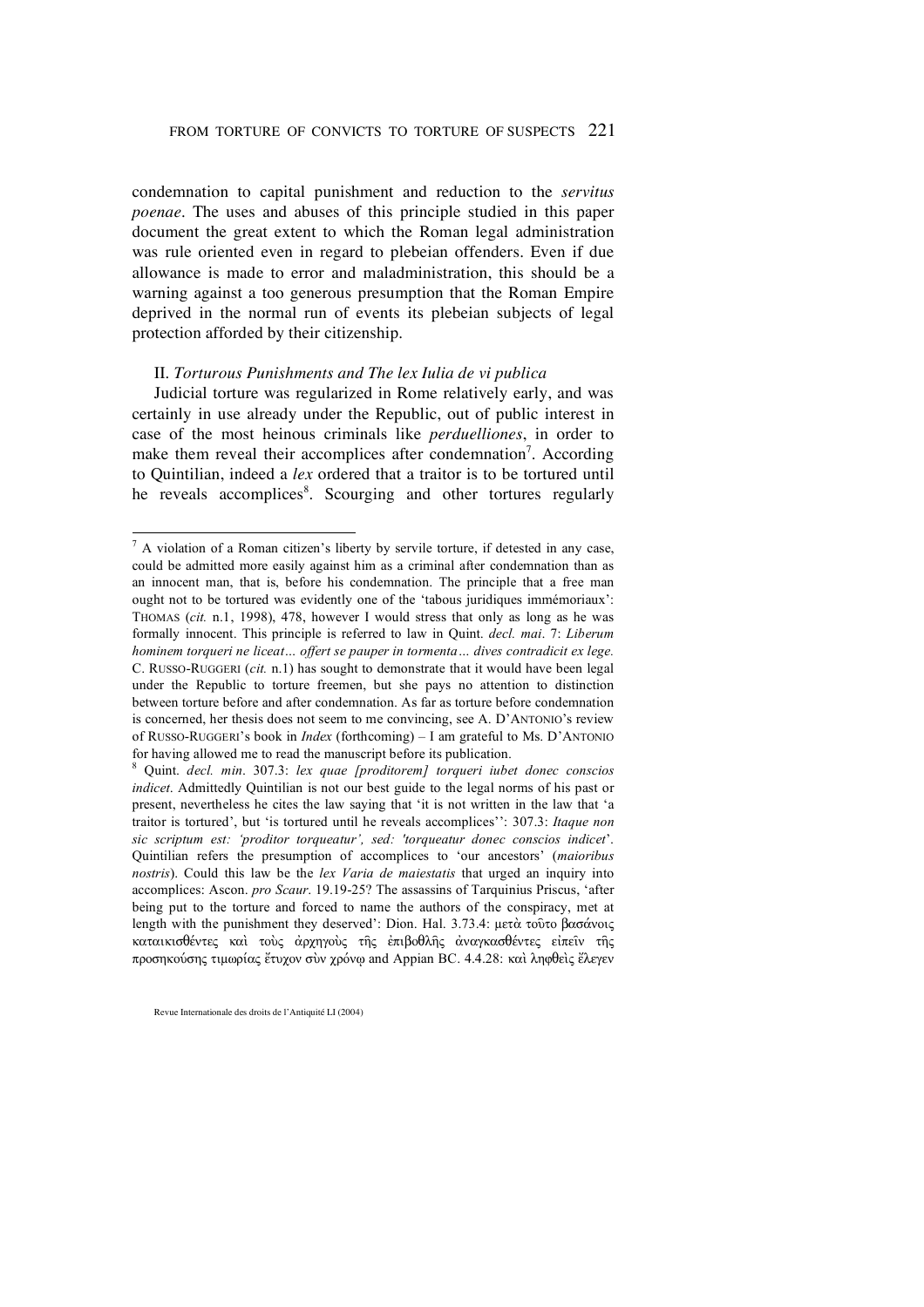condemnation to capital punishment and reduction to the *servitus poenae*. The uses and abuses of this principle studied in this paper document the great extent to which the Roman legal administration was rule oriented even in regard to plebeian offenders. Even if due allowance is made to error and maladministration, this should be a warning against a too generous presumption that the Roman Empire deprived in the normal run of events its plebeian subjects of legal protection afforded by their citizenship.

## II. *Torturous Punishments and The lex Iulia de vi publica*

Judicial torture was regularized in Rome relatively early, and was certainly in use already under the Republic, out of public interest in case of the most heinous criminals like *perduelliones*, in order to make them reveal their accomplices after condemnation[7]. According to Quintilian, indeed a *lex* ordered that a traitor is to be tortured until he reveals accomplices[8]. Scourging and other tortures regularly

---

[7] A violation of a Roman citizen's liberty by servile torture, if detested in any case, could be admitted more easily against him as a criminal after condemnation than as an innocent man, that is, before his condemnation. The principle that a free man ought not to be tortured was evidently one of the 'tabous juridiques immémoriaux': THOMAS (*cit.* n.1, 1998), 478, however I would stress that only as long as he was formally innocent. This principle is referred to law in Quint. *decl. mai*. 7: *Liberum hominem torqueri ne liceat… offert se pauper in tormenta… dives contradicit ex lege.* C. RUSSO-RUGGERI (*cit.* n.1) has sought to demonstrate that it would have been legal under the Republic to torture freemen, but she pays no attention to distinction between torture before and after condemnation. As far as torture before condemnation is concerned, her thesis does not seem to me convincing, see A. D'ANTONIO's review of RUSSO-RUGGERI's book in *Index* (forthcoming) – I am grateful to Ms. D'ANTONIO for having allowed me to read the manuscript before its publication.

[8] Quint. *decl. min*. 307.3: *lex quae [proditorem] torqueri iubet donec conscios indicet*. Admittedly Quintilian is not our best guide to the legal norms of his past or present, nevertheless he cites the law saying that 'it is not written in the law that 'a traitor is tortured', but 'is tortured until he reveals accomplices'': 307.3: *Itaque non sic scriptum est: 'proditor torqueatur', sed: 'torqueatur donec conscios indicet*'. Quintilian refers the presumption of accomplices to 'our ancestors' (*maioribus nostris*). Could this law be the *lex Varia de maiestatis* that urged an inquiry into accomplices: Ascon. *pro Scaur*. 19.19-25? The assassins of Tarquinius Priscus, 'after being put to the torture and forced to name the authors of the conspiracy, met at length with the punishment they deserved': Dion. Hal. 3.73.4: μετὰ τοῦτο βασάνοις καταικισθέντες καὶ τοὺς ἀρχηγοὺς τῆς ἐπιβοθλῆς ἀναγκασθέντες εἰπεῖν τῆς προσηκούσης τιμωρίας ἔτυχον σὺν χρόνῳ and Appian BC. 4.4.28: καὶ ληφθεὶς ἔλεγεν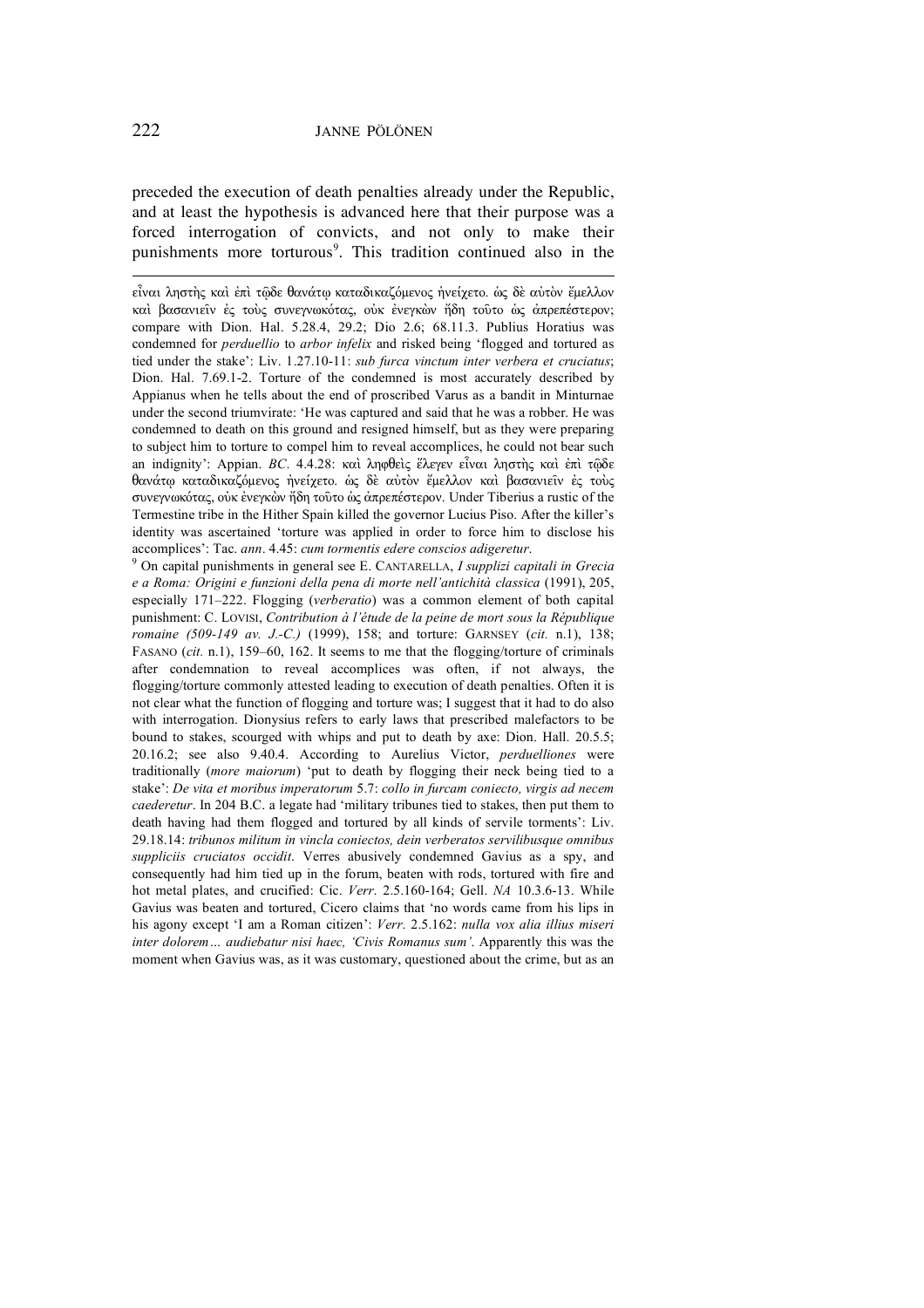preceded the execution of death penalties already under the Republic, and at least the hypothesis is advanced here that their purpose was a forced interrogation of convicts, and not only to make their punishments more torturous[9]. This tradition continued also in the

---

εἶναι λῃστὴς καὶ ἐπὶ τῷδε θανάτῳ καταδικαζόμενος ἠνείχετο. ὡς δὲ αὐτὸν ἔμελλον καὶ βασανιεῖν ἐς τοὺς συνεγνωκότας, οὐκ ἐνεγκὼν ἤδη τοῦτο ὡς ἀπρεπέστερον; compare with Dion. Hal. 5.28.4, 29.2; Dio 2.6; 68.11.3. Publius Horatius was condemned for *perduellio* to *arbor infelix* and risked being 'flogged and tortured as tied under the stake': Liv. 1.27.10-11: *sub furca vinctum inter verbera et cruciatus*; Dion. Hal. 7.69.1-2. Torture of the condemned is most accurately described by Appianus when he tells about the end of proscribed Varus as a bandit in Minturnae under the second triumvirate: 'He was captured and said that he was a robber. He was condemned to death on this ground and resigned himself, but as they were preparing to subject him to torture to compel him to reveal accomplices, he could not bear such an indignity': Appian. *BC*. 4.4.28: καὶ ληφθεὶς ἔλεγεν εἶναι λῃστὴς καὶ ἐπὶ τῷδε θανάτῳ καταδικαζόμενος ἠνείχετο. ὡς δὲ αὐτὸν ἔμελλον καὶ βασανιεῖν ἐς τοὺς συνεγνωκότας, οὐκ ἐνεγκὼν ἤδη τοῦτο ὡς ἀπρεπέστερον. Under Tiberius a rustic of the Termestine tribe in the Hither Spain killed the governor Lucius Piso. After the killer's identity was ascertained 'torture was applied in order to force him to disclose his accomplices': Tac. *ann*. 4.45: *cum tormentis edere conscios adigeretur*.

[9] On capital punishments in general see E. CANTARELLA, *I supplizi capitali in Grecia e a Roma: Origini e funzioni della pena di morte nell'antichità classica* (1991), 205, especially 171–222. Flogging (*verberatio*) was a common element of both capital punishment: C. LOVISI, *Contribution à l'étude de la peine de mort sous la République romaine (509-149 av. J.-C.)* (1999), 158; and torture: GARNSEY (*cit.* n.1), 138; FASANO (*cit.* n.1), 159–60, 162. It seems to me that the flogging/torture of criminals after condemnation to reveal accomplices was often, if not always, the flogging/torture commonly attested leading to execution of death penalties. Often it is not clear what the function of flogging and torture was; I suggest that it had to do also with interrogation. Dionysius refers to early laws that prescribed malefactors to be bound to stakes, scourged with whips and put to death by axe: Dion. Hall. 20.5.5; 20.16.2; see also 9.40.4. According to Aurelius Victor, *perduelliones* were traditionally (*more maiorum*) 'put to death by flogging their neck being tied to a stake': *De vita et moribus imperatorum* 5.7: *collo in furcam coniecto, virgis ad necem caederetur*. In 204 B.C. a legate had 'military tribunes tied to stakes, then put them to death having had them flogged and tortured by all kinds of servile torments': Liv. 29.18.14: *tribunos militum in vincla coniectos, dein verberatos servilibusque omnibus suppliciis cruciatos occidit*. Verres abusively condemned Gavius as a spy, and consequently had him tied up in the forum, beaten with rods, tortured with fire and hot metal plates, and crucified: Cic. *Verr*. 2.5.160-164; Gell. *NA* 10.3.6-13. While Gavius was beaten and tortured, Cicero claims that 'no words came from his lips in his agony except 'I am a Roman citizen': *Verr*. 2.5.162: *nulla vox alia illius miseri inter dolorem… audiebatur nisi haec, 'Civis Romanus sum'*. Apparently this was the moment when Gavius was, as it was customary, questioned about the crime, but as an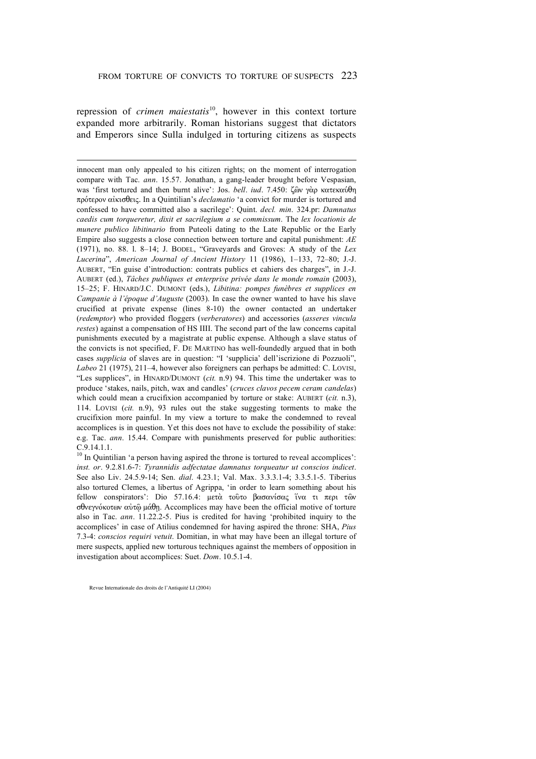repression of *crimen maiestatis*[10], however in this context torture expanded more arbitrarily. Roman historians suggest that dictators and Emperors since Sulla indulged in torturing citizens as suspects

---

innocent man only appealed to his citizen rights; on the moment of interrogation compare with Tac. *ann*. 15.57. Jonathan, a gang-leader brought before Vespasian, was 'first tortured and then burnt alive': Jos. *bell*. *iud*. 7.450: ζῶν γὰρ κατεκαύθη πρότερον αἰκισθεις. In a Quintilian's *declamatio* 'a convict for murder is tortured and confessed to have committed also a sacrilege': Quint. *decl. min*. 324.pr: *Damnatus caedis cum torqueretur, dixit et sacrilegium a se commissum*. The *lex locationis de munere publico libitinario* from Puteoli dating to the Late Republic or the Early Empire also suggests a close connection between torture and capital punishment: *AE* (1971), no. 88. l. 8–14; J. BODEL, "Graveyards and Groves: A study of the *Lex Lucerina*", *American Journal of Ancient History* 11 (1986), 1–133, 72–80; J.-J. AUBERT, "En guise d'introduction: contrats publics et cahiers des charges", in J.-J. AUBERT (ed.), *Tâches publiques et enterprise privée dans le monde romain* (2003), 15–25; F. HINARD/J.C. DUMONT (eds.), *Libitina: pompes funèbres et supplices en Campanie à l'époque d'Auguste* (2003). In case the owner wanted to have his slave crucified at private expense (lines 8-10) the owner contacted an undertaker (*redemptor*) who provided floggers (*verberatores*) and accessories (*asseres vincula restes*) against a compensation of HS IIII. The second part of the law concerns capital punishments executed by a magistrate at public expense. Although a slave status of the convicts is not specified, F. DE MARTINO has well-foundedly argued that in both cases *supplicia* of slaves are in question: "I 'supplicia' dell'iscrizione di Pozzuoli", *Labeo* 21 (1975), 211–4, however also foreigners can perhaps be admitted: C. LOVISI, "Les supplices", in HINARD/DUMONT (*cit.* n.9) 94. This time the undertaker was to produce 'stakes, nails, pitch, wax and candles' (*cruces clavos pecem ceram candelas*) which could mean a crucifixion accompanied by torture or stake: AUBERT (*cit.* n.3), 114. LOVISI (*cit.* n.9), 93 rules out the stake suggesting torments to make the crucifixion more painful. In my view a torture to make the condemned to reveal accomplices is in question. Yet this does not have to exclude the possibility of stake: e.g. Tac. *ann*. 15.44. Compare with punishments preserved for public authorities: C.9.14.1.1.

[10] In Quintilian 'a person having aspired the throne is tortured to reveal accomplices': *inst. or*. 9.2.81.6-7: *Tyrannidis adfectatae damnatus torqueatur ut conscios indicet*. See also Liv. 24.5.9-14; Sen. *dial*. 4.23.1; Val. Max. 3.3.3.1-4; 3.3.5.1-5. Tiberius also tortured Clemes, a libertus of Agrippa, 'in order to learn something about his fellow conspirators': Dio 57.16.4: μετὰ τοῦτο βασανίσας ἵνα τι περι τῶν σθνεγνόκοτων αὐτῷ μάθῃ. Accomplices may have been the official motive of torture also in Tac. *ann*. 11.22.2-5. Pius is credited for having 'prohibited inquiry to the accomplices' in case of Atilius condemned for having aspired the throne: SHA, *Pius* 7.3-4: *conscios requiri vetuit*. Domitian, in what may have been an illegal torture of mere suspects, applied new torturous techniques against the members of opposition in investigation about accomplices: Suet. *Dom*. 10.5.1-4.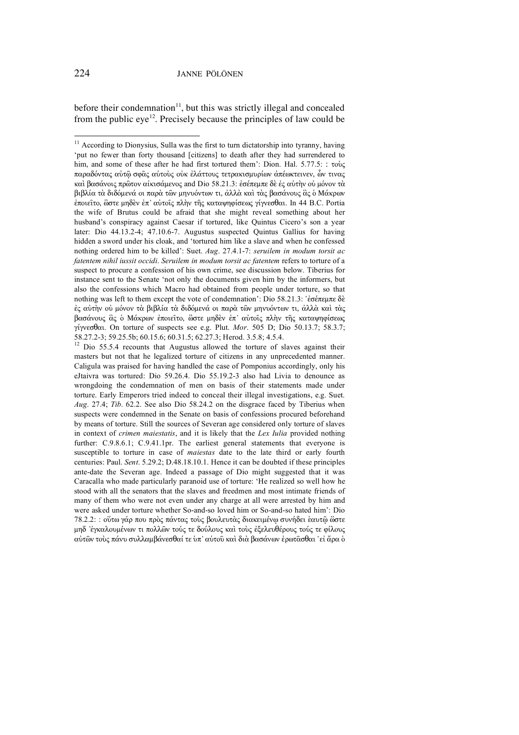before their condemnation[11], but this was strictly illegal and concealed from the public eye[12]. Precisely because the principles of law could be

---

[11] According to Dionysius, Sulla was the first to turn dictatorship into tyranny, having 'put no fewer than forty thousand [citizens] to death after they had surrendered to him, and some of these after he had first tortured them': Dion. Hal. 5.77.5: : τοὺς παραδόντας αὐτῷ σφᾶς αὐτοὺς οὐκ ἐλάττους τετρακισμυρίων ἀπέωκτεινεν, ὧν τινας καὶ βασάνοις πρῶτον αἰκισάμενος and Dio 58.21.3: ἐσέπεμπε δὲ ἐς αὐτὴν οὐ μόνον τὰ βιβλία τὰ διδόμενά οι παρὰ τῶν μηνυόντων τι, ἀλλὰ καὶ τὰς βασάνους ἃς ὁ Μάκρων ἐποιεῖτο, ὥστε μηδὲν ἐπ᾽ αὐτοῖς πλὴν τῆς καταψηφίσεως γίγνεσθαι. In 44 B.C. Portia the wife of Brutus could be afraid that she might reveal something about her husband's conspiracy against Caesar if tortured, like Quintus Cicero's son a year later: Dio 44.13.2-4; 47.10.6-7. Augustus suspected Quintus Gallius for having hidden a sword under his cloak, and 'tortured him like a slave and when he confessed nothing ordered him to be killed': Suet. *Aug*. 27.4.1-7: *seruilem in modum torsit ac fatentem nihil iussit occidi*. *Seruilem in modum torsit ac fatentem* refers to torture of a suspect to procure a confession of his own crime, see discussion below. Tiberius for instance sent to the Senate 'not only the documents given him by the informers, but also the confessions which Macro had obtained from people under torture, so that nothing was left to them except the vote of condemnation': Dio 58.21.3: 'ἐσέπεμπε δὲ ἐς αὐτὴν οὐ μόνον τὰ βιβλία τὰ διδόμενά οι παρὰ τῶν μηνυόντων τι, ἀλλὰ καὶ τὰς βασάνους ἃς ὁ Μάκρων ἐποιεῖτο, ὥστε μηδὲν ἐπ᾽ αὐτοῖς πλὴν τῆς καταψηφίσεως γίγνεσθαι. On torture of suspects see e.g. Plut. *Mor*. 505 D; Dio 50.13.7; 58.3.7; 58.27.2-3; 59.25.5b; 60.15.6; 60.31.5; 62.27.3; Herod. 3.5.8; 4.5.4.

[12] Dio 55.5.4 recounts that Augustus allowed the torture of slaves against their masters but not that he legalized torture of citizens in any unprecedented manner. Caligula was praised for having handled the case of Pomponius accordingly, only his eJtaivra was tortured: Dio 59.26.4. Dio 55.19.2-3 also had Livia to denounce as wrongdoing the condemnation of men on basis of their statements made under torture. Early Emperors tried indeed to conceal their illegal investigations, e.g. Suet. *Aug*. 27.4; *Tib*. 62.2. See also Dio 58.24.2 on the disgrace faced by Tiberius when suspects were condemned in the Senate on basis of confessions procured beforehand by means of torture. Still the sources of Severan age considered only torture of slaves in context of *crimen maiestatis*, and it is likely that the *Lex Iulia* provided nothing further: C.9.8.6.1; C.9.41.1pr. The earliest general statements that everyone is susceptible to torture in case of *maiestas* date to the late third or early fourth centuries: Paul. *Sent*. 5.29.2; D.48.18.10.1. Hence it can be doubted if these principles ante-date the Severan age. Indeed a passage of Dio might suggested that it was Caracalla who made particularly paranoid use of torture: 'He realized so well how he stood with all the senators that the slaves and freedmen and most intimate friends of many of them who were not even under any charge at all were arrested by him and were asked under torture whether So-and-so loved him or So-and-so hated him': Dio 78.2.2: : οὕτω γάρ που πρὸς πάντας τοὺς βουλευτὰς διακειμένῳ συνήδει ἑαυτῷ ὥστε μηδ 'ἐγκαλουμένων τι πολλῶν τούς τε δούλους καὶ τοὺς ἐξελευθέρους τούς τε φίλους αὐτῶν τοὺς πάνυ συλλαμβάνεσθαί τε ὑπ᾽ αὐτοῦ καὶ διὰ βασάνων ἐρωτᾶσθαι 'εἰ ἄρα ὁ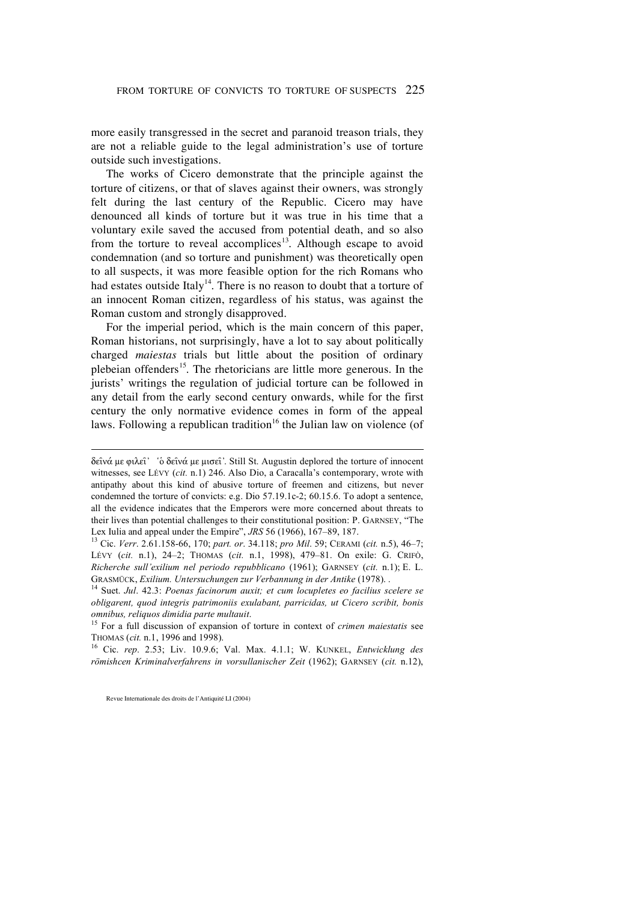more easily transgressed in the secret and paranoid treason trials, they are not a reliable guide to the legal administration's use of torture outside such investigations.

The works of Cicero demonstrate that the principle against the torture of citizens, or that of slaves against their owners, was strongly felt during the last century of the Republic. Cicero may have denounced all kinds of torture but it was true in his time that a voluntary exile saved the accused from potential death, and so also from the torture to reveal accomplices[13]. Although escape to avoid condemnation (and so torture and punishment) was theoretically open to all suspects, it was more feasible option for the rich Romans who had estates outside Italy[14]. There is no reason to doubt that a torture of an innocent Roman citizen, regardless of his status, was against the Roman custom and strongly disapproved.

For the imperial period, which is the main concern of this paper, Roman historians, not surprisingly, have a lot to say about politically charged *maiestas* trials but little about the position of ordinary plebeian offenders[15]. The rhetoricians are little more generous. In the jurists' writings the regulation of judicial torture can be followed in any detail from the early second century onwards, while for the first century the only normative evidence comes in form of the appeal laws. Following a republican tradition[16] the Julian law on violence (of

---

δεῖνά με φιλεῖ` ᾿ὁ δεῖνά με μισεῖ`. Still St. Augustin deplored the torture of innocent witnesses, see LÉVY (*cit.* n.1) 246. Also Dio, a Caracalla's contemporary, wrote with antipathy about this kind of abusive torture of freemen and citizens, but never condemned the torture of convicts: e.g. Dio 57.19.1c-2; 60.15.6. To adopt a sentence, all the evidence indicates that the Emperors were more concerned about threats to their lives than potential challenges to their constitutional position: P. GARNSEY, "The Lex Iulia and appeal under the Empire", *JRS* 56 (1966), 167–89, 187.

[13] Cic. *Verr*. 2.61.158-66, 170; *part. or.* 34.118; *pro Mil.* 59; CERAMI (*cit.* n.5), 46–7; LÉVY (*cit.* n.1), 24–2; THOMAS (*cit.* n.1, 1998), 479–81. On exile: G. CRIFÒ, *Richerche sull'exilium nel periodo repubblicano* (1961); GARNSEY (*cit.* n.1); E. L. GRASMÜCK, *Exilium. Untersuchungen zur Verbannung in der Antike* (1978). .

[14] Suet. *Jul*. 42.3: *Poenas facinorum auxit; et cum locupletes eo facilius scelere se obligarent, quod integris patrimoniis exulabant, parricidas, ut Cicero scribit, bonis omnibus, reliquos dimidia parte multauit*.

[15] For a full discussion of expansion of torture in context of *crimen maiestatis* see THOMAS (*cit.* n.1, 1996 and 1998).

[16] Cic. *rep*. 2.53; Liv. 10.9.6; Val. Max. 4.1.1; W. KUNKEL, *Entwicklung des römishcen Kriminalverfahrens in vorsullanischer Zeit* (1962); GARNSEY (*cit.* n.12),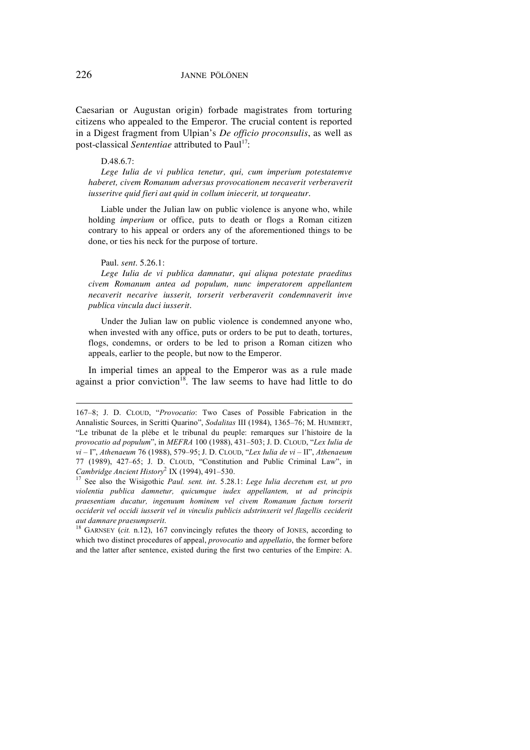Caesarian or Augustan origin) forbade magistrates from torturing citizens who appealed to the Emperor. The crucial content is reported in a Digest fragment from Ulpian's *De officio proconsulis*, as well as post-classical *Sententiae* attributed to Paul[17]:

> D.48.6.7:
> *Lege Iulia de vi publica tenetur, qui, cum imperium potestatemve haberet, civem Romanum adversus provocationem necaverit verberaverit iusseritve quid fieri aut quid in collum iniecerit, ut torqueatur.*
>
> Liable under the Julian law on public violence is anyone who, while holding *imperium* or office, puts to death or flogs a Roman citizen contrary to his appeal or orders any of the aforementioned things to be done, or ties his neck for the purpose of torture.
>
> Paul. *sent*. 5.26.1:
> *Lege Iulia de vi publica damnatur, qui aliqua potestate praeditus civem Romanum antea ad populum, nunc imperatorem appellantem necaverit necarive iusserit, torserit verberaverit condemnaverit inve publica vincula duci iusserit.*
>
> Under the Julian law on public violence is condemned anyone who, when invested with any office, puts or orders to be put to death, tortures, flogs, condemns, or orders to be led to prison a Roman citizen who appeals, earlier to the people, but now to the Emperor.

In imperial times an appeal to the Emperor was as a rule made against a prior conviction[18]. The law seems to have had little to do

---

167–8; J. D. CLOUD, "*Provocatio*: Two Cases of Possible Fabrication in the Annalistic Sources, in Scritti Quarino", *Sodalitas* III (1984), 1365–76; M. HUMBERT, "Le tribunat de la plèbe et le tribunal du peuple: remarques sur l'histoire de la *provocatio ad populum*", in *MEFRA* 100 (1988), 431–503; J. D. CLOUD, "*Lex Iulia de vi* – I", *Athenaeum* 76 (1988), 579–95; J. D. CLOUD, "*Lex Iulia de vi* – II", *Athenaeum* 77 (1989), 427–65; J. D. CLOUD, "Constitution and Public Criminal Law", in *Cambridge Ancient History*$^2$ IX (1994), 491–530.

[17] See also the Wisigothic *Paul. sent. int*. 5.28.1: *Lege Iulia decretum est, ut pro violentia publica damnetur, quicumque iudex appellantem, ut ad principis praesentiam ducatur, ingenuum hominem vel civem Romanum factum torserit occiderit vel occidi iusserit vel in vinculis publicis adstrinxerit vel flagellis ceciderit aut damnare praesumpserit.*

[18] GARNSEY (*cit.* n.12), 167 convincingly refutes the theory of JONES, according to which two distinct procedures of appeal, *provocatio* and *appellatio*, the former before and the latter after sentence, existed during the first two centuries of the Empire: A.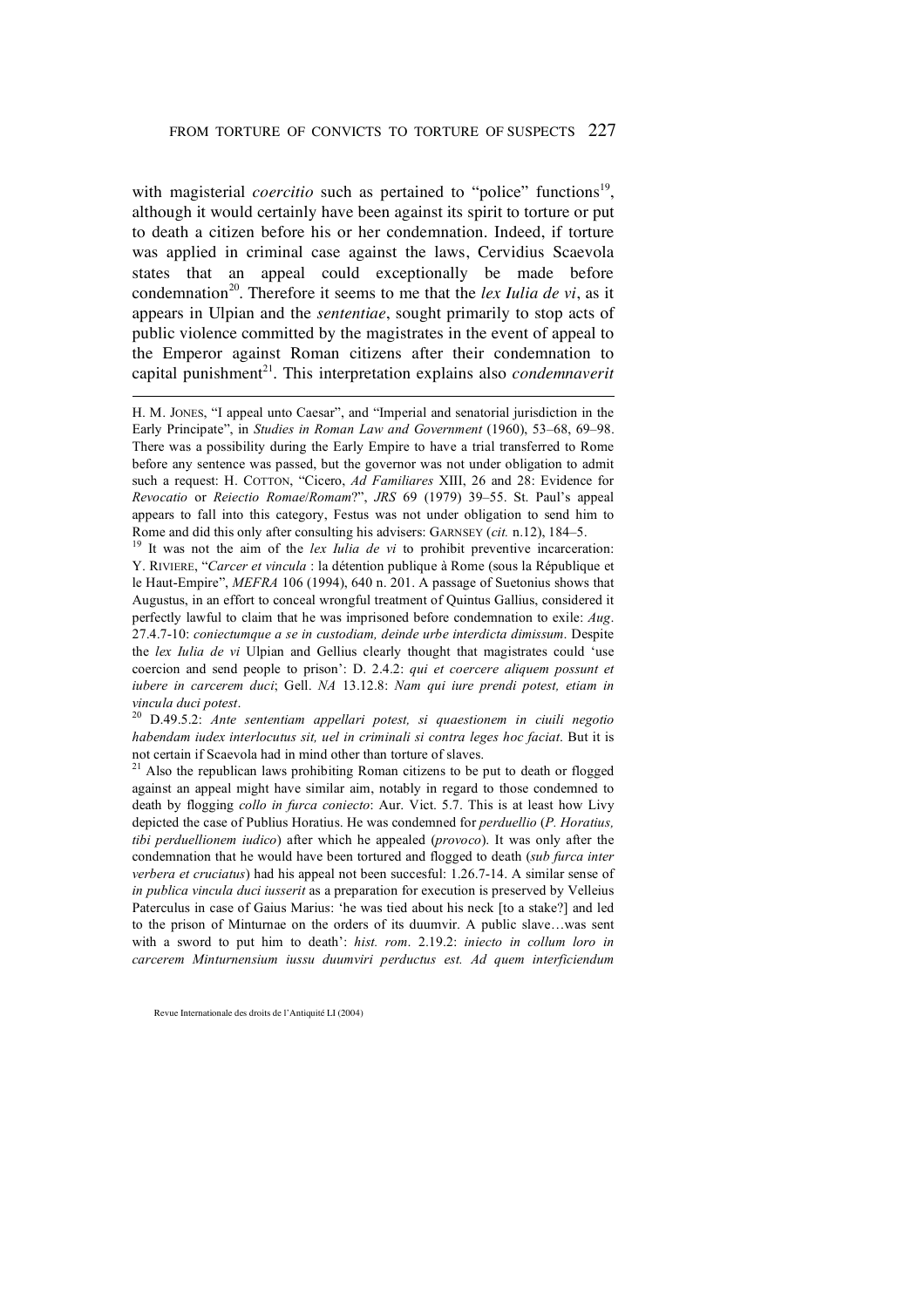with magisterial *coercitio* such as pertained to "police" functions[19], although it would certainly have been against its spirit to torture or put to death a citizen before his or her condemnation. Indeed, if torture was applied in criminal case against the laws, Cervidius Scaevola states that an appeal could exceptionally be made before condemnation[20]. Therefore it seems to me that the *lex Iulia de vi*, as it appears in Ulpian and the *sententiae*, sought primarily to stop acts of public violence committed by the magistrates in the event of appeal to the Emperor against Roman citizens after their condemnation to capital punishment[21]. This interpretation explains also *condemnaverit*

---

H. M. JONES, "I appeal unto Caesar", and "Imperial and senatorial jurisdiction in the Early Principate", in *Studies in Roman Law and Government* (1960), 53–68, 69–98. There was a possibility during the Early Empire to have a trial transferred to Rome before any sentence was passed, but the governor was not under obligation to admit such a request: H. COTTON, "Cicero, *Ad Familiares* XIII, 26 and 28: Evidence for *Revocatio* or *Reiectio Romae*/*Romam*?", *JRS* 69 (1979) 39–55. St. Paul's appeal appears to fall into this category, Festus was not under obligation to send him to Rome and did this only after consulting his advisers: GARNSEY (*cit.* n.12), 184–5.

[19] It was not the aim of the *lex Iulia de vi* to prohibit preventive incarceration: Y. RIVIERE, "*Carcer et vincula* : la détention publique à Rome (sous la République et le Haut-Empire", *MEFRA* 106 (1994), 640 n. 201. A passage of Suetonius shows that Augustus, in an effort to conceal wrongful treatment of Quintus Gallius, considered it perfectly lawful to claim that he was imprisoned before condemnation to exile: *Aug*. 27.4.7-10: *coniectumque a se in custodiam, deinde urbe interdicta dimissum*. Despite the *lex Iulia de vi* Ulpian and Gellius clearly thought that magistrates could 'use coercion and send people to prison': D. 2.4.2: *qui et coercere aliquem possunt et iubere in carcerem duci*; Gell. *NA* 13.12.8: *Nam qui iure prendi potest, etiam in vincula duci potest*.

[20] D.49.5.2: *Ante sententiam appellari potest, si quaestionem in ciuili negotio habendam iudex interlocutus sit, uel in criminali si contra leges hoc faciat*. But it is not certain if Scaevola had in mind other than torture of slaves.

[21] Also the republican laws prohibiting Roman citizens to be put to death or flogged against an appeal might have similar aim, notably in regard to those condemned to death by flogging *collo in furca coniecto*: Aur. Vict. 5.7. This is at least how Livy depicted the case of Publius Horatius. He was condemned for *perduellio* (*P. Horatius, tibi perduellionem iudico*) after which he appealed (*provoco*). It was only after the condemnation that he would have been tortured and flogged to death (*sub furca inter verbera et cruciatus*) had his appeal not been succesful: 1.26.7-14. A similar sense of *in publica vincula duci iusserit* as a preparation for execution is preserved by Velleius Paterculus in case of Gaius Marius: 'he was tied about his neck [to a stake?] and led to the prison of Minturnae on the orders of its duumvir. A public slave…was sent with a sword to put him to death': *hist. rom*. 2.19.2: *iniecto in collum loro in carcerem Minturnensium iussu duumviri perductus est. Ad quem interficiendum*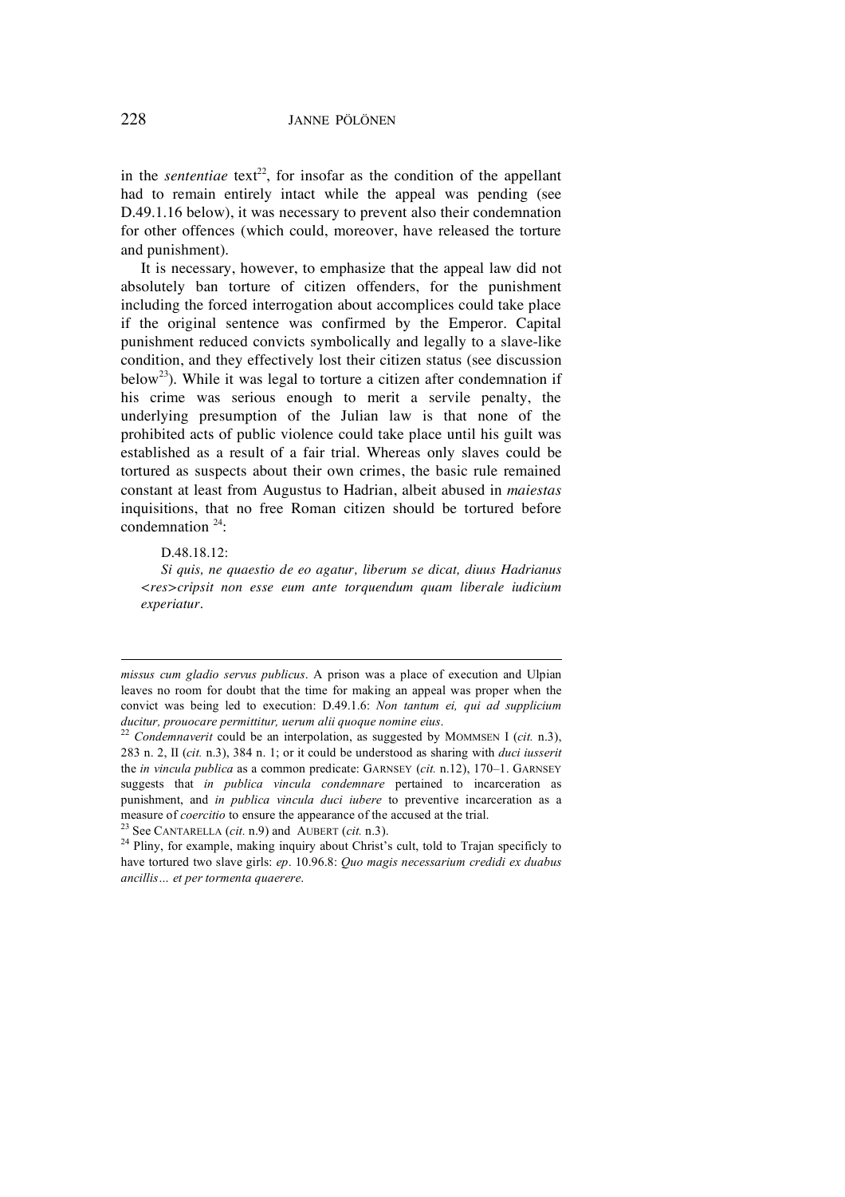in the *sententiae* text[22], for insofar as the condition of the appellant had to remain entirely intact while the appeal was pending (see D.49.1.16 below), it was necessary to prevent also their condemnation for other offences (which could, moreover, have released the torture and punishment).

It is necessary, however, to emphasize that the appeal law did not absolutely ban torture of citizen offenders, for the punishment including the forced interrogation about accomplices could take place if the original sentence was confirmed by the Emperor. Capital punishment reduced convicts symbolically and legally to a slave-like condition, and they effectively lost their citizen status (see discussion below[23]). While it was legal to torture a citizen after condemnation if his crime was serious enough to merit a servile penalty, the underlying presumption of the Julian law is that none of the prohibited acts of public violence could take place until his guilt was established as a result of a fair trial. Whereas only slaves could be tortured as suspects about their own crimes, the basic rule remained constant at least from Augustus to Hadrian, albeit abused in *maiestas* inquisitions, that no free Roman citizen should be tortured before condemnation [24]:

> D.48.18.12:
>
> *Si quis, ne quaestio de eo agatur, liberum se dicat, diuus Hadrianus <res>cripsit non esse eum ante torquendum quam liberale iudicium experiatur.*

---

*missus cum gladio servus publicus*. A prison was a place of execution and Ulpian leaves no room for doubt that the time for making an appeal was proper when the convict was being led to execution: D.49.1.6: *Non tantum ei, qui ad supplicium ducitur, prouocare permittitur, uerum alii quoque nomine eius*.

[22] *Condemnaverit* could be an interpolation, as suggested by MOMMSEN I (*cit.* n.3), 283 n. 2, II (*cit.* n.3), 384 n. 1; or it could be understood as sharing with *duci iusserit* the *in vincula publica* as a common predicate: GARNSEY (*cit.* n.12), 170–1. GARNSEY suggests that *in publica vincula condemnare* pertained to incarceration as punishment, and *in publica vincula duci iubere* to preventive incarceration as a measure of *coercitio* to ensure the appearance of the accused at the trial.

[23] See CANTARELLA (*cit.* n.9) and AUBERT (*cit.* n.3).

[24] Pliny, for example, making inquiry about Christ's cult, told to Trajan specificly to have tortured two slave girls: *ep*. 10.96.8: *Quo magis necessarium credidi ex duabus ancillis… et per tormenta quaerere*.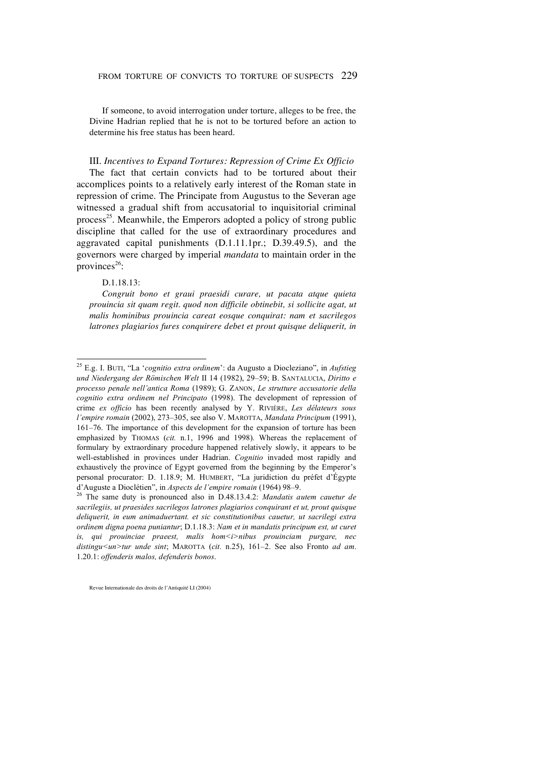If someone, to avoid interrogation under torture, alleges to be free, the Divine Hadrian replied that he is not to be tortured before an action to determine his free status has been heard.

### III. *Incentives to Expand Tortures: Repression of Crime Ex Officio*

The fact that certain convicts had to be tortured about their accomplices points to a relatively early interest of the Roman state in repression of crime. The Principate from Augustus to the Severan age witnessed a gradual shift from accusatorial to inquisitorial criminal process[25]. Meanwhile, the Emperors adopted a policy of strong public discipline that called for the use of extraordinary procedures and aggravated capital punishments (D.1.11.1pr.; D.39.49.5), and the governors were charged by imperial *mandata* to maintain order in the provinces[26]:

D.1.18.13:

*Congruit bono et graui praesidi curare, ut pacata atque quieta prouincia sit quam regit. quod non difficile obtinebit, si sollicite agat, ut malis hominibus prouincia careat eosque conquirat: nam et sacrilegos latrones plagiarios fures conquirere debet et prout quisque deliquerit, in*

---

[25] E.g. I. BUTI, "La '*cognitio extra ordinem*': da Augusto a Diocleziano", in *Aufstieg und Niedergang der Römischen Welt* II 14 (1982), 29–59; B. SANTALUCIA, *Diritto e processo penale nell'antica Roma* (1989); G. ZANON, *Le strutture accusatorie della cognitio extra ordinem nel Principato* (1998). The development of repression of crime *ex officio* has been recently analysed by Y. RIVIÈRE, *Les délateurs sous l'empire romain* (2002), 273–305, see also V. MAROTTA, *Mandata Principum* (1991), 161–76. The importance of this development for the expansion of torture has been emphasized by THOMAS (*cit.* n.1, 1996 and 1998). Whereas the replacement of formulary by extraordinary procedure happened relatively slowly, it appears to be well-established in provinces under Hadrian. *Cognitio* invaded most rapidly and exhaustively the province of Egypt governed from the beginning by the Emperor's personal procurator: D. 1.18.9; M. HUMBERT, "La juridiction du préfet d'Égypte d'Auguste a Dioclétien", in *Aspects de l'empire romain* (1964) 98–9.

[26] The same duty is pronounced also in D.48.13.4.2: *Mandatis autem cauetur de sacrilegiis, ut praesides sacrilegos latrones plagiarios conquirant et ut, prout quisque deliquerit, in eum animaduertant. et sic constitutionibus cauetur, ut sacrilegi extra ordinem digna poena puniantur*; D.1.18.3: *Nam et in mandatis principum est, ut curet is, qui prouinciae praeest, malis hom<i>nibus prouinciam purgare, nec distingu<un>tur unde sint*; MAROTTA (*cit.* n.25), 161–2. See also Fronto *ad am.* 1.20.1: *offenderis malos, defenderis bonos*.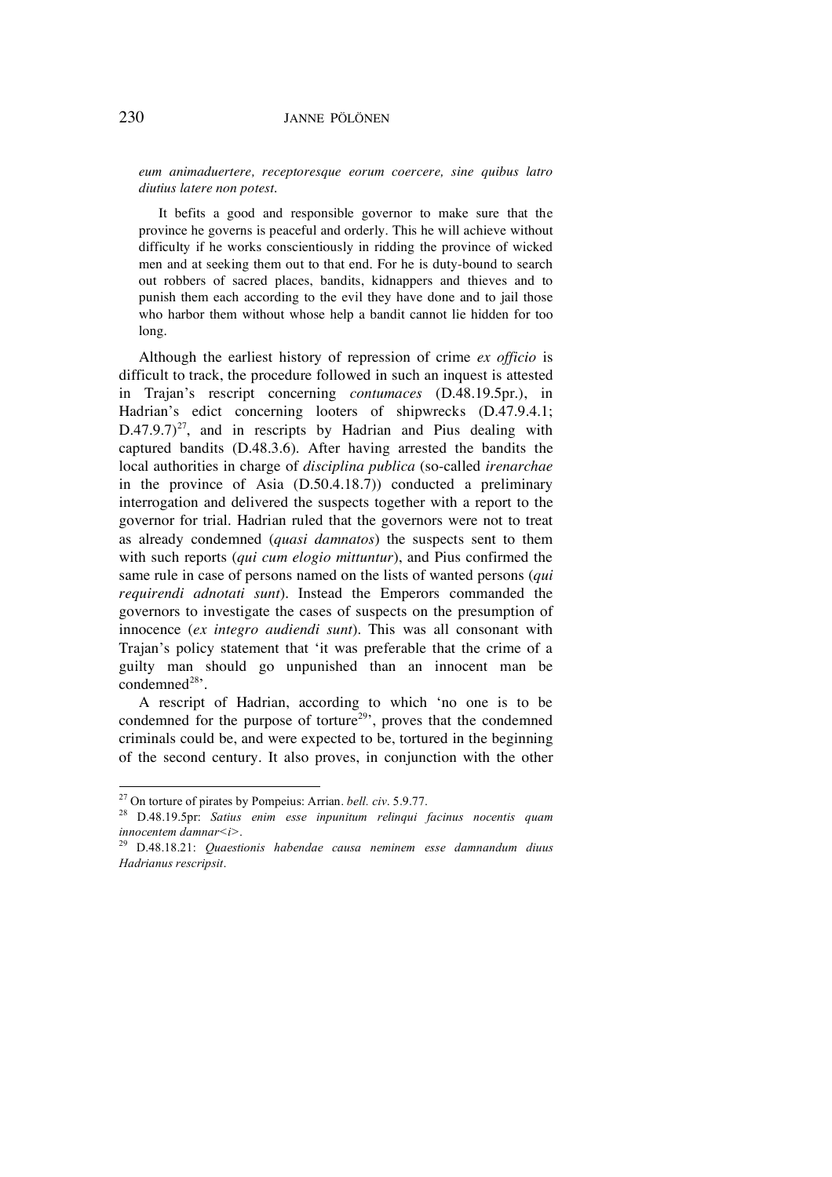*eum animaduertere, receptoresque eorum coercere, sine quibus latro diutius latere non potest.*

> It befits a good and responsible governor to make sure that the province he governs is peaceful and orderly. This he will achieve without difficulty if he works conscientiously in ridding the province of wicked men and at seeking them out to that end. For he is duty-bound to search out robbers of sacred places, bandits, kidnappers and thieves and to punish them each according to the evil they have done and to jail those who harbor them without whose help a bandit cannot lie hidden for too long.

Although the earliest history of repression of crime *ex officio* is difficult to track, the procedure followed in such an inquest is attested in Trajan's rescript concerning *contumaces* (D.48.19.5pr.), in Hadrian's edict concerning looters of shipwrecks (D.47.9.4.1; D.47.9.7)[27], and in rescripts by Hadrian and Pius dealing with captured bandits (D.48.3.6). After having arrested the bandits the local authorities in charge of *disciplina publica* (so-called *irenarchae* in the province of Asia (D.50.4.18.7)) conducted a preliminary interrogation and delivered the suspects together with a report to the governor for trial. Hadrian ruled that the governors were not to treat as already condemned (*quasi damnatos*) the suspects sent to them with such reports (*qui cum elogio mittuntur*), and Pius confirmed the same rule in case of persons named on the lists of wanted persons (*qui requirendi adnotati sunt*). Instead the Emperors commanded the governors to investigate the cases of suspects on the presumption of innocence (*ex integro audiendi sunt*). This was all consonant with Trajan's policy statement that 'it was preferable that the crime of a guilty man should go unpunished than an innocent man be condemned[28]'.

A rescript of Hadrian, according to which 'no one is to be condemned for the purpose of torture[29]', proves that the condemned criminals could be, and were expected to be, tortured in the beginning of the second century. It also proves, in conjunction with the other

---

[27] On torture of pirates by Pompeius: Arrian. *bell. civ*. 5.9.77.

[28] D.48.19.5pr: *Satius enim esse inpunitum relinqui facinus nocentis quam innocentem damnar<i>*.

[29] D.48.18.21: *Quaestionis habendae causa neminem esse damnandum diuus Hadrianus rescripsit*.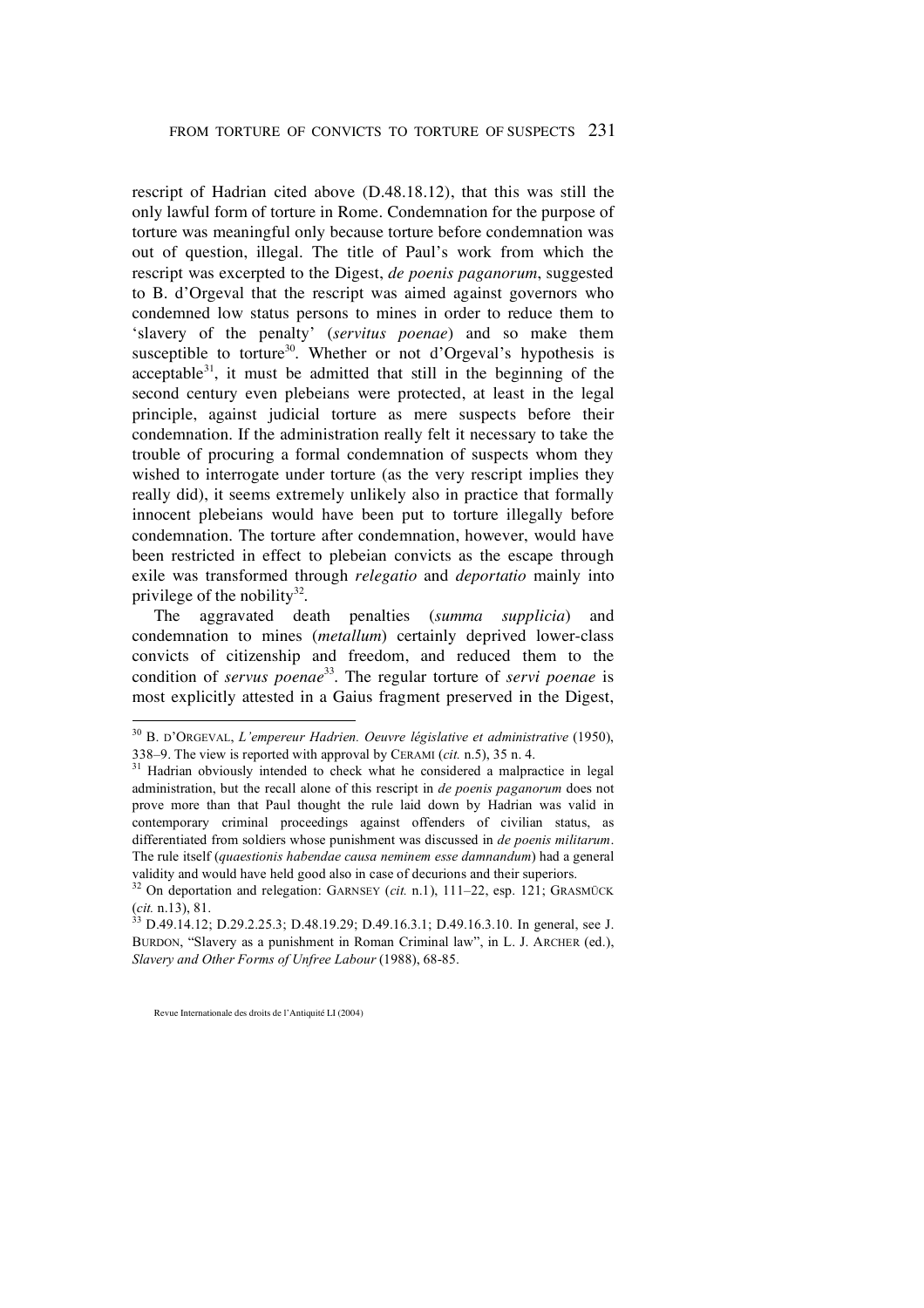rescript of Hadrian cited above (D.48.18.12), that this was still the only lawful form of torture in Rome. Condemnation for the purpose of torture was meaningful only because torture before condemnation was out of question, illegal. The title of Paul's work from which the rescript was excerpted to the Digest, *de poenis paganorum*, suggested to B. d'Orgeval that the rescript was aimed against governors who condemned low status persons to mines in order to reduce them to 'slavery of the penalty' (*servitus poenae*) and so make them susceptible to torture[30]. Whether or not d'Orgeval's hypothesis is acceptable[31], it must be admitted that still in the beginning of the second century even plebeians were protected, at least in the legal principle, against judicial torture as mere suspects before their condemnation. If the administration really felt it necessary to take the trouble of procuring a formal condemnation of suspects whom they wished to interrogate under torture (as the very rescript implies they really did), it seems extremely unlikely also in practice that formally innocent plebeians would have been put to torture illegally before condemnation. The torture after condemnation, however, would have been restricted in effect to plebeian convicts as the escape through exile was transformed through *relegatio* and *deportatio* mainly into privilege of the nobility[32].

The aggravated death penalties (*summa supplicia*) and condemnation to mines (*metallum*) certainly deprived lower-class convicts of citizenship and freedom, and reduced them to the condition of *servus poenae*[33]. The regular torture of *servi poenae* is most explicitly attested in a Gaius fragment preserved in the Digest,

---

[30] B. D'ORGEVAL, *L'empereur Hadrien. Oeuvre législative et administrative* (1950), 338–9. The view is reported with approval by CERAMI (*cit.* n.5), 35 n. 4.

[31] Hadrian obviously intended to check what he considered a malpractice in legal administration, but the recall alone of this rescript in *de poenis paganorum* does not prove more than that Paul thought the rule laid down by Hadrian was valid in contemporary criminal proceedings against offenders of civilian status, as differentiated from soldiers whose punishment was discussed in *de poenis militarum*. The rule itself (*quaestionis habendae causa neminem esse damnandum*) had a general validity and would have held good also in case of decurions and their superiors.

[32] On deportation and relegation: GARNSEY (*cit.* n.1), 111–22, esp. 121; GRASMÜCK (*cit.* n.13), 81.

[33] D.49.14.12; D.29.2.25.3; D.48.19.29; D.49.16.3.1; D.49.16.3.10. In general, see J. BURDON, "Slavery as a punishment in Roman Criminal law", in L. J. ARCHER (ed.), *Slavery and Other Forms of Unfree Labour* (1988), 68-85.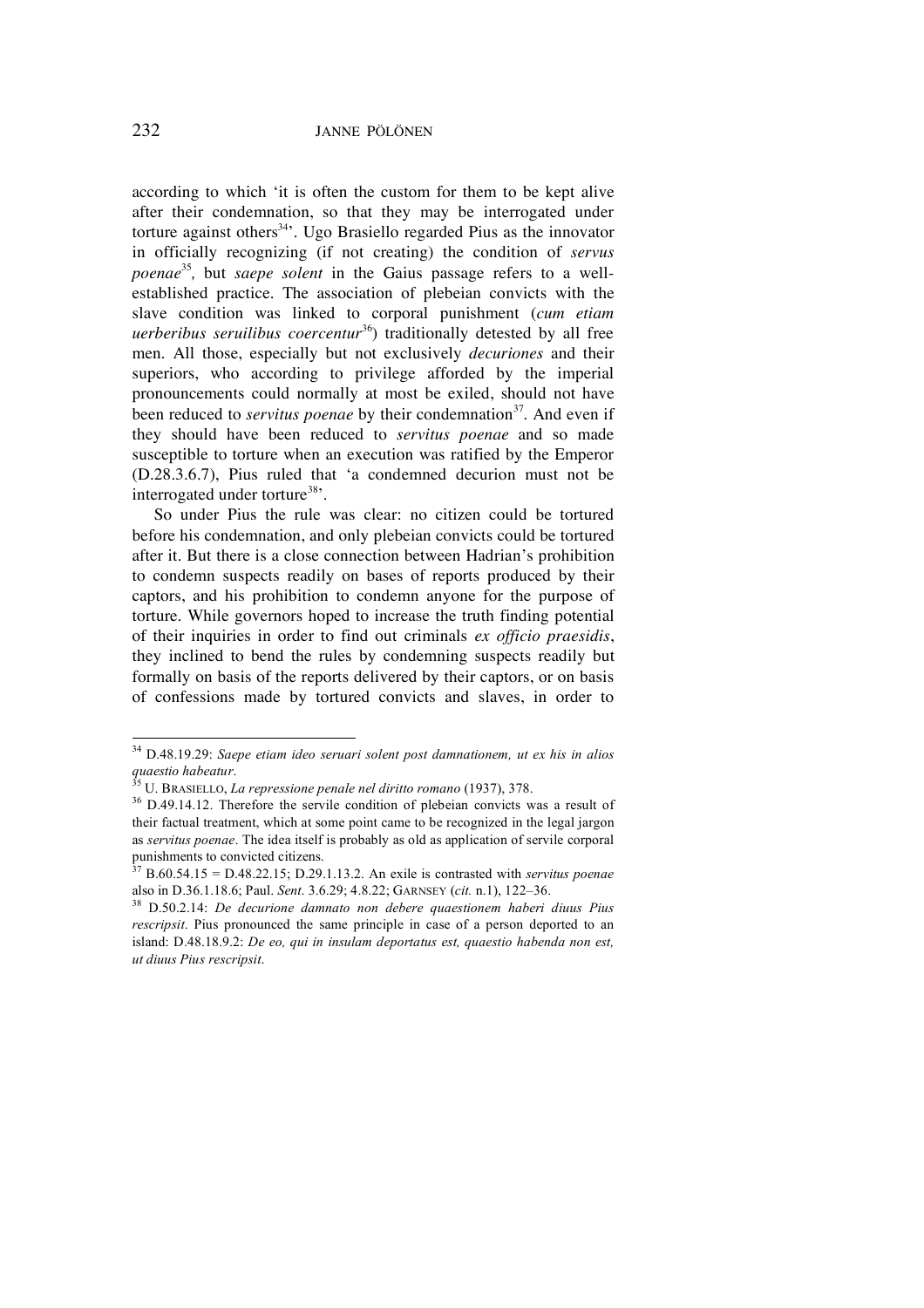according to which 'it is often the custom for them to be kept alive after their condemnation, so that they may be interrogated under torture against others[34]'. Ugo Brasiello regarded Pius as the innovator in officially recognizing (if not creating) the condition of *servus poenae*[35], but *saepe solent* in the Gaius passage refers to a well-established practice. The association of plebeian convicts with the slave condition was linked to corporal punishment (*cum etiam uerberibus seruilibus coercentur*[36]) traditionally detested by all free men. All those, especially but not exclusively *decuriones* and their superiors, who according to privilege afforded by the imperial pronouncements could normally at most be exiled, should not have been reduced to *servitus poenae* by their condemnation[37]. And even if they should have been reduced to *servitus poenae* and so made susceptible to torture when an execution was ratified by the Emperor (D.28.3.6.7), Pius ruled that 'a condemned decurion must not be interrogated under torture[38]'.

So under Pius the rule was clear: no citizen could be tortured before his condemnation, and only plebeian convicts could be tortured after it. But there is a close connection between Hadrian's prohibition to condemn suspects readily on bases of reports produced by their captors, and his prohibition to condemn anyone for the purpose of torture. While governors hoped to increase the truth finding potential of their inquiries in order to find out criminals *ex officio praesidis*, they inclined to bend the rules by condemning suspects readily but formally on basis of the reports delivered by their captors, or on basis of confessions made by tortured convicts and slaves, in order to

---

[34] D.48.19.29: *Saepe etiam ideo seruari solent post damnationem, ut ex his in alios quaestio habeatur*.

[35] U. Brasiello, *La repressione penale nel diritto romano* (1937), 378.

[36] D.49.14.12. Therefore the servile condition of plebeian convicts was a result of their factual treatment, which at some point came to be recognized in the legal jargon as *servitus poenae*. The idea itself is probably as old as application of servile corporal punishments to convicted citizens.

[37] B.60.54.15 = D.48.22.15; D.29.1.13.2. An exile is contrasted with *servitus poenae* also in D.36.1.18.6; Paul. *Sent*. 3.6.29; 4.8.22; Garnsey (*cit.* n.1), 122–36.

[38] D.50.2.14: *De decurione damnato non debere quaestionem haberi diuus Pius rescripsit*. Pius pronounced the same principle in case of a person deported to an island: D.48.18.9.2: *De eo, qui in insulam deportatus est, quaestio habenda non est, ut diuus Pius rescripsit*.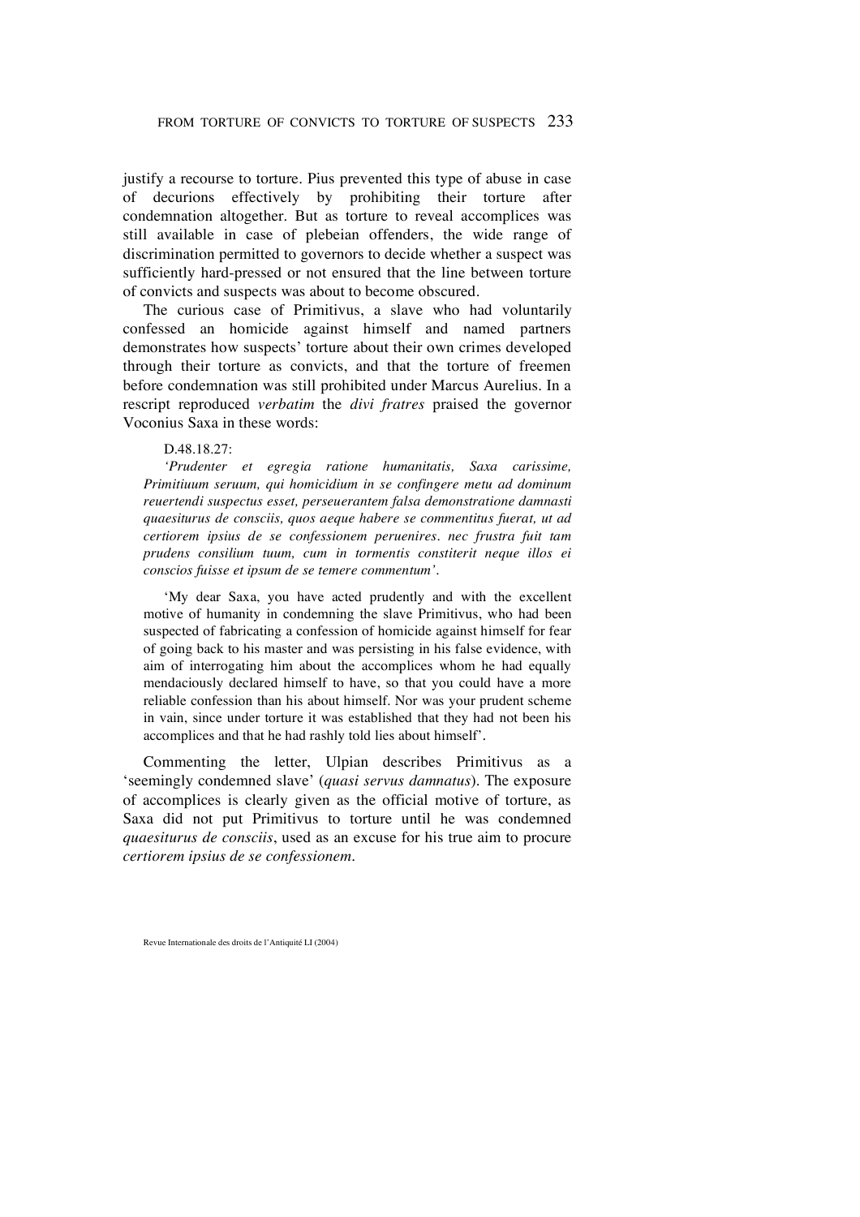justify a recourse to torture. Pius prevented this type of abuse in case of decurions effectively by prohibiting their torture after condemnation altogether. But as torture to reveal accomplices was still available in case of plebeian offenders, the wide range of discrimination permitted to governors to decide whether a suspect was sufficiently hard-pressed or not ensured that the line between torture of convicts and suspects was about to become obscured.

The curious case of Primitivus, a slave who had voluntarily confessed an homicide against himself and named partners demonstrates how suspects' torture about their own crimes developed through their torture as convicts, and that the torture of freemen before condemnation was still prohibited under Marcus Aurelius. In a rescript reproduced *verbatim* the *divi fratres* praised the governor Voconius Saxa in these words:

> D.48.18.27:
>
> *'Prudenter et egregia ratione humanitatis, Saxa carissime, Primitiuum seruum, qui homicidium in se confingere metu ad dominum reuertendi suspectus esset, perseuerantem falsa demonstratione damnasti quaesiturus de consciis, quos aeque habere se commentitus fuerat, ut ad certiorem ipsius de se confessionem peruenires. nec frustra fuit tam prudens consilium tuum, cum in tormentis constiterit neque illos ei conscios fuisse et ipsum de se temere commentum'.*
>
> 'My dear Saxa, you have acted prudently and with the excellent motive of humanity in condemning the slave Primitivus, who had been suspected of fabricating a confession of homicide against himself for fear of going back to his master and was persisting in his false evidence, with aim of interrogating him about the accomplices whom he had equally mendaciously declared himself to have, so that you could have a more reliable confession than his about himself. Nor was your prudent scheme in vain, since under torture it was established that they had not been his accomplices and that he had rashly told lies about himself'.

Commenting the letter, Ulpian describes Primitivus as a 'seemingly condemned slave' (*quasi servus damnatus*). The exposure of accomplices is clearly given as the official motive of torture, as Saxa did not put Primitivus to torture until he was condemned *quaesiturus de consciis*, used as an excuse for his true aim to procure *certiorem ipsius de se confessionem*.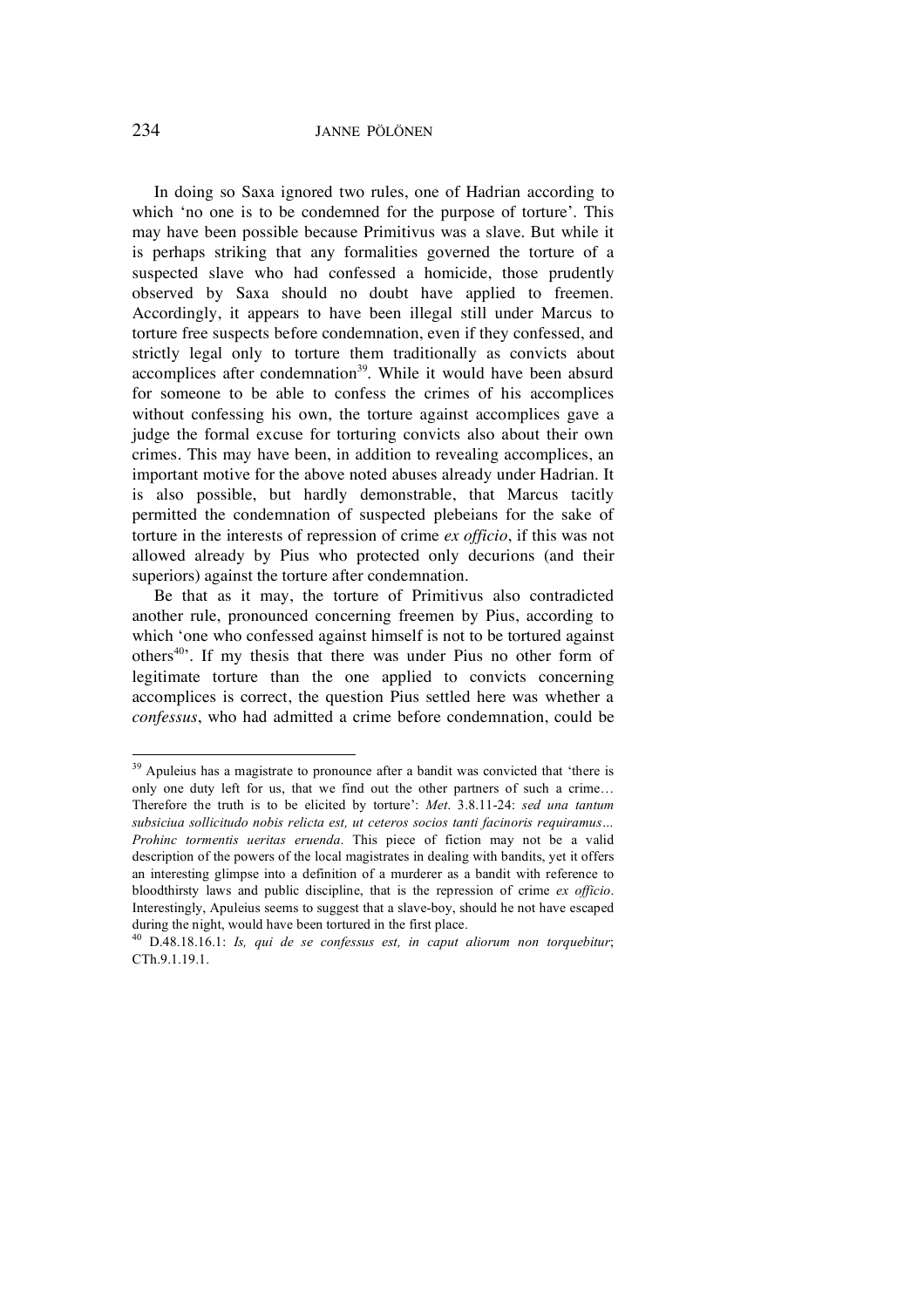In doing so Saxa ignored two rules, one of Hadrian according to which 'no one is to be condemned for the purpose of torture'. This may have been possible because Primitivus was a slave. But while it is perhaps striking that any formalities governed the torture of a suspected slave who had confessed a homicide, those prudently observed by Saxa should no doubt have applied to freemen. Accordingly, it appears to have been illegal still under Marcus to torture free suspects before condemnation, even if they confessed, and strictly legal only to torture them traditionally as convicts about accomplices after condemnation[39]. While it would have been absurd for someone to be able to confess the crimes of his accomplices without confessing his own, the torture against accomplices gave a judge the formal excuse for torturing convicts also about their own crimes. This may have been, in addition to revealing accomplices, an important motive for the above noted abuses already under Hadrian. It is also possible, but hardly demonstrable, that Marcus tacitly permitted the condemnation of suspected plebeians for the sake of torture in the interests of repression of crime *ex officio*, if this was not allowed already by Pius who protected only decurions (and their superiors) against the torture after condemnation.

Be that as it may, the torture of Primitivus also contradicted another rule, pronounced concerning freemen by Pius, according to which 'one who confessed against himself is not to be tortured against others[40]'. If my thesis that there was under Pius no other form of legitimate torture than the one applied to convicts concerning accomplices is correct, the question Pius settled here was whether a *confessus*, who had admitted a crime before condemnation, could be

---

[39] Apuleius has a magistrate to pronounce after a bandit was convicted that 'there is only one duty left for us, that we find out the other partners of such a crime… Therefore the truth is to be elicited by torture': *Met.* 3.8.11-24: *sed una tantum subsiciua sollicitudo nobis relicta est, ut ceteros socios tanti facinoris requiramus… Prohinc tormentis ueritas eruenda*. This piece of fiction may not be a valid description of the powers of the local magistrates in dealing with bandits, yet it offers an interesting glimpse into a definition of a murderer as a bandit with reference to bloodthirsty laws and public discipline, that is the repression of crime *ex officio*. Interestingly, Apuleius seems to suggest that a slave-boy, should he not have escaped during the night, would have been tortured in the first place.

[40] D.48.18.16.1: *Is, qui de se confessus est, in caput aliorum non torquebitur*; CTh.9.1.19.1.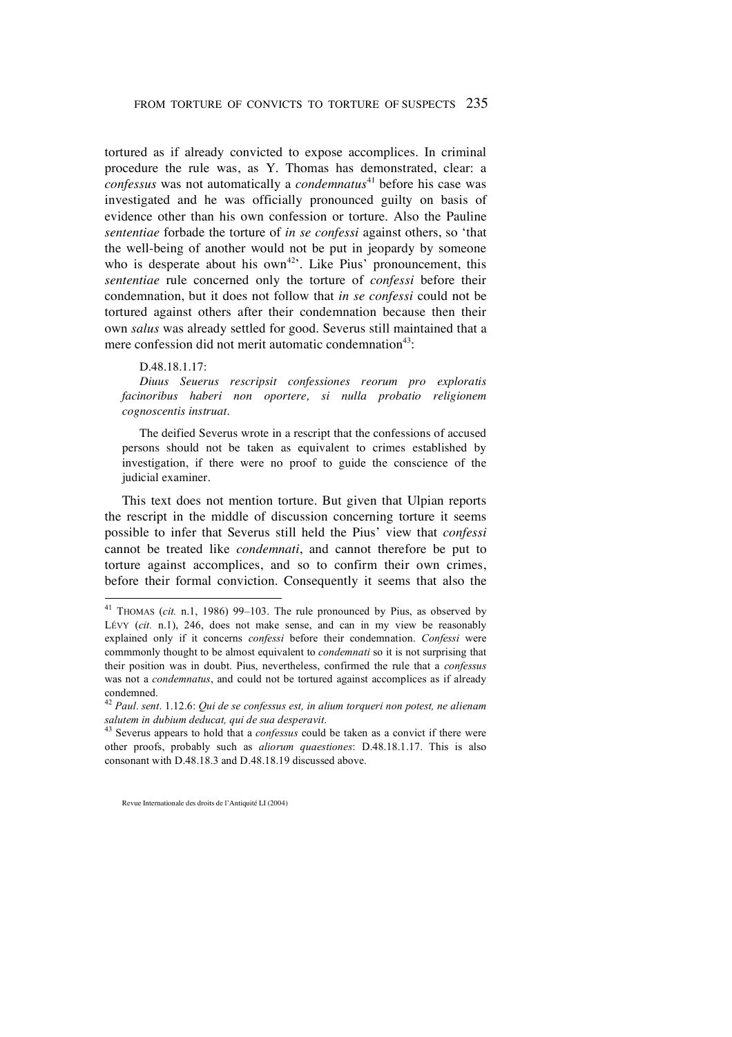tortured as if already convicted to expose accomplices. In criminal procedure the rule was, as Y. Thomas has demonstrated, clear: a *confessus* was not automatically a *condemnatus*[41] before his case was investigated and he was officially pronounced guilty on basis of evidence other than his own confession or torture. Also the Pauline *sententiae* forbade the torture of *in se confessi* against others, so 'that the well-being of another would not be put in jeopardy by someone who is desperate about his own[42]'. Like Pius' pronouncement, this *sententiae* rule concerned only the torture of *confessi* before their condemnation, but it does not follow that *in se confessi* could not be tortured against others after their condemnation because then their own *salus* was already settled for good. Severus still maintained that a mere confession did not merit automatic condemnation[43]:

> D.48.18.1.17:
>
> *Diuus Seuerus rescripsit confessiones reorum pro exploratis facinoribus haberi non oportere, si nulla probatio religionem cognoscentis instruat.*
>
> The deified Severus wrote in a rescript that the confessions of accused persons should not be taken as equivalent to crimes established by investigation, if there were no proof to guide the conscience of the judicial examiner.

This text does not mention torture. But given that Ulpian reports the rescript in the middle of discussion concerning torture it seems possible to infer that Severus still held the Pius' view that *confessi* cannot be treated like *condemnati*, and cannot therefore be put to torture against accomplices, and so to confirm their own crimes, before their formal conviction. Consequently it seems that also the

---

[41] Thomas (*cit.* n.1, 1986) 99–103. The rule pronounced by Pius, as observed by Lévy (*cit.* n.1), 246, does not make sense, and can in my view be reasonably explained only if it concerns *confessi* before their condemnation. *Confessi* were commmonly thought to be almost equivalent to *condemnati* so it is not surprising that their position was in doubt. Pius, nevertheless, confirmed the rule that a *confessus* was not a *condemnatus*, and could not be tortured against accomplices as if already condemned.

[42] *Paul. sent.* 1.12.6: *Qui de se confessus est, in alium torqueri non potest, ne alienam salutem in dubium deducat, qui de sua desperavit.*

[43] Severus appears to hold that a *confessus* could be taken as a convict if there were other proofs, probably such as *aliorum quaestiones*: D.48.18.1.17. This is also consonant with D.48.18.3 and D.48.18.19 discussed above.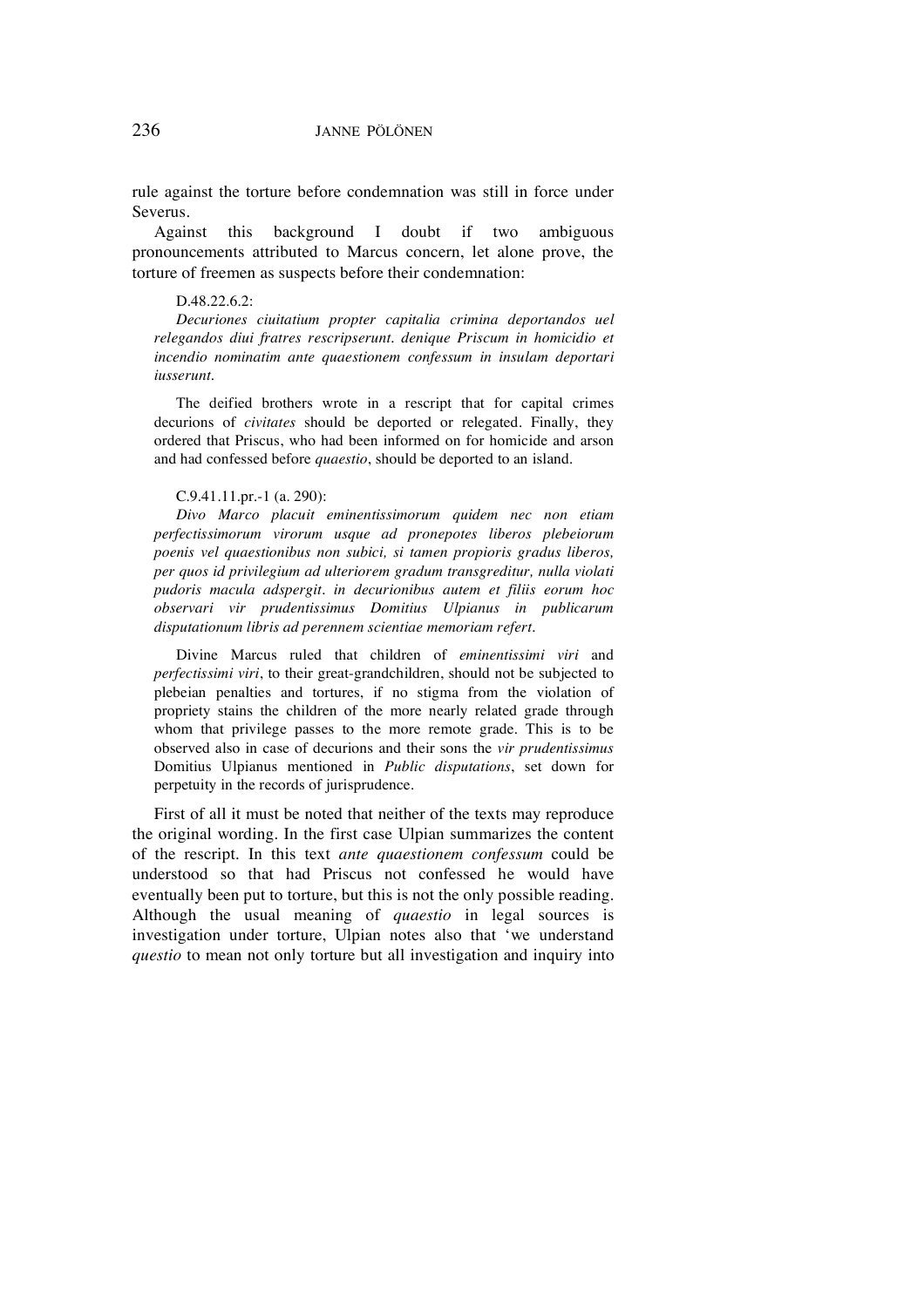rule against the torture before condemnation was still in force under Severus.

Against this background I doubt if two ambiguous pronouncements attributed to Marcus concern, let alone prove, the torture of freemen as suspects before their condemnation:

> D.48.22.6.2:
>
> *Decuriones ciuitatium propter capitalia crimina deportandos uel relegandos diui fratres rescripserunt. denique Priscum in homicidio et incendio nominatim ante quaestionem confessum in insulam deportari iusserunt.*
>
> The deified brothers wrote in a rescript that for capital crimes decurions of *civitates* should be deported or relegated. Finally, they ordered that Priscus, who had been informed on for homicide and arson and had confessed before *quaestio*, should be deported to an island.

> C.9.41.11.pr.-1 (a. 290):
>
> *Divo Marco placuit eminentissimorum quidem nec non etiam perfectissimorum virorum usque ad pronepotes liberos plebeiorum poenis vel quaestionibus non subici, si tamen propioris gradus liberos, per quos id privilegium ad ulteriorem gradum transgreditur, nulla violati pudoris macula adspergit. in decurionibus autem et filiis eorum hoc observari vir prudentissimus Domitius Ulpianus in publicarum disputationum libris ad perennem scientiae memoriam refert.*
>
> Divine Marcus ruled that children of *eminentissimi viri* and *perfectissimi viri*, to their great-grandchildren, should not be subjected to plebeian penalties and tortures, if no stigma from the violation of propriety stains the children of the more nearly related grade through whom that privilege passes to the more remote grade. This is to be observed also in case of decurions and their sons the *vir prudentissimus* Domitius Ulpianus mentioned in *Public disputations*, set down for perpetuity in the records of jurisprudence.

First of all it must be noted that neither of the texts may reproduce the original wording. In the first case Ulpian summarizes the content of the rescript. In this text *ante quaestionem confessum* could be understood so that had Priscus not confessed he would have eventually been put to torture, but this is not the only possible reading. Although the usual meaning of *quaestio* in legal sources is investigation under torture, Ulpian notes also that 'we understand *questio* to mean not only torture but all investigation and inquiry into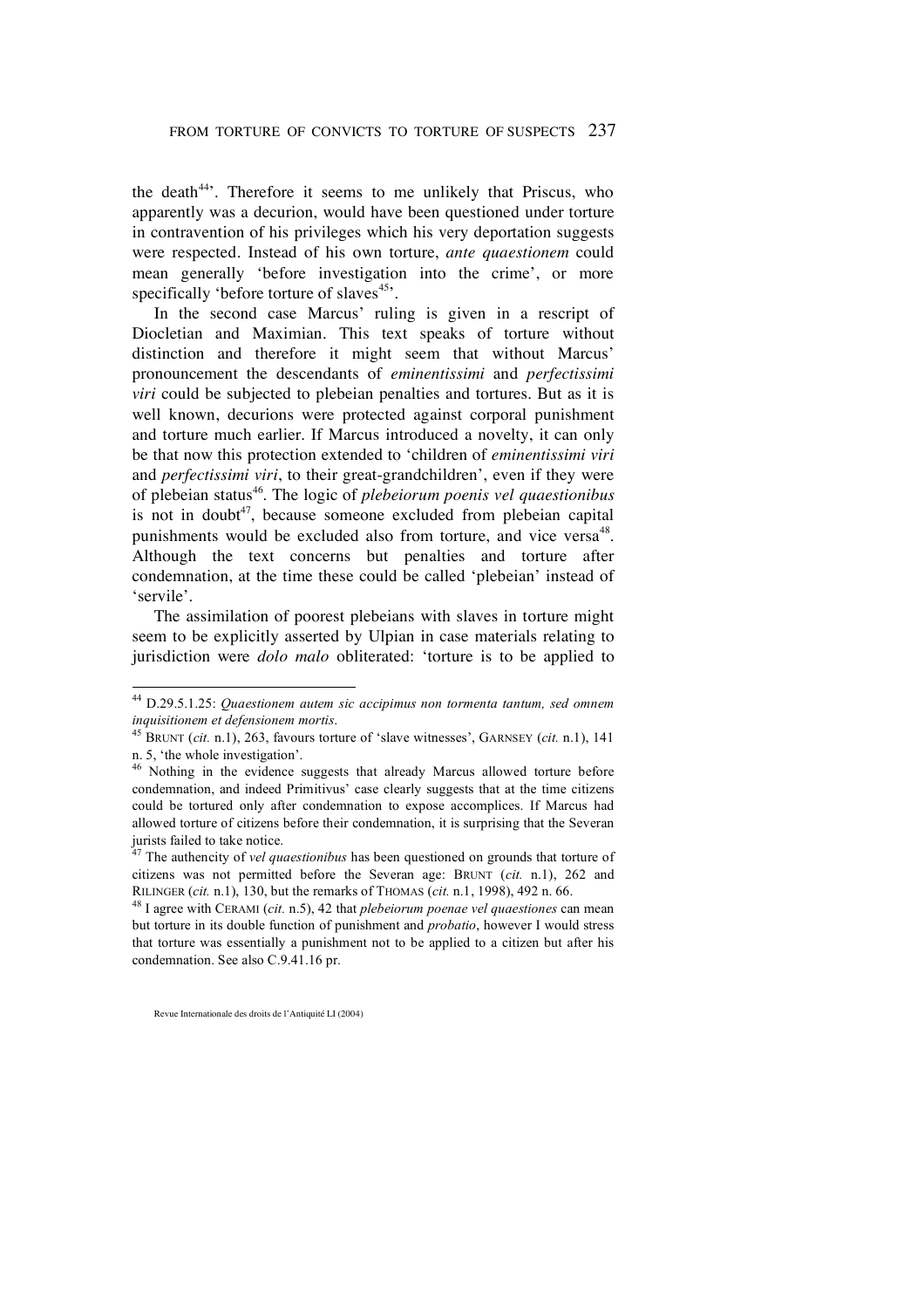the death[44]'. Therefore it seems to me unlikely that Priscus, who apparently was a decurion, would have been questioned under torture in contravention of his privileges which his very deportation suggests were respected. Instead of his own torture, *ante quaestionem* could mean generally 'before investigation into the crime', or more specifically 'before torture of slaves[45]'.

In the second case Marcus' ruling is given in a rescript of Diocletian and Maximian. This text speaks of torture without distinction and therefore it might seem that without Marcus' pronouncement the descendants of *eminentissimi* and *perfectissimi viri* could be subjected to plebeian penalties and tortures. But as it is well known, decurions were protected against corporal punishment and torture much earlier. If Marcus introduced a novelty, it can only be that now this protection extended to 'children of *eminentissimi viri* and *perfectissimi viri*, to their great-grandchildren', even if they were of plebeian status[46]. The logic of *plebeiorum poenis vel quaestionibus* is not in doubt[47], because someone excluded from plebeian capital punishments would be excluded also from torture, and vice versa[48]. Although the text concerns but penalties and torture after condemnation, at the time these could be called 'plebeian' instead of 'servile'.

The assimilation of poorest plebeians with slaves in torture might seem to be explicitly asserted by Ulpian in case materials relating to jurisdiction were *dolo malo* obliterated: 'torture is to be applied to

---

[44] D.29.5.1.25: *Quaestionem autem sic accipimus non tormenta tantum, sed omnem inquisitionem et defensionem mortis*.

[45] BRUNT (*cit.* n.1), 263, favours torture of 'slave witnesses', GARNSEY (*cit.* n.1), 141 n. 5, 'the whole investigation'.

[46] Nothing in the evidence suggests that already Marcus allowed torture before condemnation, and indeed Primitivus' case clearly suggests that at the time citizens could be tortured only after condemnation to expose accomplices. If Marcus had allowed torture of citizens before their condemnation, it is surprising that the Severan jurists failed to take notice.

[47] The authencity of *vel quaestionibus* has been questioned on grounds that torture of citizens was not permitted before the Severan age: BRUNT (*cit.* n.1), 262 and RILINGER (*cit.* n.1), 130, but the remarks of THOMAS (*cit.* n.1, 1998), 492 n. 66.

[48] I agree with CERAMI (*cit.* n.5), 42 that *plebeiorum poenae vel quaestiones* can mean but torture in its double function of punishment and *probatio*, however I would stress that torture was essentially a punishment not to be applied to a citizen but after his condemnation. See also C.9.41.16 pr.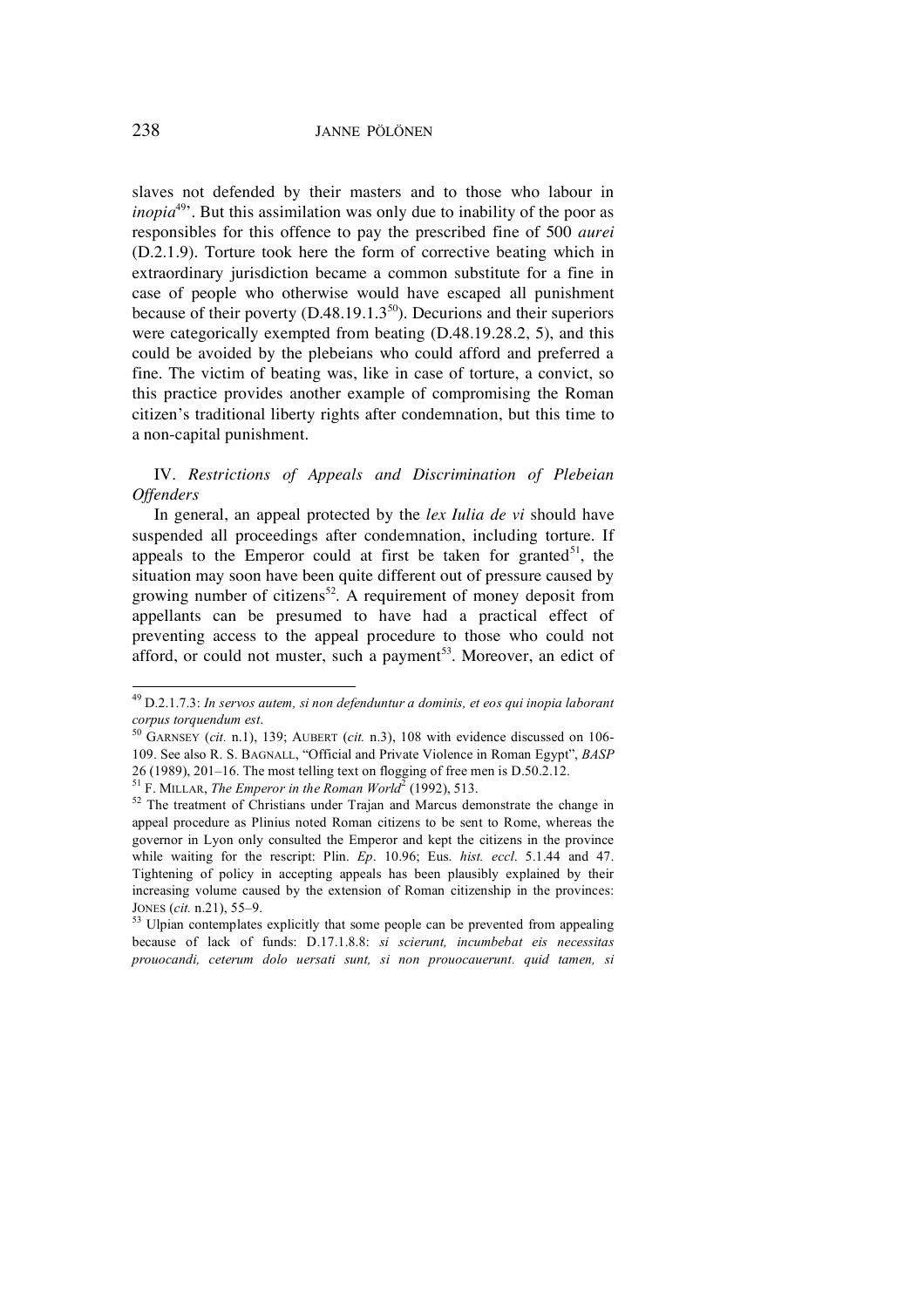slaves not defended by their masters and to those who labour in *inopia*[49]'. But this assimilation was only due to inability of the poor as responsibles for this offence to pay the prescribed fine of 500 *aurei* (D.2.1.9). Torture took here the form of corrective beating which in extraordinary jurisdiction became a common substitute for a fine in case of people who otherwise would have escaped all punishment because of their poverty (D.48.19.1.3[50]). Decurions and their superiors were categorically exempted from beating (D.48.19.28.2, 5), and this could be avoided by the plebeians who could afford and preferred a fine. The victim of beating was, like in case of torture, a convict, so this practice provides another example of compromising the Roman citizen's traditional liberty rights after condemnation, but this time to a non-capital punishment.

IV. *Restrictions of Appeals and Discrimination of Plebeian Offenders*

In general, an appeal protected by the *lex Iulia de vi* should have suspended all proceedings after condemnation, including torture. If appeals to the Emperor could at first be taken for granted[51], the situation may soon have been quite different out of pressure caused by growing number of citizens[52]. A requirement of money deposit from appellants can be presumed to have had a practical effect of preventing access to the appeal procedure to those who could not afford, or could not muster, such a payment[53]. Moreover, an edict of

---

[49] D.2.1.7.3: *In servos autem, si non defenduntur a dominis, et eos qui inopia laborant corpus torquendum est*.

[50] GARNSEY (*cit.* n.1), 139; AUBERT (*cit.* n.3), 108 with evidence discussed on 106-109. See also R. S. BAGNALL, "Official and Private Violence in Roman Egypt", *BASP* 26 (1989), 201–16. The most telling text on flogging of free men is D.50.2.12.

[51] F. MILLAR, *The Emperor in the Roman World*² (1992), 513.

[52] The treatment of Christians under Trajan and Marcus demonstrate the change in appeal procedure as Plinius noted Roman citizens to be sent to Rome, whereas the governor in Lyon only consulted the Emperor and kept the citizens in the province while waiting for the rescript: Plin. *Ep*. 10.96; Eus. *hist. eccl*. 5.1.44 and 47. Tightening of policy in accepting appeals has been plausibly explained by their increasing volume caused by the extension of Roman citizenship in the provinces: JONES (*cit.* n.21), 55–9.

[53] Ulpian contemplates explicitly that some people can be prevented from appealing because of lack of funds: D.17.1.8.8: *si scierunt, incumbebat eis necessitas prouocandi, ceterum dolo uersati sunt, si non prouocauerunt. quid tamen, si*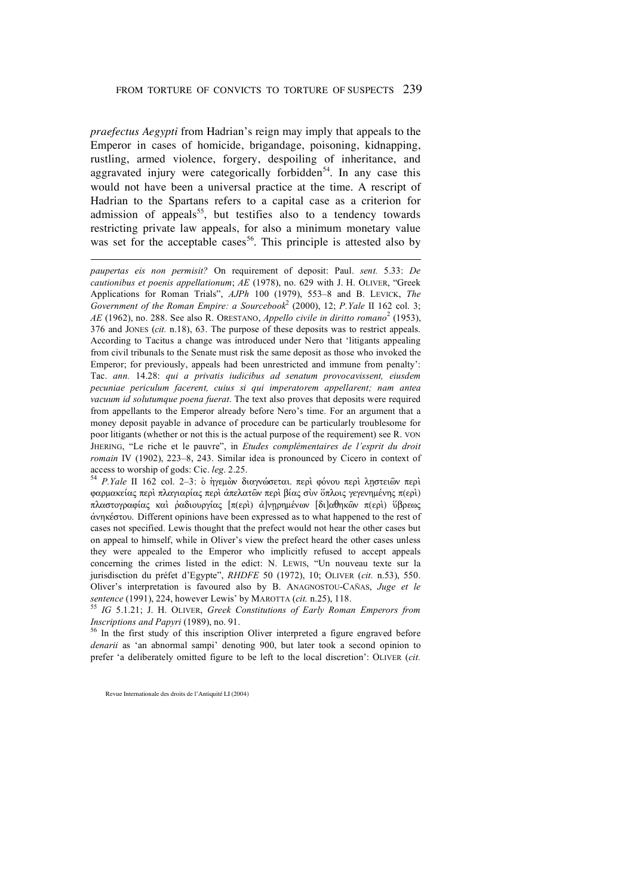*praefectus Aegypti* from Hadrian's reign may imply that appeals to the Emperor in cases of homicide, brigandage, poisoning, kidnapping, rustling, armed violence, forgery, despoiling of inheritance, and aggravated injury were categorically forbidden[54]. In any case this would not have been a universal practice at the time. A rescript of Hadrian to the Spartans refers to a capital case as a criterion for admission of appeals[55], but testifies also to a tendency towards restricting private law appeals, for also a minimum monetary value was set for the acceptable cases[56]. This principle is attested also by

---

*paupertas eis non permisit?* On requirement of deposit: Paul. *sent.* 5.33: *De cautionibus et poenis appellationum*; *AE* (1978), no. 629 with J. H. OLIVER, "Greek Applications for Roman Trials", *AJPh* 100 (1979), 553–8 and B. LEVICK, *The Government of the Roman Empire: a Sourcebook*² (2000), 12; *P.Yale* II 162 col. 3; *AE* (1962), no. 288. See also R. ORESTANO, *Appello civile in diritto romano*² (1953), 376 and JONES (*cit.* n.18), 63. The purpose of these deposits was to restrict appeals. According to Tacitus a change was introduced under Nero that 'litigants appealing from civil tribunals to the Senate must risk the same deposit as those who invoked the Emperor; for previously, appeals had been unrestricted and immune from penalty': Tac. *ann.* 14.28: *qui a privatis iudicibus ad senatum provocavissent, eiusdem pecuniae periculum facerent, cuius si qui imperatorem appellarent; nam antea vacuum id solutumque poena fuerat*. The text also proves that deposits were required from appellants to the Emperor already before Nero's time. For an argument that a money deposit payable in advance of procedure can be particularly troublesome for poor litigants (whether or not this is the actual purpose of the requirement) see R. VON JHERING, "Le riche et le pauvre", in *Etudes complémentaires de l'esprit du droit romain* IV (1902), 223–8, 243. Similar idea is pronounced by Cicero in context of access to worship of gods: Cic. *leg*. 2.25.

[54] *P.Yale* II 162 col. 2–3: ὁ ἡγεμὼν διαγνώσεται. περὶ φόνου περὶ ληστειῶν περὶ φαρμακείας περὶ πλαγιαρίας περὶ ἀπελατῶν περὶ βίας σὺν ὅπλοις γεγενημένης π(ερὶ) πλαστογραφίας καὶ ῥαδιουργίας [π(ερὶ) ἀ]νῃρημένων [δι]αθηκῶν π(ερὶ) ὕβρεως ἀνηκέστου. Different opinions have been expressed as to what happened to the rest of cases not specified. Lewis thought that the prefect would not hear the other cases but on appeal to himself, while in Oliver's view the prefect heard the other cases unless they were appealed to the Emperor who implicitly refused to accept appeals concerning the crimes listed in the edict: N. LEWIS, "Un nouveau texte sur la jurisdisction du préfet d'Egypte", *RHDFE* 50 (1972), 10; OLIVER (*cit.* n.53), 550. Oliver's interpretation is favoured also by B. ANAGNOSTOU-CAÑAS, *Juge et le sentence* (1991), 224, however Lewis' by MAROTTA (*cit.* n.25), 118.

[55] *IG* 5.1.21; J. H. OLIVER, *Greek Constitutions of Early Roman Emperors from Inscriptions and Papyri* (1989), no. 91.

[56] In the first study of this inscription Oliver interpreted a figure engraved before *denarii* as 'an abnormal sampi' denoting 900, but later took a second opinion to prefer 'a deliberately omitted figure to be left to the local discretion': OLIVER (*cit.*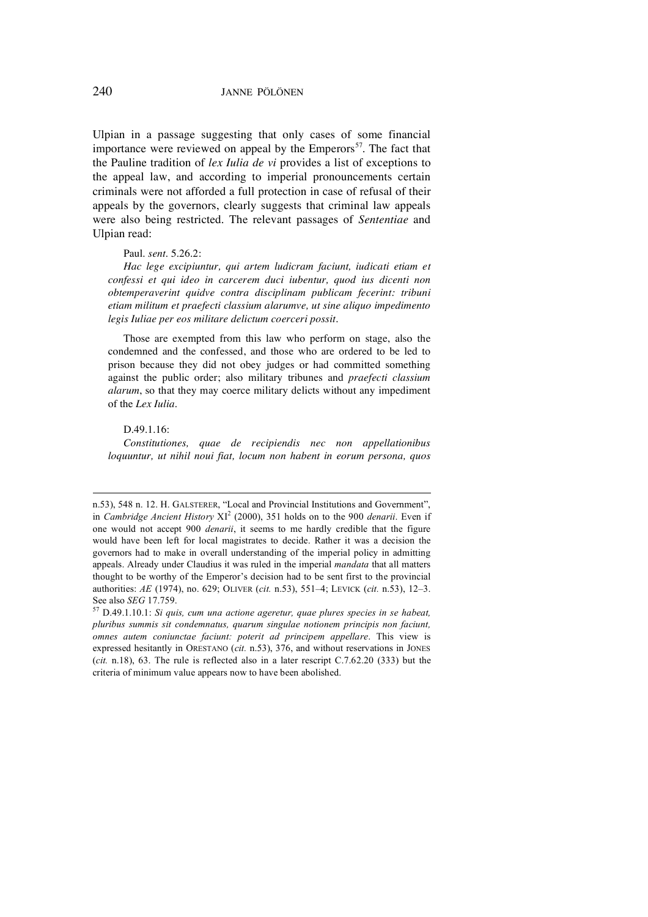Ulpian in a passage suggesting that only cases of some financial importance were reviewed on appeal by the Emperors[57]. The fact that the Pauline tradition of *lex Iulia de vi* provides a list of exceptions to the appeal law, and according to imperial pronouncements certain criminals were not afforded a full protection in case of refusal of their appeals by the governors, clearly suggests that criminal law appeals were also being restricted. The relevant passages of *Sententiae* and Ulpian read:

Paul. *sent*. 5.26.2:

*Hac lege excipiuntur, qui artem ludicram faciunt, iudicati etiam et confessi et qui ideo in carcerem duci iubentur, quod ius dicenti non obtemperaverint quidve contra disciplinam publicam fecerint: tribuni etiam militum et praefecti classium alarumve, ut sine aliquo impedimento legis Iuliae per eos militare delictum coerceri possit*.

Those are exempted from this law who perform on stage, also the condemned and the confessed, and those who are ordered to be led to prison because they did not obey judges or had committed something against the public order; also military tribunes and *praefecti classium alarum*, so that they may coerce military delicts without any impediment of the *Lex Iulia*.

D.49.1.16:

*Constitutiones, quae de recipiendis nec non appellationibus loquuntur, ut nihil noui fiat, locum non habent in eorum persona, quos*

---

n.53), 548 n. 12. H. GALSTERER, "Local and Provincial Institutions and Government", in *Cambridge Ancient History* XI$^2$ (2000), 351 holds on to the 900 *denarii*. Even if one would not accept 900 *denarii*, it seems to me hardly credible that the figure would have been left for local magistrates to decide. Rather it was a decision the governors had to make in overall understanding of the imperial policy in admitting appeals. Already under Claudius it was ruled in the imperial *mandata* that all matters thought to be worthy of the Emperor's decision had to be sent first to the provincial authorities: *AE* (1974), no. 629; OLIVER (*cit.* n.53), 551–4; LEVICK (*cit.* n.53), 12–3. See also *SEG* 17.759.

[57] D.49.1.10.1: *Si quis, cum una actione ageretur, quae plures species in se habeat, pluribus summis sit condemnatus, quarum singulae notionem principis non faciunt, omnes autem coniunctae faciunt: poterit ad principem appellare*. This view is expressed hesitantly in ORESTANO (*cit.* n.53), 376, and without reservations in JONES (*cit.* n.18), 63. The rule is reflected also in a later rescript C.7.62.20 (333) but the criteria of minimum value appears now to have been abolished.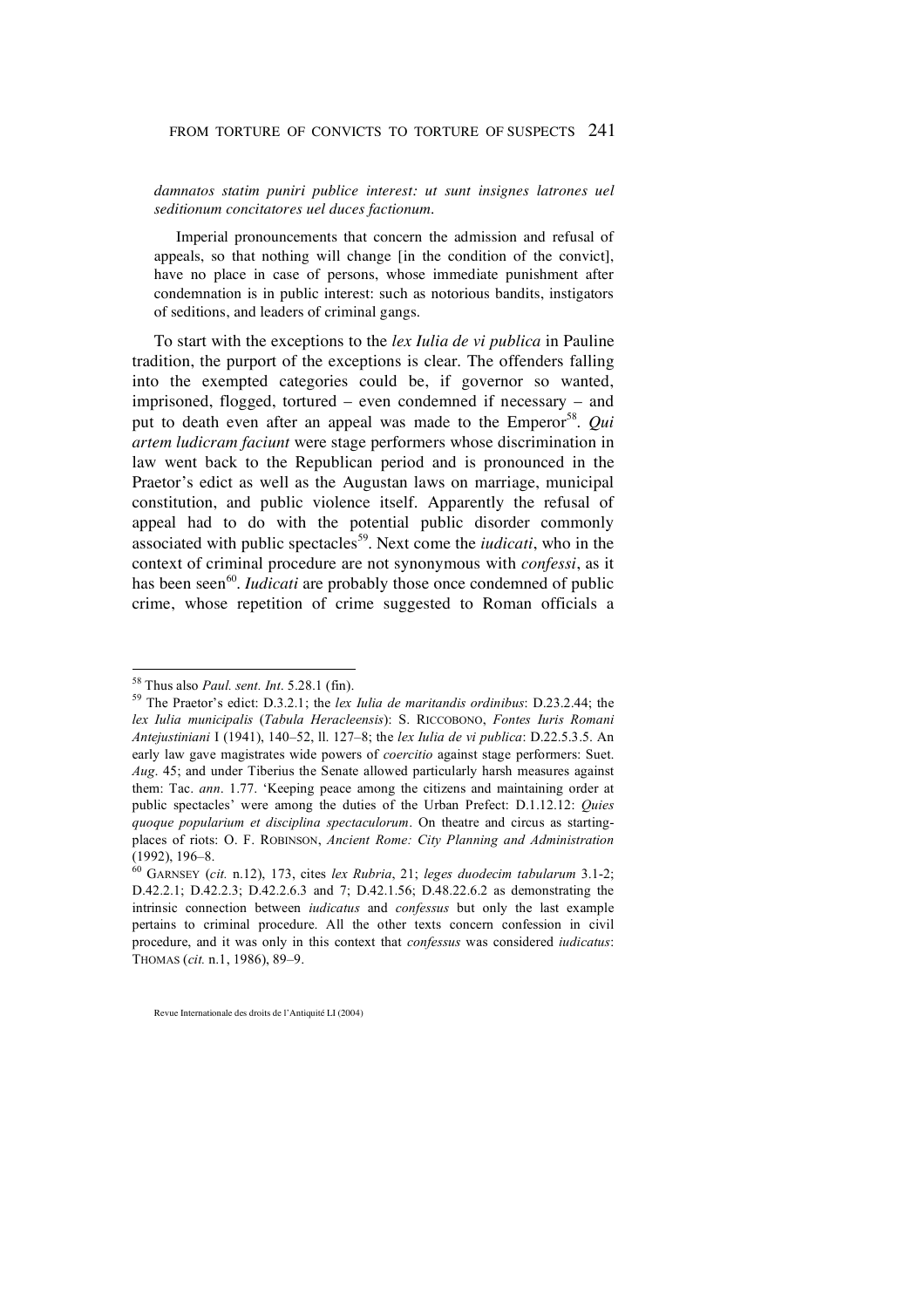*damnatos statim puniri publice interest: ut sunt insignes latrones uel seditionum concitatores uel duces factionum.*

> Imperial pronouncements that concern the admission and refusal of appeals, so that nothing will change [in the condition of the convict], have no place in case of persons, whose immediate punishment after condemnation is in public interest: such as notorious bandits, instigators of seditions, and leaders of criminal gangs.

To start with the exceptions to the *lex Iulia de vi publica* in Pauline tradition, the purport of the exceptions is clear. The offenders falling into the exempted categories could be, if governor so wanted, imprisoned, flogged, tortured – even condemned if necessary – and put to death even after an appeal was made to the Emperor[58]. *Qui artem ludicram faciunt* were stage performers whose discrimination in law went back to the Republican period and is pronounced in the Praetor's edict as well as the Augustan laws on marriage, municipal constitution, and public violence itself. Apparently the refusal of appeal had to do with the potential public disorder commonly associated with public spectacles[59]. Next come the *iudicati*, who in the context of criminal procedure are not synonymous with *confessi*, as it has been seen[60]. *Iudicati* are probably those once condemned of public crime, whose repetition of crime suggested to Roman officials a

---

[58] Thus also *Paul. sent. Int*. 5.28.1 (fin).

[59] The Praetor's edict: D.3.2.1; the *lex Iulia de maritandis ordinibus*: D.23.2.44; the *lex Iulia municipalis* (*Tabula Heracleensis*): S. RICCOBONO, *Fontes Iuris Romani Antejustiniani* I (1941), 140–52, ll. 127–8; the *lex Iulia de vi publica*: D.22.5.3.5. An early law gave magistrates wide powers of *coercitio* against stage performers: Suet. *Aug*. 45; and under Tiberius the Senate allowed particularly harsh measures against them: Tac. *ann*. 1.77. 'Keeping peace among the citizens and maintaining order at public spectacles' were among the duties of the Urban Prefect: D.1.12.12: *Quies quoque popularium et disciplina spectaculorum*. On theatre and circus as starting-places of riots: O. F. ROBINSON, *Ancient Rome: City Planning and Administration* (1992), 196–8.

[60] GARNSEY (*cit.* n.12), 173, cites *lex Rubria*, 21; *leges duodecim tabularum* 3.1-2; D.42.2.1; D.42.2.3; D.42.2.6.3 and 7; D.42.1.56; D.48.22.6.2 as demonstrating the intrinsic connection between *iudicatus* and *confessus* but only the last example pertains to criminal procedure. All the other texts concern confession in civil procedure, and it was only in this context that *confessus* was considered *iudicatus*: THOMAS (*cit.* n.1, 1986), 89–9.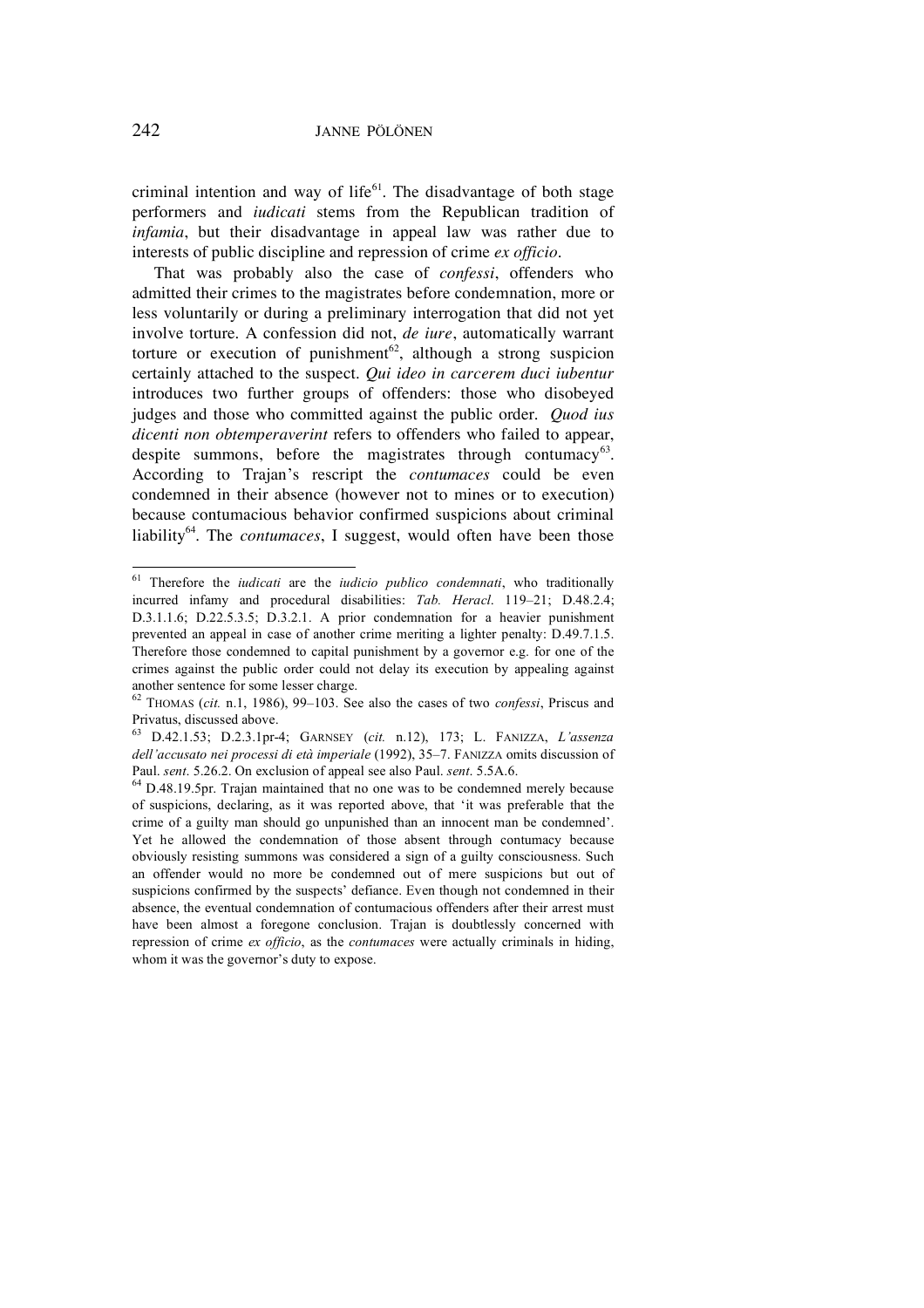criminal intention and way of life[61]. The disadvantage of both stage performers and *iudicati* stems from the Republican tradition of *infamia*, but their disadvantage in appeal law was rather due to interests of public discipline and repression of crime *ex officio*.

That was probably also the case of *confessi*, offenders who admitted their crimes to the magistrates before condemnation, more or less voluntarily or during a preliminary interrogation that did not yet involve torture. A confession did not, *de iure*, automatically warrant torture or execution of punishment[62], although a strong suspicion certainly attached to the suspect. *Qui ideo in carcerem duci iubentur* introduces two further groups of offenders: those who disobeyed judges and those who committed against the public order. *Quod ius dicenti non obtemperaverint* refers to offenders who failed to appear, despite summons, before the magistrates through contumacy[63]. According to Trajan's rescript the *contumaces* could be even condemned in their absence (however not to mines or to execution) because contumacious behavior confirmed suspicions about criminal liability[64]. The *contumaces*, I suggest, would often have been those

---

[61] Therefore the *iudicati* are the *iudicio publico condemnati*, who traditionally incurred infamy and procedural disabilities: *Tab. Heracl*. 119–21; D.48.2.4; D.3.1.1.6; D.22.5.3.5; D.3.2.1. A prior condemnation for a heavier punishment prevented an appeal in case of another crime meriting a lighter penalty: D.49.7.1.5. Therefore those condemned to capital punishment by a governor e.g. for one of the crimes against the public order could not delay its execution by appealing against another sentence for some lesser charge.

[62] THOMAS (*cit.* n.1, 1986), 99–103. See also the cases of two *confessi*, Priscus and Privatus, discussed above.

[63] D.42.1.53; D.2.3.1pr-4; GARNSEY (*cit.* n.12), 173; L. FANIZZA, *L'assenza dell'accusato nei processi di età imperiale* (1992), 35–7. FANIZZA omits discussion of Paul. *sent*. 5.26.2. On exclusion of appeal see also Paul. *sent*. 5.5A.6.

[64] D.48.19.5pr. Trajan maintained that no one was to be condemned merely because of suspicions, declaring, as it was reported above, that 'it was preferable that the crime of a guilty man should go unpunished than an innocent man be condemned'. Yet he allowed the condemnation of those absent through contumacy because obviously resisting summons was considered a sign of a guilty consciousness. Such an offender would no more be condemned out of mere suspicions but out of suspicions confirmed by the suspects' defiance. Even though not condemned in their absence, the eventual condemnation of contumacious offenders after their arrest must have been almost a foregone conclusion. Trajan is doubtlessly concerned with repression of crime *ex officio*, as the *contumaces* were actually criminals in hiding, whom it was the governor's duty to expose.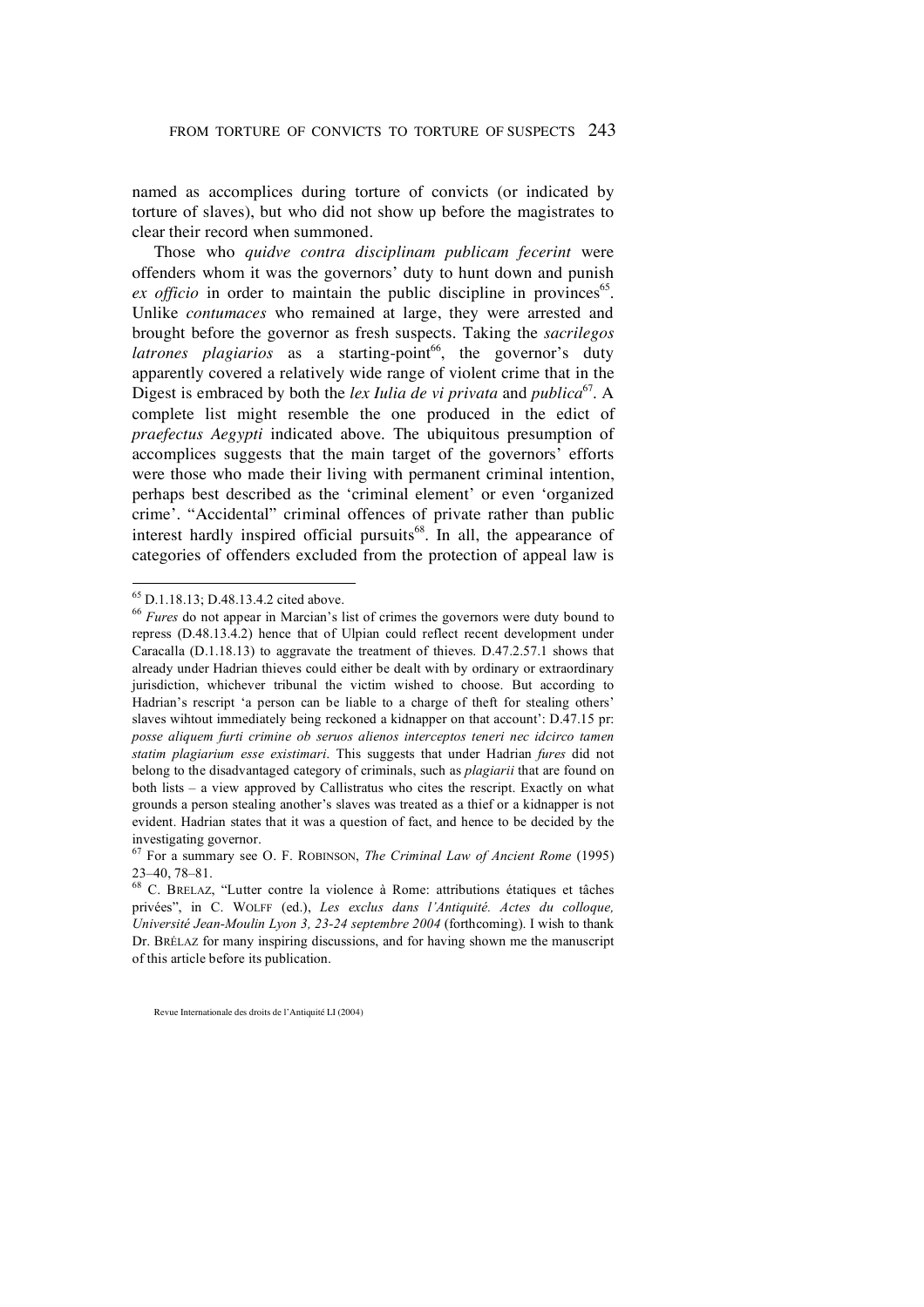named as accomplices during torture of convicts (or indicated by torture of slaves), but who did not show up before the magistrates to clear their record when summoned.

Those who *quidve contra disciplinam publicam fecerint* were offenders whom it was the governors' duty to hunt down and punish *ex officio* in order to maintain the public discipline in provinces[65]. Unlike *contumaces* who remained at large, they were arrested and brought before the governor as fresh suspects. Taking the *sacrilegos latrones plagiarios* as a starting-point[66], the governor's duty apparently covered a relatively wide range of violent crime that in the Digest is embraced by both the *lex Iulia de vi privata* and *publica*[67]. A complete list might resemble the one produced in the edict of *praefectus Aegypti* indicated above. The ubiquitous presumption of accomplices suggests that the main target of the governors' efforts were those who made their living with permanent criminal intention, perhaps best described as the 'criminal element' or even 'organized crime'. "Accidental" criminal offences of private rather than public interest hardly inspired official pursuits[68]. In all, the appearance of categories of offenders excluded from the protection of appeal law is

---

[65] D.1.18.13; D.48.13.4.2 cited above.

[66] *Fures* do not appear in Marcian's list of crimes the governors were duty bound to repress (D.48.13.4.2) hence that of Ulpian could reflect recent development under Caracalla (D.1.18.13) to aggravate the treatment of thieves. D.47.2.57.1 shows that already under Hadrian thieves could either be dealt with by ordinary or extraordinary jurisdiction, whichever tribunal the victim wished to choose. But according to Hadrian's rescript 'a person can be liable to a charge of theft for stealing others' slaves wihtout immediately being reckoned a kidnapper on that account': D.47.15 pr: *posse aliquem furti crimine ob seruos alienos interceptos teneri nec idcirco tamen statim plagiarium esse existimari*. This suggests that under Hadrian *fures* did not belong to the disadvantaged category of criminals, such as *plagiarii* that are found on both lists – a view approved by Callistratus who cites the rescript. Exactly on what grounds a person stealing another's slaves was treated as a thief or a kidnapper is not evident. Hadrian states that it was a question of fact, and hence to be decided by the investigating governor.

[67] For a summary see O. F. ROBINSON, *The Criminal Law of Ancient Rome* (1995) 23–40, 78–81.

[68] C. BRELAZ, "Lutter contre la violence à Rome: attributions étatiques et tâches privées", in C. WOLFF (ed.), *Les exclus dans l'Antiquité. Actes du colloque, Université Jean-Moulin Lyon 3, 23-24 septembre 2004* (forthcoming). I wish to thank Dr. BRÉLAZ for many inspiring discussions, and for having shown me the manuscript of this article before its publication.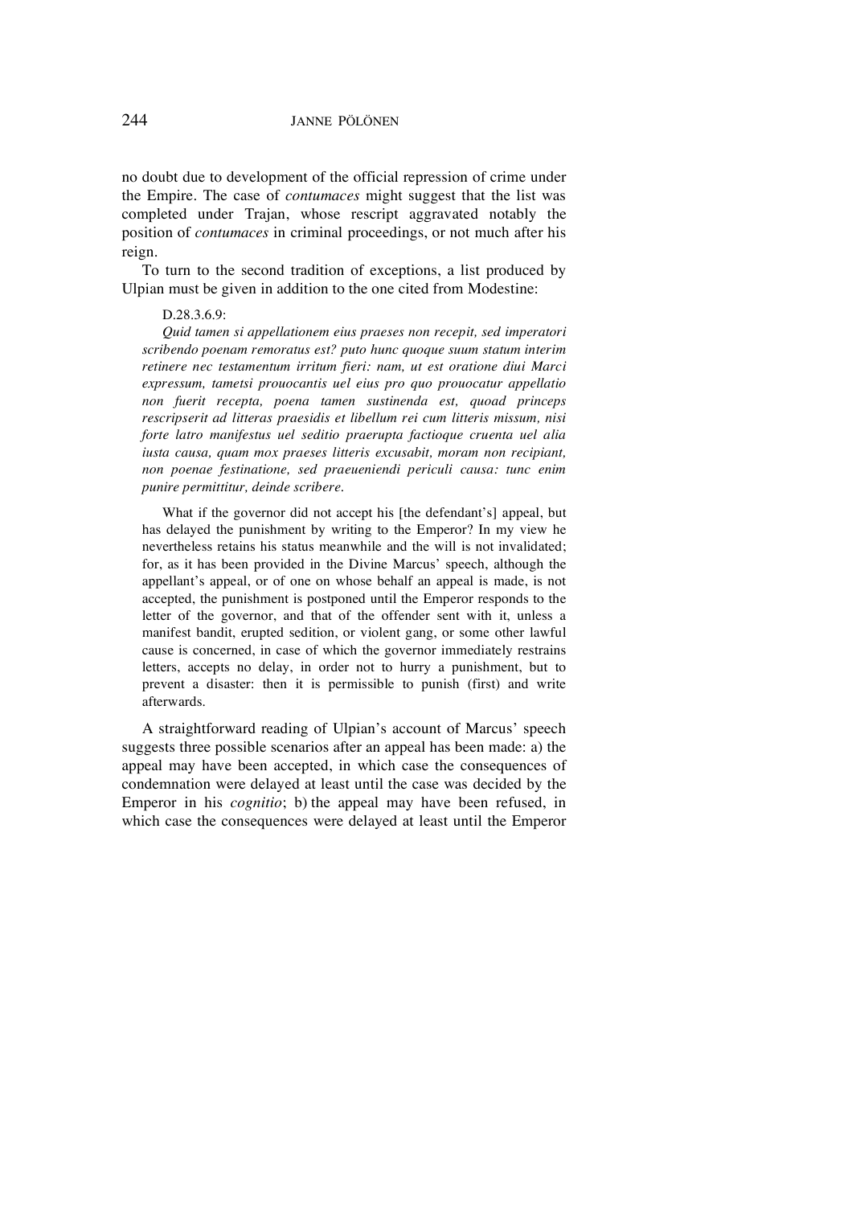no doubt due to development of the official repression of crime under the Empire. The case of *contumaces* might suggest that the list was completed under Trajan, whose rescript aggravated notably the position of *contumaces* in criminal proceedings, or not much after his reign.

To turn to the second tradition of exceptions, a list produced by Ulpian must be given in addition to the one cited from Modestine:

> D.28.3.6.9:
>
> *Quid tamen si appellationem eius praeses non recepit, sed imperatori scribendo poenam remoratus est? puto hunc quoque suum statum interim retinere nec testamentum irritum fieri: nam, ut est oratione diui Marci expressum, tametsi prouocantis uel eius pro quo prouocatur appellatio non fuerit recepta, poena tamen sustinenda est, quoad princeps rescripserit ad litteras praesidis et libellum rei cum litteris missum, nisi forte latro manifestus uel seditio praerupta factioque cruenta uel alia iusta causa, quam mox praeses litteris excusabit, moram non recipiant, non poenae festinatione, sed praeueniendi periculi causa: tunc enim punire permittitur, deinde scribere.*
>
> What if the governor did not accept his [the defendant's] appeal, but has delayed the punishment by writing to the Emperor? In my view he nevertheless retains his status meanwhile and the will is not invalidated; for, as it has been provided in the Divine Marcus' speech, although the appellant's appeal, or of one on whose behalf an appeal is made, is not accepted, the punishment is postponed until the Emperor responds to the letter of the governor, and that of the offender sent with it, unless a manifest bandit, erupted sedition, or violent gang, or some other lawful cause is concerned, in case of which the governor immediately restrains letters, accepts no delay, in order not to hurry a punishment, but to prevent a disaster: then it is permissible to punish (first) and write afterwards.

A straightforward reading of Ulpian's account of Marcus' speech suggests three possible scenarios after an appeal has been made: a) the appeal may have been accepted, in which case the consequences of condemnation were delayed at least until the case was decided by the Emperor in his *cognitio*; b) the appeal may have been refused, in which case the consequences were delayed at least until the Emperor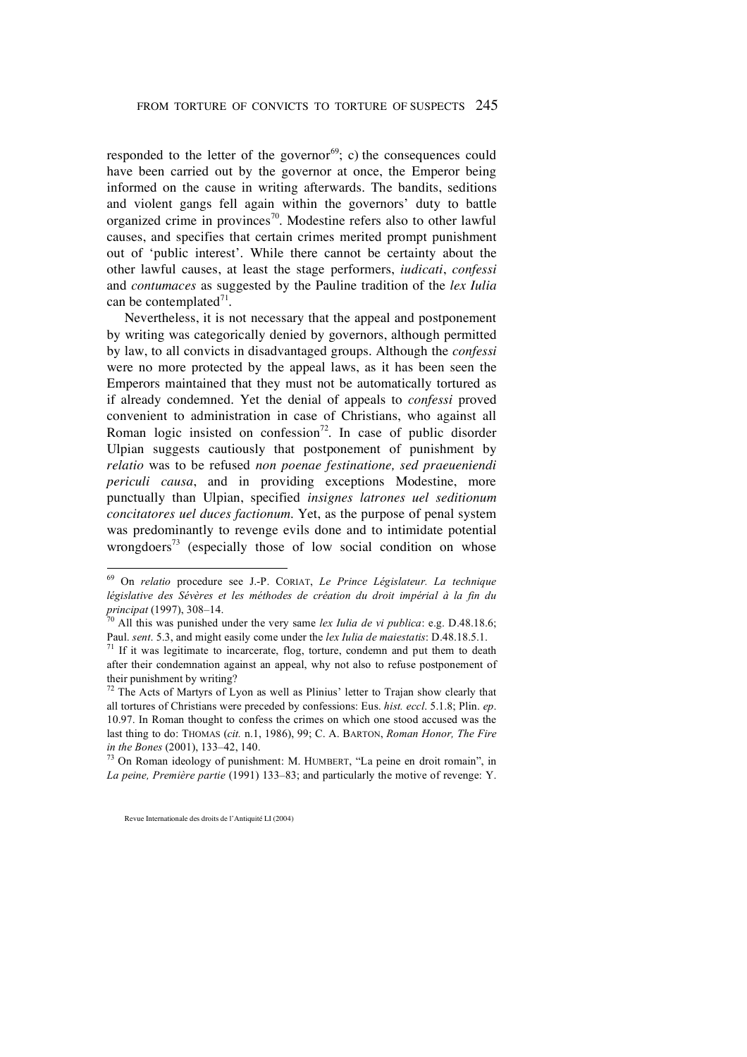responded to the letter of the governor[69]; c) the consequences could have been carried out by the governor at once, the Emperor being informed on the cause in writing afterwards. The bandits, seditions and violent gangs fell again within the governors' duty to battle organized crime in provinces[70]. Modestine refers also to other lawful causes, and specifies that certain crimes merited prompt punishment out of 'public interest'. While there cannot be certainty about the other lawful causes, at least the stage performers, *iudicati*, *confessi* and *contumaces* as suggested by the Pauline tradition of the *lex Iulia* can be contemplated[71].

Nevertheless, it is not necessary that the appeal and postponement by writing was categorically denied by governors, although permitted by law, to all convicts in disadvantaged groups. Although the *confessi* were no more protected by the appeal laws, as it has been seen the Emperors maintained that they must not be automatically tortured as if already condemned. Yet the denial of appeals to *confessi* proved convenient to administration in case of Christians, who against all Roman logic insisted on confession[72]. In case of public disorder Ulpian suggests cautiously that postponement of punishment by *relatio* was to be refused *non poenae festinatione, sed praeueniendi periculi causa*, and in providing exceptions Modestine, more punctually than Ulpian, specified *insignes latrones uel seditionum concitatores uel duces factionum*. Yet, as the purpose of penal system was predominantly to revenge evils done and to intimidate potential wrongdoers[73] (especially those of low social condition on whose

---

[69] On *relatio* procedure see J.-P. CORIAT, *Le Prince Législateur. La technique législative des Sévères et les méthodes de création du droit impérial à la fin du principat* (1997), 308–14.

[70] All this was punished under the very same *lex Iulia de vi publica*: e.g. D.48.18.6; Paul. *sent.* 5.3, and might easily come under the *lex Iulia de maiestatis*: D.48.18.5.1.

[71] If it was legitimate to incarcerate, flog, torture, condemn and put them to death after their condemnation against an appeal, why not also to refuse postponement of their punishment by writing?

[72] The Acts of Martyrs of Lyon as well as Plinius' letter to Trajan show clearly that all tortures of Christians were preceded by confessions: Eus. *hist. eccl*. 5.1.8; Plin. *ep*. 10.97. In Roman thought to confess the crimes on which one stood accused was the last thing to do: THOMAS (*cit.* n.1, 1986), 99; C. A. BARTON, *Roman Honor, The Fire in the Bones* (2001), 133–42, 140.

[73] On Roman ideology of punishment: M. HUMBERT, "La peine en droit romain", in *La peine, Première partie* (1991) 133–83; and particularly the motive of revenge: Y.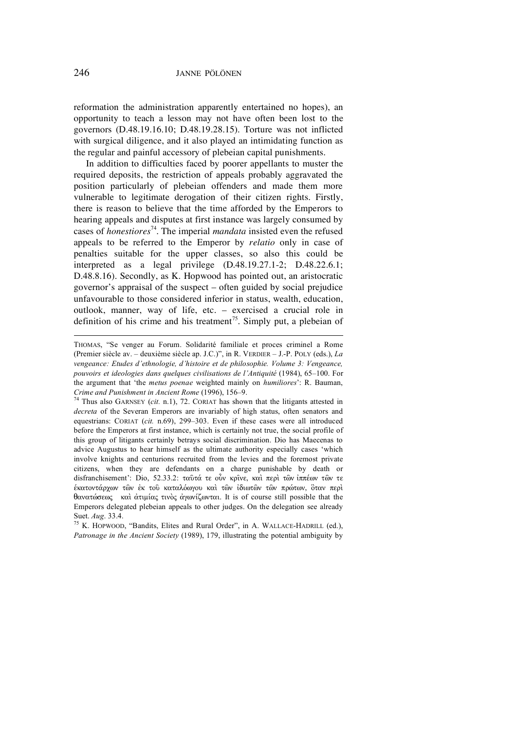reformation the administration apparently entertained no hopes), an opportunity to teach a lesson may not have often been lost to the governors (D.48.19.16.10; D.48.19.28.15). Torture was not inflicted with surgical diligence, and it also played an intimidating function as the regular and painful accessory of plebeian capital punishments.

In addition to difficulties faced by poorer appellants to muster the required deposits, the restriction of appeals probably aggravated the position particularly of plebeian offenders and made them more vulnerable to legitimate derogation of their citizen rights. Firstly, there is reason to believe that the time afforded by the Emperors to hearing appeals and disputes at first instance was largely consumed by cases of *honestiores*[74]. The imperial *mandata* insisted even the refused appeals to be referred to the Emperor by *relatio* only in case of penalties suitable for the upper classes, so also this could be interpreted as a legal privilege (D.48.19.27.1-2; D.48.22.6.1; D.48.8.16). Secondly, as K. Hopwood has pointed out, an aristocratic governor's appraisal of the suspect – often guided by social prejudice unfavourable to those considered inferior in status, wealth, education, outlook, manner, way of life, etc. – exercised a crucial role in definition of his crime and his treatment[75]. Simply put, a plebeian of

---

THOMAS, "Se venger au Forum. Solidarité familiale et proces criminel a Rome (Premier siècle av. – deuxième siècle ap. J.C.)", in R. VERDIER – J.-P. POLY (eds.), *La vengeance: Etudes d'ethnologie, d'histoire et de philosophie. Volume 3: Vengeance, pouvoirs et ideologies dans quelques civilisations de l'Antiquité* (1984), 65–100. For the argument that 'the *metus poenae* weighted mainly on *humiliores*': R. Bauman, *Crime and Punishment in Ancient Rome* (1996), 156–9.

[74] Thus also GARNSEY (*cit.* n.1), 72. CORIAT has shown that the litigants attested in *decreta* of the Severan Emperors are invariably of high status, often senators and equestrians: CORIAT (*cit.* n.69), 299–303. Even if these cases were all introduced before the Emperors at first instance, which is certainly not true, the social profile of this group of litigants certainly betrays social discrimination. Dio has Maecenas to advice Augustus to hear himself as the ultimate authority especially cases 'which involve knights and centurions recruited from the levies and the foremost private citizens, when they are defendants on a charge punishable by death or disfranchisement': Dio, 52.33.2: ταῦτά τε οὖν κρῖνε, καὶ περὶ τῶν ἱππέων τῶν τε ἑκατοντάρχων τῶν ἐκ τοῦ καταλόγου καὶ τῶν ἰδιωτῶν τῶν πρώτων, ὅταν περὶ θανατώσεως καὶ ἀτιμίας τινὸς ἀγωνίζωνται. It is of course still possible that the Emperors delegated plebeian appeals to other judges. On the delegation see already Suet. *Aug.* 33.4.

[75] K. HOPWOOD, "Bandits, Elites and Rural Order", in A. WALLACE-HADRILL (ed.), *Patronage in the Ancient Society* (1989), 179, illustrating the potential ambiguity by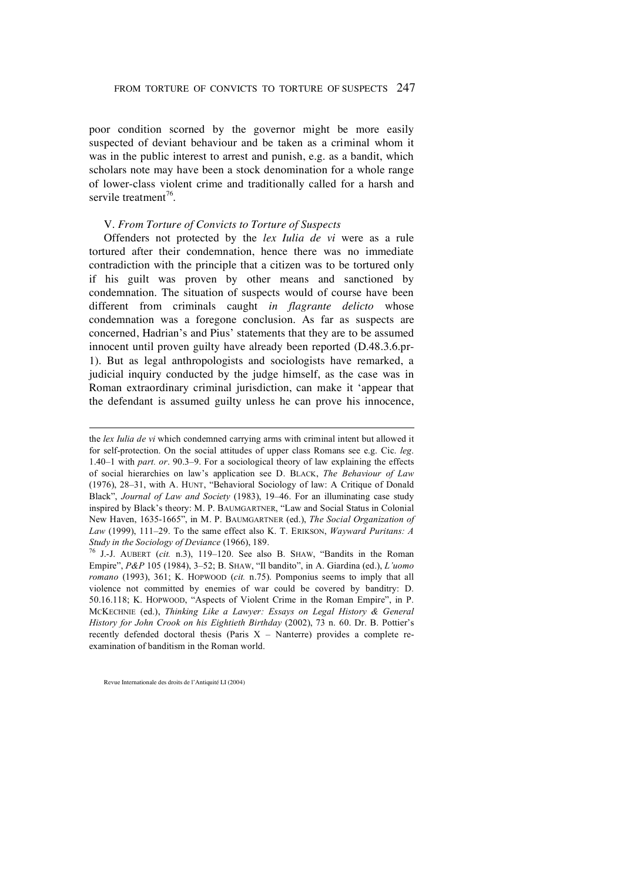poor condition scorned by the governor might be more easily suspected of deviant behaviour and be taken as a criminal whom it was in the public interest to arrest and punish, e.g. as a bandit, which scholars note may have been a stock denomination for a whole range of lower-class violent crime and traditionally called for a harsh and servile treatment[76].

### V. *From Torture of Convicts to Torture of Suspects*

Offenders not protected by the *lex Iulia de vi* were as a rule tortured after their condemnation, hence there was no immediate contradiction with the principle that a citizen was to be tortured only if his guilt was proven by other means and sanctioned by condemnation. The situation of suspects would of course have been different from criminals caught *in flagrante delicto* whose condemnation was a foregone conclusion. As far as suspects are concerned, Hadrian's and Pius' statements that they are to be assumed innocent until proven guilty have already been reported (D.48.3.6.pr-1). But as legal anthropologists and sociologists have remarked, a judicial inquiry conducted by the judge himself, as the case was in Roman extraordinary criminal jurisdiction, can make it 'appear that the defendant is assumed guilty unless he can prove his innocence,

---

the *lex Iulia de vi* which condemned carrying arms with criminal intent but allowed it for self-protection. On the social attitudes of upper class Romans see e.g. Cic. *leg*. 1.40–1 with *part. or*. 90.3–9. For a sociological theory of law explaining the effects of social hierarchies on law's application see D. BLACK, *The Behaviour of Law* (1976), 28–31, with A. HUNT, "Behavioral Sociology of law: A Critique of Donald Black", *Journal of Law and Society* (1983), 19–46. For an illuminating case study inspired by Black's theory: M. P. BAUMGARTNER, "Law and Social Status in Colonial New Haven, 1635-1665", in M. P. BAUMGARTNER (ed.), *The Social Organization of Law* (1999), 111–29. To the same effect also K. T. ERIKSON, *Wayward Puritans: A Study in the Sociology of Deviance* (1966), 189.

[76] J.-J. AUBERT (*cit.* n.3), 119–120. See also B. SHAW, "Bandits in the Roman Empire", *P&P* 105 (1984), 3–52; B. SHAW, "Il bandito", in A. Giardina (ed.), *L'uomo romano* (1993), 361; K. HOPWOOD (*cit.* n.75). Pomponius seems to imply that all violence not committed by enemies of war could be covered by banditry: D. 50.16.118; K. HOPWOOD, "Aspects of Violent Crime in the Roman Empire", in P. MCKECHNIE (ed.), *Thinking Like a Lawyer: Essays on Legal History & General History for John Crook on his Eightieth Birthday* (2002), 73 n. 60. Dr. B. Pottier's recently defended doctoral thesis (Paris X – Nanterre) provides a complete re-examination of banditism in the Roman world.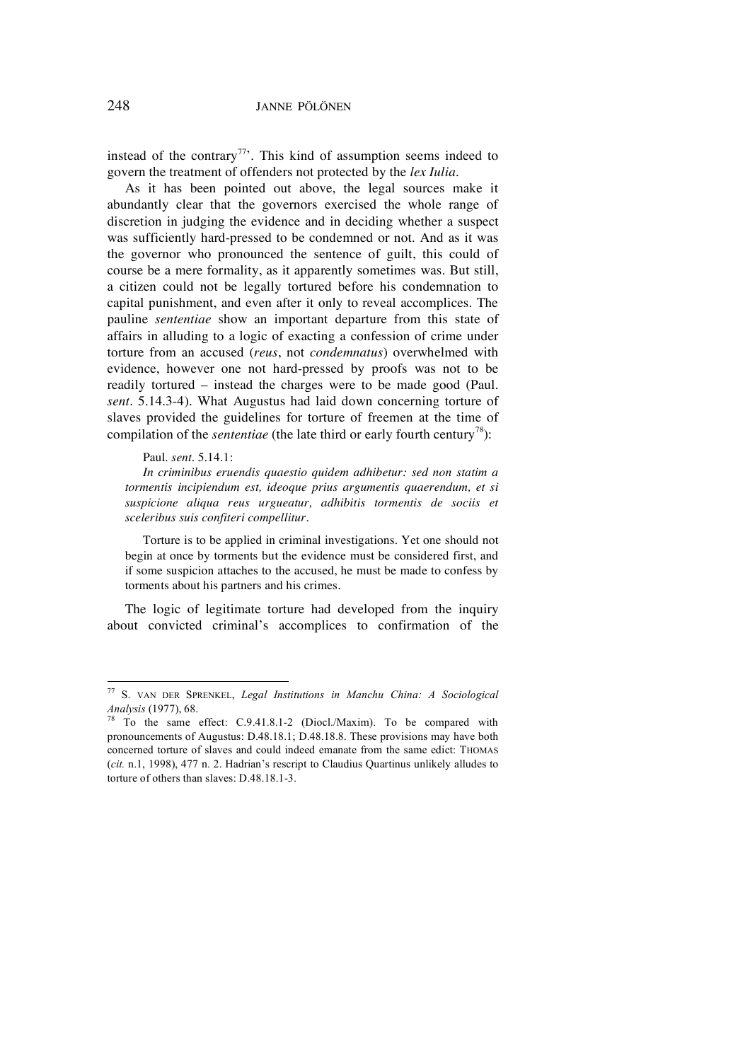instead of the contrary[77]'. This kind of assumption seems indeed to govern the treatment of offenders not protected by the *lex Iulia*.

As it has been pointed out above, the legal sources make it abundantly clear that the governors exercised the whole range of discretion in judging the evidence and in deciding whether a suspect was sufficiently hard-pressed to be condemned or not. And as it was the governor who pronounced the sentence of guilt, this could of course be a mere formality, as it apparently sometimes was. But still, a citizen could not be legally tortured before his condemnation to capital punishment, and even after it only to reveal accomplices. The pauline *sententiae* show an important departure from this state of affairs in alluding to a logic of exacting a confession of crime under torture from an accused (*reus*, not *condemnatus*) overwhelmed with evidence, however one not hard-pressed by proofs was not to be readily tortured – instead the charges were to be made good (Paul. *sent*. 5.14.3-4). What Augustus had laid down concerning torture of slaves provided the guidelines for torture of freemen at the time of compilation of the *sententiae* (the late third or early fourth century[78]):

> Paul. *sent*. 5.14.1:
>
> *In criminibus eruendis quaestio quidem adhibetur: sed non statim a tormentis incipiendum est, ideoque prius argumentis quaerendum, et si suspicione aliqua reus urgueatur, adhibitis tormentis de sociis et sceleribus suis confiteri compellitur.*
>
> Torture is to be applied in criminal investigations. Yet one should not begin at once by torments but the evidence must be considered first, and if some suspicion attaches to the accused, he must be made to confess by torments about his partners and his crimes.

The logic of legitimate torture had developed from the inquiry about convicted criminal's accomplices to confirmation of the

---

[77] S. VAN DER SPRENKEL, *Legal Institutions in Manchu China: A Sociological Analysis* (1977), 68.

[78] To the same effect: C.9.41.8.1-2 (Diocl./Maxim). To be compared with pronouncements of Augustus: D.48.18.1; D.48.18.8. These provisions may have both concerned torture of slaves and could indeed emanate from the same edict: THOMAS (*cit.* n.1, 1998), 477 n. 2. Hadrian's rescript to Claudius Quartinus unlikely alludes to torture of others than slaves: D.48.18.1-3.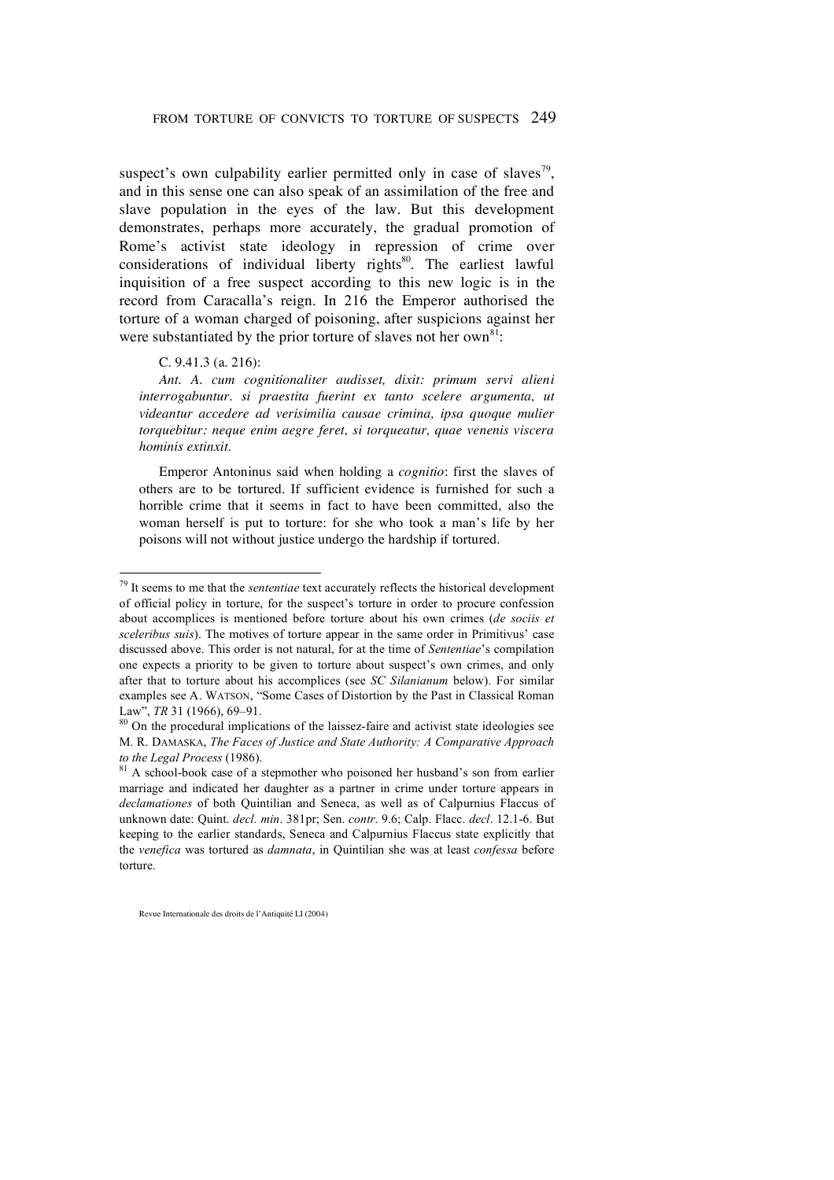suspect's own culpability earlier permitted only in case of slaves[79], and in this sense one can also speak of an assimilation of the free and slave population in the eyes of the law. But this development demonstrates, perhaps more accurately, the gradual promotion of Rome's activist state ideology in repression of crime over considerations of individual liberty rights[80]. The earliest lawful inquisition of a free suspect according to this new logic is in the record from Caracalla's reign. In 216 the Emperor authorised the torture of a woman charged of poisoning, after suspicions against her were substantiated by the prior torture of slaves not her own[81]:

> C. 9.41.3 (a. 216):
>
> *Ant. A. cum cognitionaliter audisset, dixit: primum servi alieni interrogabuntur. si praestita fuerint ex tanto scelere argumenta, ut videantur accedere ad verisimilia causae crimina, ipsa quoque mulier torquebitur: neque enim aegre feret, si torqueatur, quae venenis viscera hominis extinxit.*
>
> Emperor Antoninus said when holding a *cognitio*: first the slaves of others are to be tortured. If sufficient evidence is furnished for such a horrible crime that it seems in fact to have been committed, also the woman herself is put to torture: for she who took a man's life by her poisons will not without justice undergo the hardship if tortured.

---

[79] It seems to me that the *sententiae* text accurately reflects the historical development of official policy in torture, for the suspect's torture in order to procure confession about accomplices is mentioned before torture about his own crimes (*de sociis et sceleribus suis*). The motives of torture appear in the same order in Primitivus' case discussed above. This order is not natural, for at the time of *Sententiae*'s compilation one expects a priority to be given to torture about suspect's own crimes, and only after that to torture about his accomplices (see *SC Silanianum* below). For similar examples see A. WATSON, "Some Cases of Distortion by the Past in Classical Roman Law", *TR* 31 (1966), 69–91.

[80] On the procedural implications of the laissez-faire and activist state ideologies see M. R. DAMASKA, *The Faces of Justice and State Authority: A Comparative Approach to the Legal Process* (1986).

[81] A school-book case of a stepmother who poisoned her husband's son from earlier marriage and indicated her daughter as a partner in crime under torture appears in *declamationes* of both Quintilian and Seneca, as well as of Calpurnius Flaccus of unknown date: Quint. *decl. min*. 381pr; Sen. *contr*. 9.6; Calp. Flacc. *decl*. 12.1-6. But keeping to the earlier standards, Seneca and Calpurnius Flaccus state explicitly that the *venefica* was tortured as *damnata*, in Quintilian she was at least *confessa* before torture.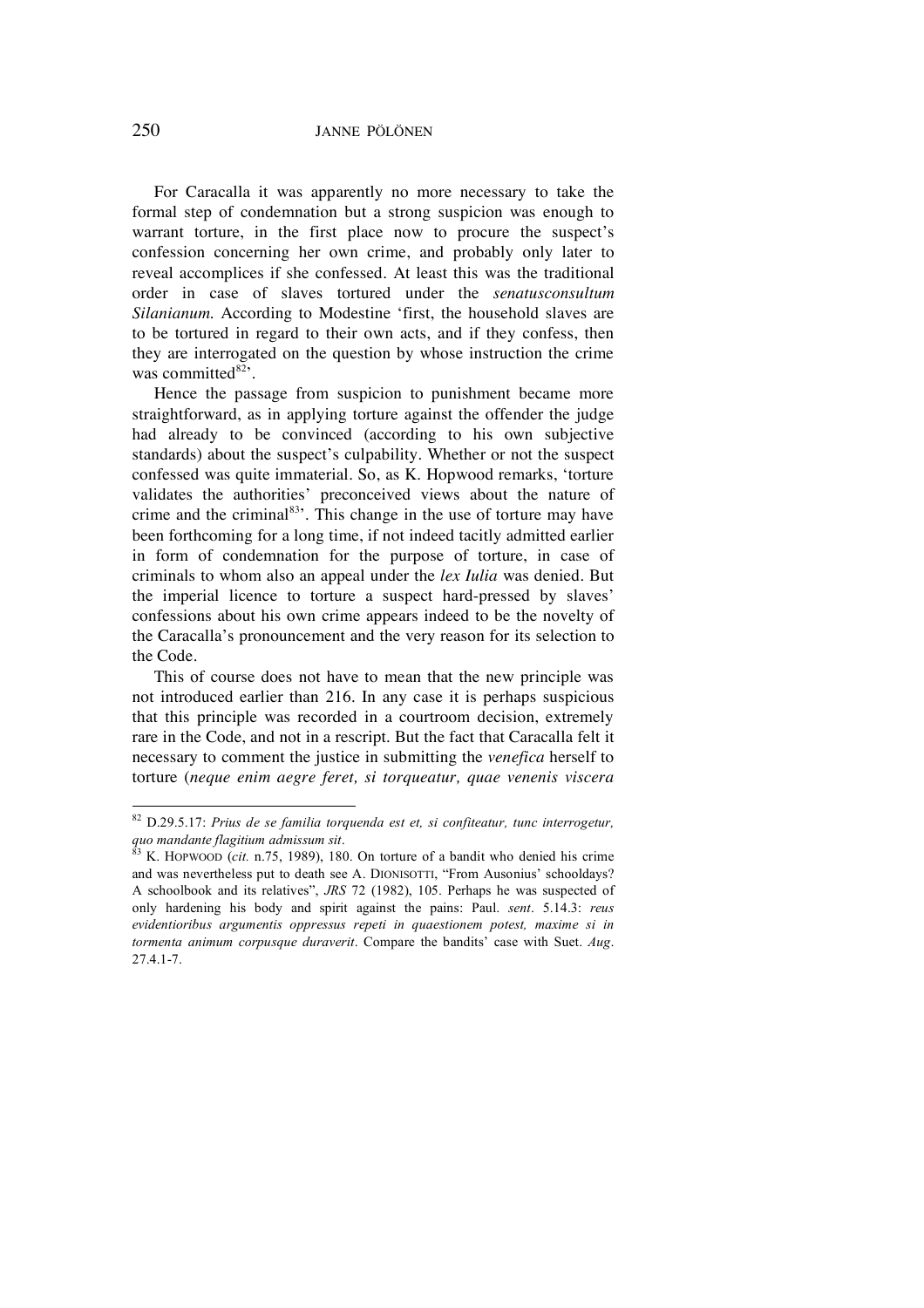For Caracalla it was apparently no more necessary to take the formal step of condemnation but a strong suspicion was enough to warrant torture, in the first place now to procure the suspect's confession concerning her own crime, and probably only later to reveal accomplices if she confessed. At least this was the traditional order in case of slaves tortured under the *senatusconsultum Silanianum.* According to Modestine 'first, the household slaves are to be tortured in regard to their own acts, and if they confess, then they are interrogated on the question by whose instruction the crime was committed[82]'.

Hence the passage from suspicion to punishment became more straightforward, as in applying torture against the offender the judge had already to be convinced (according to his own subjective standards) about the suspect's culpability. Whether or not the suspect confessed was quite immaterial. So, as K. Hopwood remarks, 'torture validates the authorities' preconceived views about the nature of crime and the criminal[83]'. This change in the use of torture may have been forthcoming for a long time, if not indeed tacitly admitted earlier in form of condemnation for the purpose of torture, in case of criminals to whom also an appeal under the *lex Iulia* was denied. But the imperial licence to torture a suspect hard-pressed by slaves' confessions about his own crime appears indeed to be the novelty of the Caracalla's pronouncement and the very reason for its selection to the Code.

This of course does not have to mean that the new principle was not introduced earlier than 216. In any case it is perhaps suspicious that this principle was recorded in a courtroom decision, extremely rare in the Code, and not in a rescript. But the fact that Caracalla felt it necessary to comment the justice in submitting the *venefica* herself to torture (*neque enim aegre feret, si torqueatur, quae venenis viscera*

---

[82] D.29.5.17: *Prius de se familia torquenda est et, si confiteatur, tunc interrogetur, quo mandante flagitium admissum sit*.

[83] K. Hopwood (*cit.* n.75, 1989), 180. On torture of a bandit who denied his crime and was nevertheless put to death see A. Dionisotti, "From Ausonius' schooldays? A schoolbook and its relatives", *JRS* 72 (1982), 105. Perhaps he was suspected of only hardening his body and spirit against the pains: Paul. *sent*. 5.14.3: *reus evidentioribus argumentis oppressus repeti in quaestionem potest, maxime si in tormenta animum corpusque duraverit*. Compare the bandits' case with Suet. *Aug*. 27.4.1-7.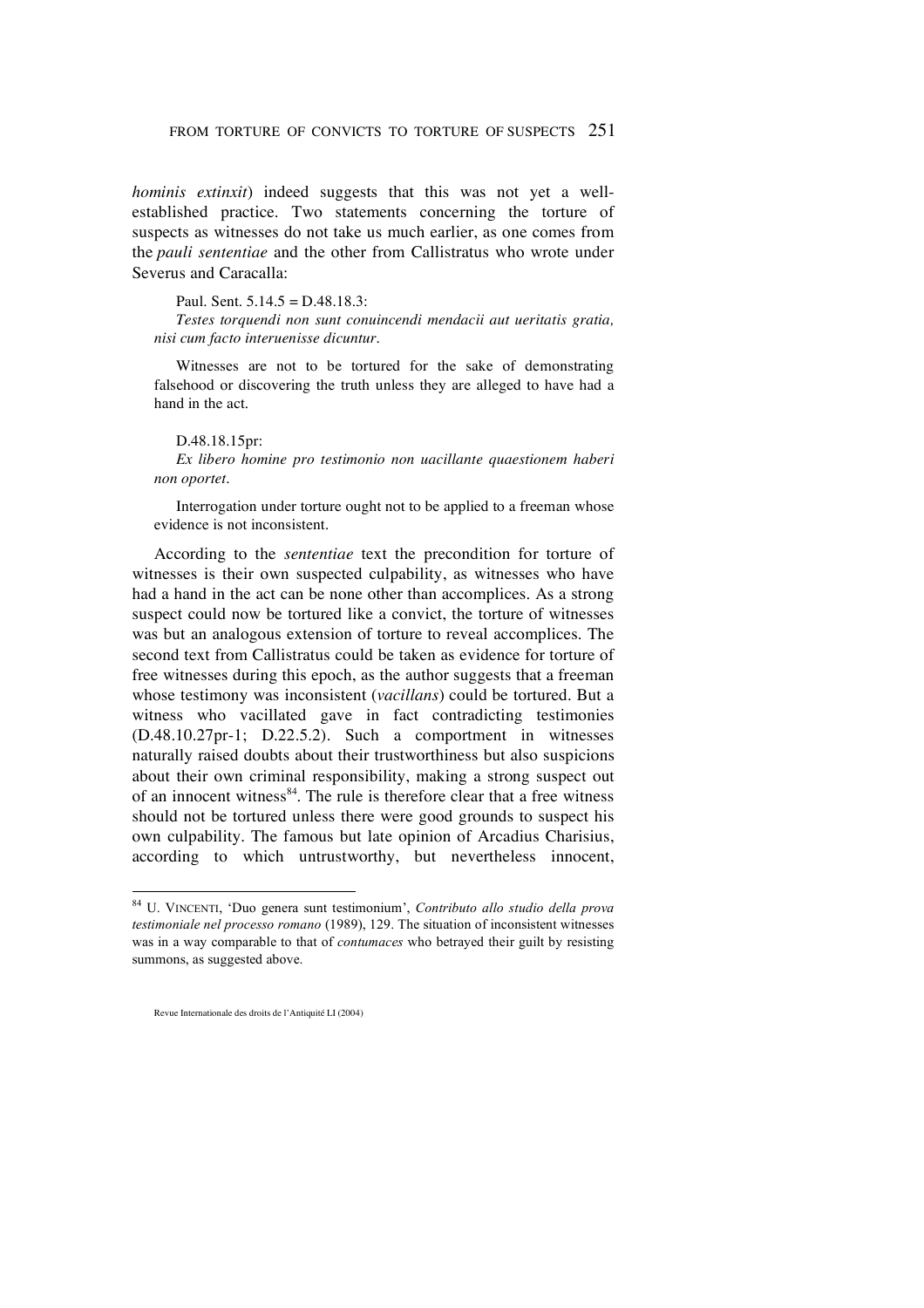*hominis extinxit*) indeed suggests that this was not yet a well-established practice. Two statements concerning the torture of suspects as witnesses do not take us much earlier, as one comes from the *pauli sententiae* and the other from Callistratus who wrote under Severus and Caracalla:

> Paul. Sent. 5.14.5 = D.48.18.3:
>
> *Testes torquendi non sunt conuincendi mendacii aut ueritatis gratia, nisi cum facto interuenisse dicuntur.*
>
> Witnesses are not to be tortured for the sake of demonstrating falsehood or discovering the truth unless they are alleged to have had a hand in the act.

> D.48.18.15pr:
>
> *Ex libero homine pro testimonio non uacillante quaestionem haberi non oportet.*
>
> Interrogation under torture ought not to be applied to a freeman whose evidence is not inconsistent.

According to the *sententiae* text the precondition for torture of witnesses is their own suspected culpability, as witnesses who have had a hand in the act can be none other than accomplices. As a strong suspect could now be tortured like a convict, the torture of witnesses was but an analogous extension of torture to reveal accomplices. The second text from Callistratus could be taken as evidence for torture of free witnesses during this epoch, as the author suggests that a freeman whose testimony was inconsistent (*vacillans*) could be tortured. But a witness who vacillated gave in fact contradicting testimonies (D.48.10.27pr-1; D.22.5.2). Such a comportment in witnesses naturally raised doubts about their trustworthiness but also suspicions about their own criminal responsibility, making a strong suspect out of an innocent witness[84]. The rule is therefore clear that a free witness should not be tortured unless there were good grounds to suspect his own culpability. The famous but late opinion of Arcadius Charisius, according to which untrustworthy, but nevertheless innocent,

---

[84] U. VINCENTI, 'Duo genera sunt testimonium', *Contributo allo studio della prova testimoniale nel processo romano* (1989), 129. The situation of inconsistent witnesses was in a way comparable to that of *contumaces* who betrayed their guilt by resisting summons, as suggested above.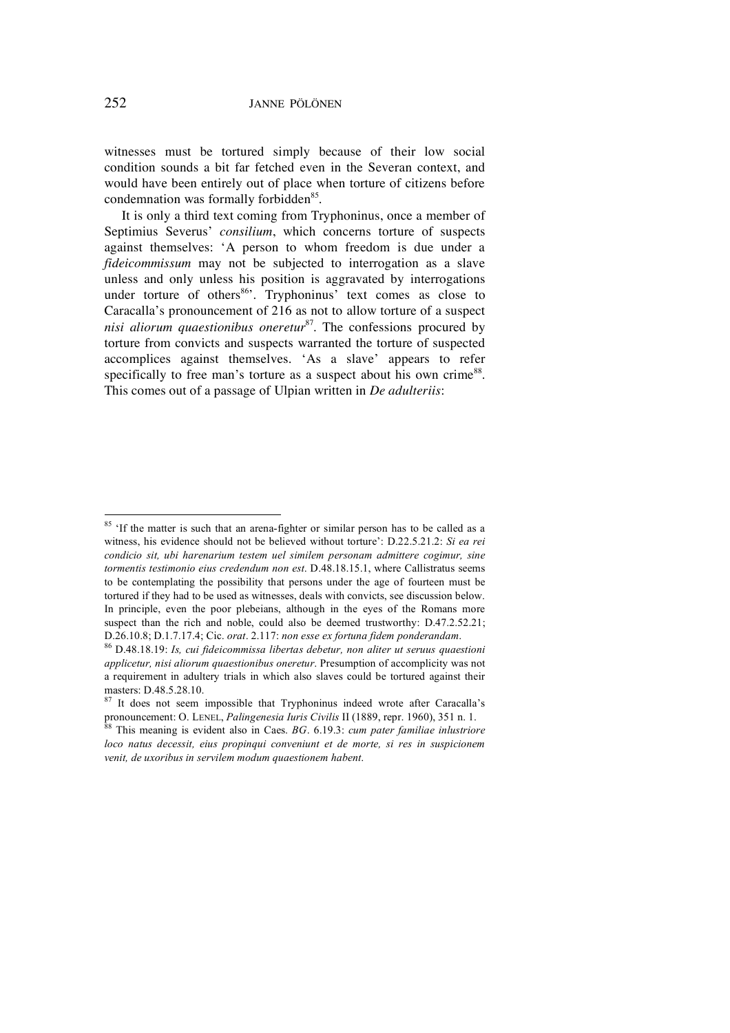witnesses must be tortured simply because of their low social condition sounds a bit far fetched even in the Severan context, and would have been entirely out of place when torture of citizens before condemnation was formally forbidden[85].

It is only a third text coming from Tryphoninus, once a member of Septimius Severus' *consilium*, which concerns torture of suspects against themselves: 'A person to whom freedom is due under a *fideicommissum* may not be subjected to interrogation as a slave unless and only unless his position is aggravated by interrogations under torture of others[86]'. Tryphoninus' text comes as close to Caracalla's pronouncement of 216 as not to allow torture of a suspect *nisi aliorum quaestionibus oneretur*[87]. The confessions procured by torture from convicts and suspects warranted the torture of suspected accomplices against themselves. 'As a slave' appears to refer specifically to free man's torture as a suspect about his own crime[88]. This comes out of a passage of Ulpian written in *De adulteriis*:

---

[85] 'If the matter is such that an arena-fighter or similar person has to be called as a witness, his evidence should not be believed without torture': D.22.5.21.2: *Si ea rei condicio sit, ubi harenarium testem uel similem personam admittere cogimur, sine tormentis testimonio eius credendum non est*. D.48.18.15.1, where Callistratus seems to be contemplating the possibility that persons under the age of fourteen must be tortured if they had to be used as witnesses, deals with convicts, see discussion below. In principle, even the poor plebeians, although in the eyes of the Romans more suspect than the rich and noble, could also be deemed trustworthy: D.47.2.52.21; D.26.10.8; D.1.7.17.4; Cic. *orat*. 2.117: *non esse ex fortuna fidem ponderandam*.

[86] D.48.18.19: *Is, cui fideicommissa libertas debetur, non aliter ut seruus quaestioni applicetur, nisi aliorum quaestionibus oneretur*. Presumption of accomplicity was not a requirement in adultery trials in which also slaves could be tortured against their masters: D.48.5.28.10.

[87] It does not seem impossible that Tryphoninus indeed wrote after Caracalla's pronouncement: O. LENEL, *Palingenesia Iuris Civilis* II (1889, repr. 1960), 351 n. 1.

[88] This meaning is evident also in Caes. *BG*. 6.19.3: *cum pater familiae inlustriore loco natus decessit, eius propinqui conveniunt et de morte, si res in suspicionem venit, de uxoribus in servilem modum quaestionem habent*.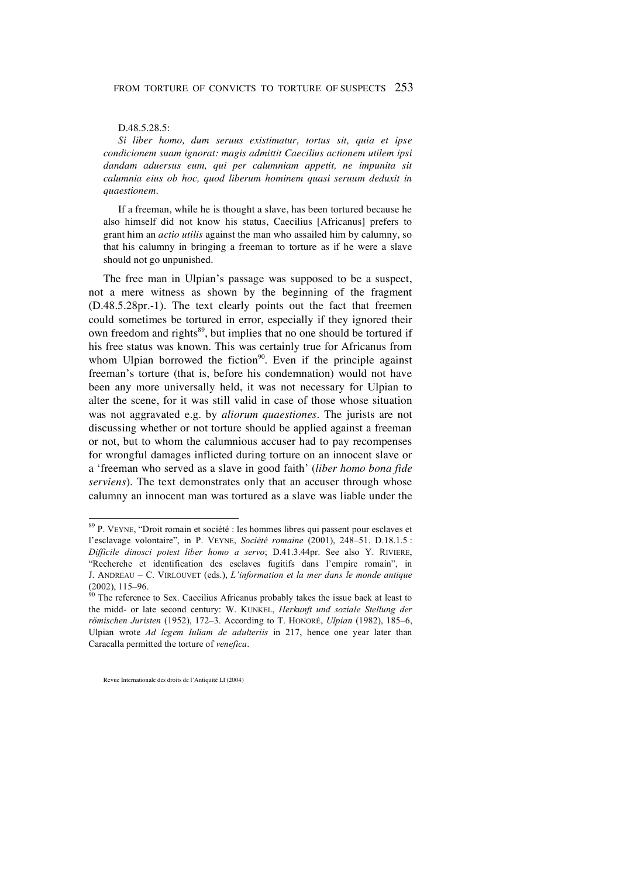D.48.5.28.5:

*Si liber homo, dum seruus existimatur, tortus sit, quia et ipse condicionem suam ignorat: magis admittit Caecilius actionem utilem ipsi dandam aduersus eum, qui per calumniam appetit, ne impunita sit calumnia eius ob hoc, quod liberum hominem quasi seruum deduxit in quaestionem.*

If a freeman, while he is thought a slave, has been tortured because he also himself did not know his status, Caecilius [Africanus] prefers to grant him an *actio utilis* against the man who assailed him by calumny, so that his calumny in bringing a freeman to torture as if he were a slave should not go unpunished.

The free man in Ulpian's passage was supposed to be a suspect, not a mere witness as shown by the beginning of the fragment (D.48.5.28pr.-1). The text clearly points out the fact that freemen could sometimes be tortured in error, especially if they ignored their own freedom and rights[89], but implies that no one should be tortured if his free status was known. This was certainly true for Africanus from whom Ulpian borrowed the fiction[90]. Even if the principle against freeman's torture (that is, before his condemnation) would not have been any more universally held, it was not necessary for Ulpian to alter the scene, for it was still valid in case of those whose situation was not aggravated e.g. by *aliorum quaestiones*. The jurists are not discussing whether or not torture should be applied against a freeman or not, but to whom the calumnious accuser had to pay recompenses for wrongful damages inflicted during torture on an innocent slave or a 'freeman who served as a slave in good faith' (*liber homo bona fide serviens*). The text demonstrates only that an accuser through whose calumny an innocent man was tortured as a slave was liable under the

---

[89] P. VEYNE, "Droit romain et société : les hommes libres qui passent pour esclaves et l'esclavage volontaire", in P. VEYNE, *Société romaine* (2001), 248–51. D.18.1.5 : *Difficile dinosci potest liber homo a servo*; D.41.3.44pr. See also Y. RIVIERE, "Recherche et identification des esclaves fugitifs dans l'empire romain", in J. ANDREAU – C. VIRLOUVET (eds.), *L'information et la mer dans le monde antique* (2002), 115–96.

[90] The reference to Sex. Caecilius Africanus probably takes the issue back at least to the midd- or late second century: W. KUNKEL, *Herkunft und soziale Stellung der römischen Juristen* (1952), 172–3. According to T. HONORÉ, *Ulpian* (1982), 185–6, Ulpian wrote *Ad legem Iuliam de adulteriis* in 217, hence one year later than Caracalla permitted the torture of *venefica*.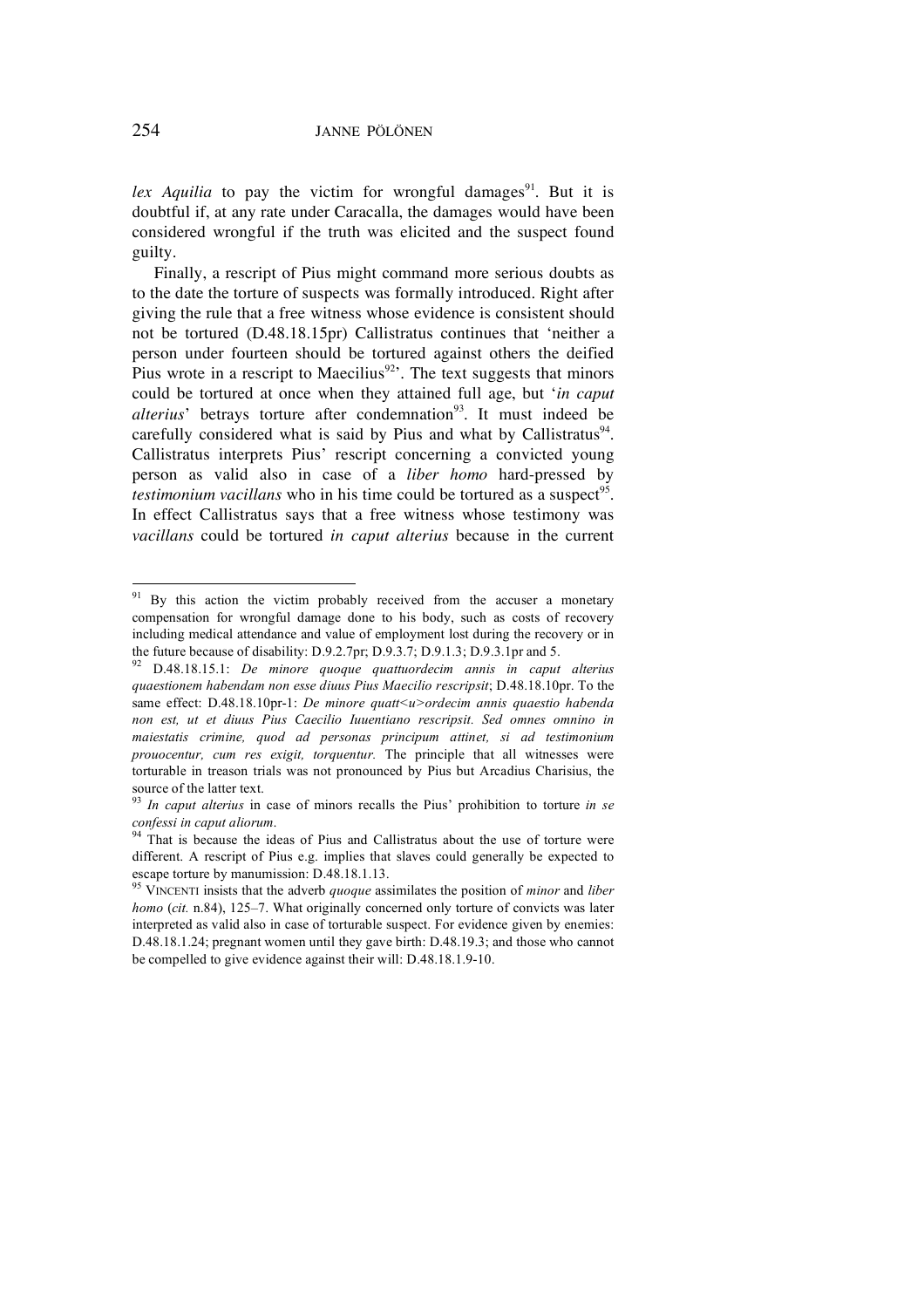*lex Aquilia* to pay the victim for wrongful damages[91]. But it is doubtful if, at any rate under Caracalla, the damages would have been considered wrongful if the truth was elicited and the suspect found guilty.

Finally, a rescript of Pius might command more serious doubts as to the date the torture of suspects was formally introduced. Right after giving the rule that a free witness whose evidence is consistent should not be tortured (D.48.18.15pr) Callistratus continues that 'neither a person under fourteen should be tortured against others the deified Pius wrote in a rescript to Maecilius[92]'. The text suggests that minors could be tortured at once when they attained full age, but '*in caput alterius*' betrays torture after condemnation[93]. It must indeed be carefully considered what is said by Pius and what by Callistratus[94]. Callistratus interprets Pius' rescript concerning a convicted young person as valid also in case of a *liber homo* hard-pressed by *testimonium vacillans* who in his time could be tortured as a suspect[95]. In effect Callistratus says that a free witness whose testimony was *vacillans* could be tortured *in caput alterius* because in the current

---

[91] By this action the victim probably received from the accuser a monetary compensation for wrongful damage done to his body, such as costs of recovery including medical attendance and value of employment lost during the recovery or in the future because of disability: D.9.2.7pr; D.9.3.7; D.9.1.3; D.9.3.1pr and 5.

[92] D.48.18.15.1: *De minore quoque quattuordecim annis in caput alterius quaestionem habendam non esse diuus Pius Maecilio rescripsit*; D.48.18.10pr. To the same effect: D.48.18.10pr-1: *De minore quatt<u>ordecim annis quaestio habenda non est, ut et diuus Pius Caecilio Iuuentiano rescripsit. Sed omnes omnino in maiestatis crimine, quod ad personas principum attinet, si ad testimonium prouocentur, cum res exigit, torquentur.* The principle that all witnesses were torturable in treason trials was not pronounced by Pius but Arcadius Charisius, the source of the latter text.

[93] *In caput alterius* in case of minors recalls the Pius' prohibition to torture *in se confessi in caput aliorum*.

[94] That is because the ideas of Pius and Callistratus about the use of torture were different. A rescript of Pius e.g. implies that slaves could generally be expected to escape torture by manumission: D.48.18.1.13.

[95] VINCENTI insists that the adverb *quoque* assimilates the position of *minor* and *liber homo* (*cit.* n.84), 125–7. What originally concerned only torture of convicts was later interpreted as valid also in case of torturable suspect. For evidence given by enemies: D.48.18.1.24; pregnant women until they gave birth: D.48.19.3; and those who cannot be compelled to give evidence against their will: D.48.18.1.9-10.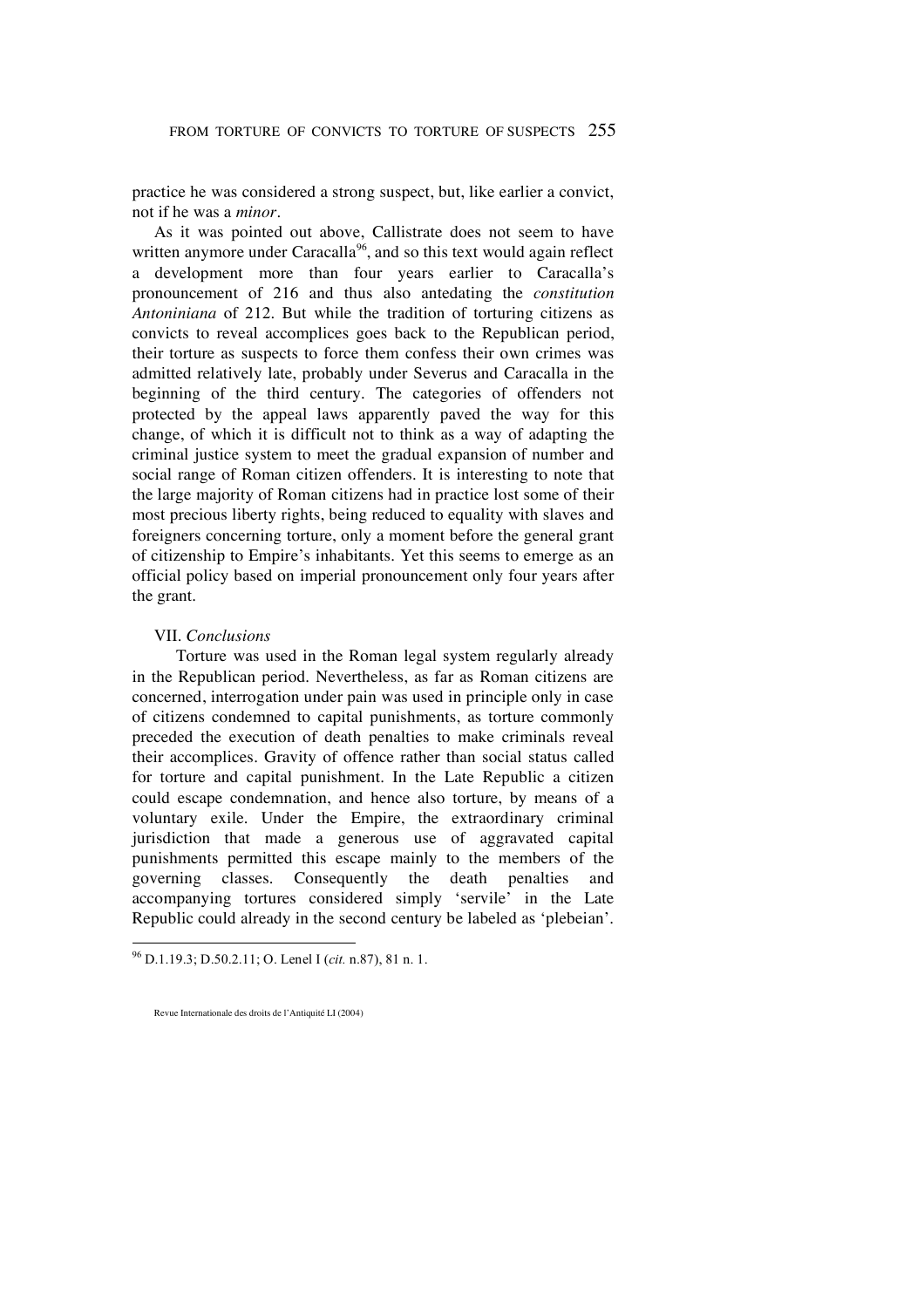practice he was considered a strong suspect, but, like earlier a convict, not if he was a *minor*.

As it was pointed out above, Callistrate does not seem to have written anymore under Caracalla[96], and so this text would again reflect a development more than four years earlier to Caracalla's pronouncement of 216 and thus also antedating the *constitution Antoniniana* of 212. But while the tradition of torturing citizens as convicts to reveal accomplices goes back to the Republican period, their torture as suspects to force them confess their own crimes was admitted relatively late, probably under Severus and Caracalla in the beginning of the third century. The categories of offenders not protected by the appeal laws apparently paved the way for this change, of which it is difficult not to think as a way of adapting the criminal justice system to meet the gradual expansion of number and social range of Roman citizen offenders. It is interesting to note that the large majority of Roman citizens had in practice lost some of their most precious liberty rights, being reduced to equality with slaves and foreigners concerning torture, only a moment before the general grant of citizenship to Empire's inhabitants. Yet this seems to emerge as an official policy based on imperial pronouncement only four years after the grant.

## VII. *Conclusions*

Torture was used in the Roman legal system regularly already in the Republican period. Nevertheless, as far as Roman citizens are concerned, interrogation under pain was used in principle only in case of citizens condemned to capital punishments, as torture commonly preceded the execution of death penalties to make criminals reveal their accomplices. Gravity of offence rather than social status called for torture and capital punishment. In the Late Republic a citizen could escape condemnation, and hence also torture, by means of a voluntary exile. Under the Empire, the extraordinary criminal jurisdiction that made a generous use of aggravated capital punishments permitted this escape mainly to the members of the governing classes. Consequently the death penalties and accompanying tortures considered simply 'servile' in the Late Republic could already in the second century be labeled as 'plebeian'.

---

[96] D.1.19.3; D.50.2.11; O. Lenel I (*cit.* n.87), 81 n. 1.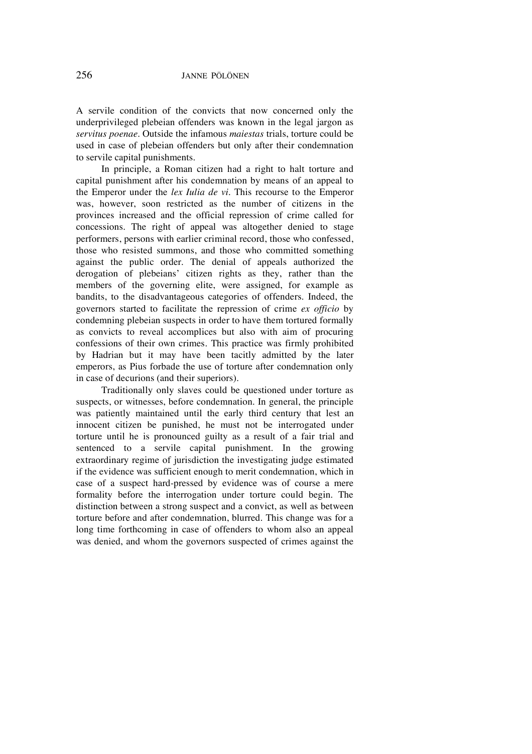A servile condition of the convicts that now concerned only the underprivileged plebeian offenders was known in the legal jargon as *servitus poenae*. Outside the infamous *maiestas* trials, torture could be used in case of plebeian offenders but only after their condemnation to servile capital punishments.

In principle, a Roman citizen had a right to halt torture and capital punishment after his condemnation by means of an appeal to the Emperor under the *lex Iulia de vi*. This recourse to the Emperor was, however, soon restricted as the number of citizens in the provinces increased and the official repression of crime called for concessions. The right of appeal was altogether denied to stage performers, persons with earlier criminal record, those who confessed, those who resisted summons, and those who committed something against the public order. The denial of appeals authorized the derogation of plebeians' citizen rights as they, rather than the members of the governing elite, were assigned, for example as bandits, to the disadvantageous categories of offenders. Indeed, the governors started to facilitate the repression of crime *ex officio* by condemning plebeian suspects in order to have them tortured formally as convicts to reveal accomplices but also with aim of procuring confessions of their own crimes. This practice was firmly prohibited by Hadrian but it may have been tacitly admitted by the later emperors, as Pius forbade the use of torture after condemnation only in case of decurions (and their superiors).

Traditionally only slaves could be questioned under torture as suspects, or witnesses, before condemnation. In general, the principle was patiently maintained until the early third century that lest an innocent citizen be punished, he must not be interrogated under torture until he is pronounced guilty as a result of a fair trial and sentenced to a servile capital punishment. In the growing extraordinary regime of jurisdiction the investigating judge estimated if the evidence was sufficient enough to merit condemnation, which in case of a suspect hard-pressed by evidence was of course a mere formality before the interrogation under torture could begin. The distinction between a strong suspect and a convict, as well as between torture before and after condemnation, blurred. This change was for a long time forthcoming in case of offenders to whom also an appeal was denied, and whom the governors suspected of crimes against the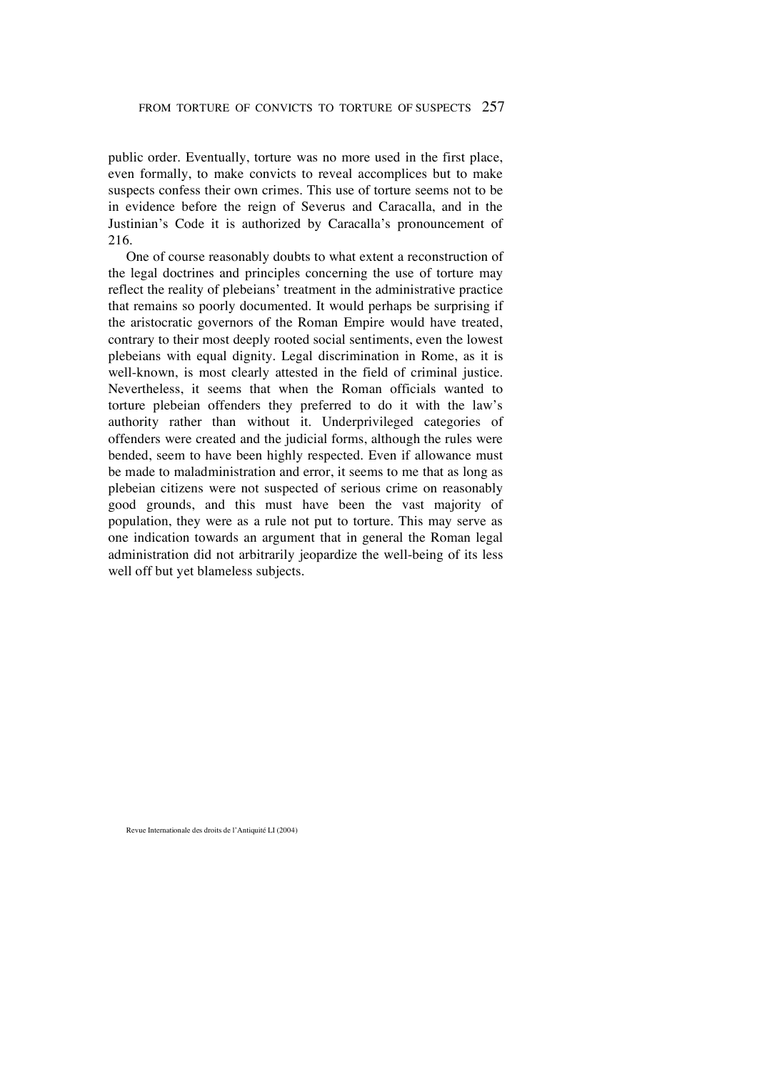public order. Eventually, torture was no more used in the first place, even formally, to make convicts to reveal accomplices but to make suspects confess their own crimes. This use of torture seems not to be in evidence before the reign of Severus and Caracalla, and in the Justinian's Code it is authorized by Caracalla's pronouncement of 216.

One of course reasonably doubts to what extent a reconstruction of the legal doctrines and principles concerning the use of torture may reflect the reality of plebeians' treatment in the administrative practice that remains so poorly documented. It would perhaps be surprising if the aristocratic governors of the Roman Empire would have treated, contrary to their most deeply rooted social sentiments, even the lowest plebeians with equal dignity. Legal discrimination in Rome, as it is well-known, is most clearly attested in the field of criminal justice. Nevertheless, it seems that when the Roman officials wanted to torture plebeian offenders they preferred to do it with the law's authority rather than without it. Underprivileged categories of offenders were created and the judicial forms, although the rules were bended, seem to have been highly respected. Even if allowance must be made to maladministration and error, it seems to me that as long as plebeian citizens were not suspected of serious crime on reasonably good grounds, and this must have been the vast majority of population, they were as a rule not put to torture. This may serve as one indication towards an argument that in general the Roman legal administration did not arbitrarily jeopardize the well-being of its less well off but yet blameless subjects.